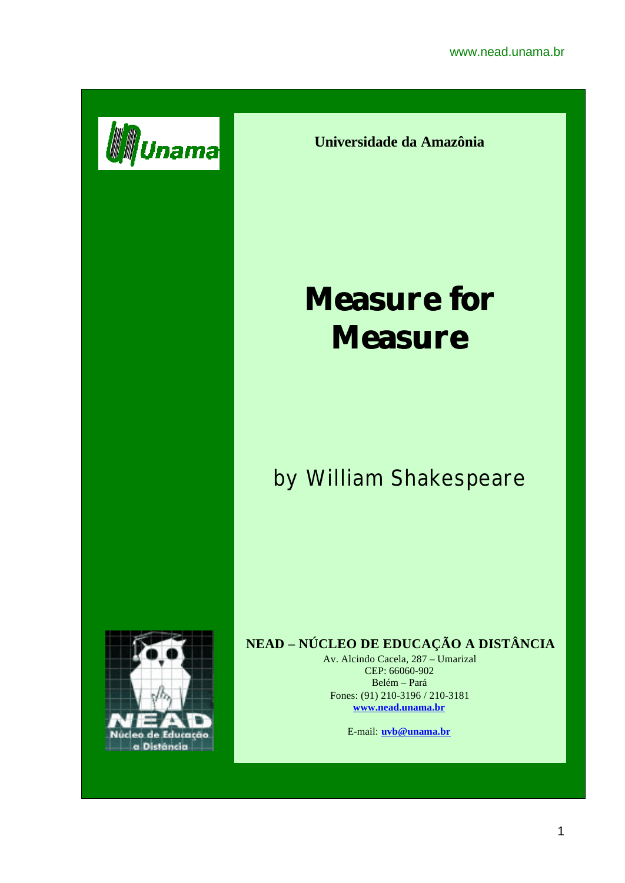www.nead.unama.br

**Universidade da Amazônia**

# Measure for Measure

## by William Shakespeare

**NEAD – NÚCLEO DE EDUCAÇÃO A DISTÂNCIA**

Av. Alcindo Cacela, 287 – Umarizal
CEP: 66060-902
Belém – Pará
Fones: (91) 210-3196 / 210-3181
**www.nead.unama.br**

E-mail: **uvb@unama.br**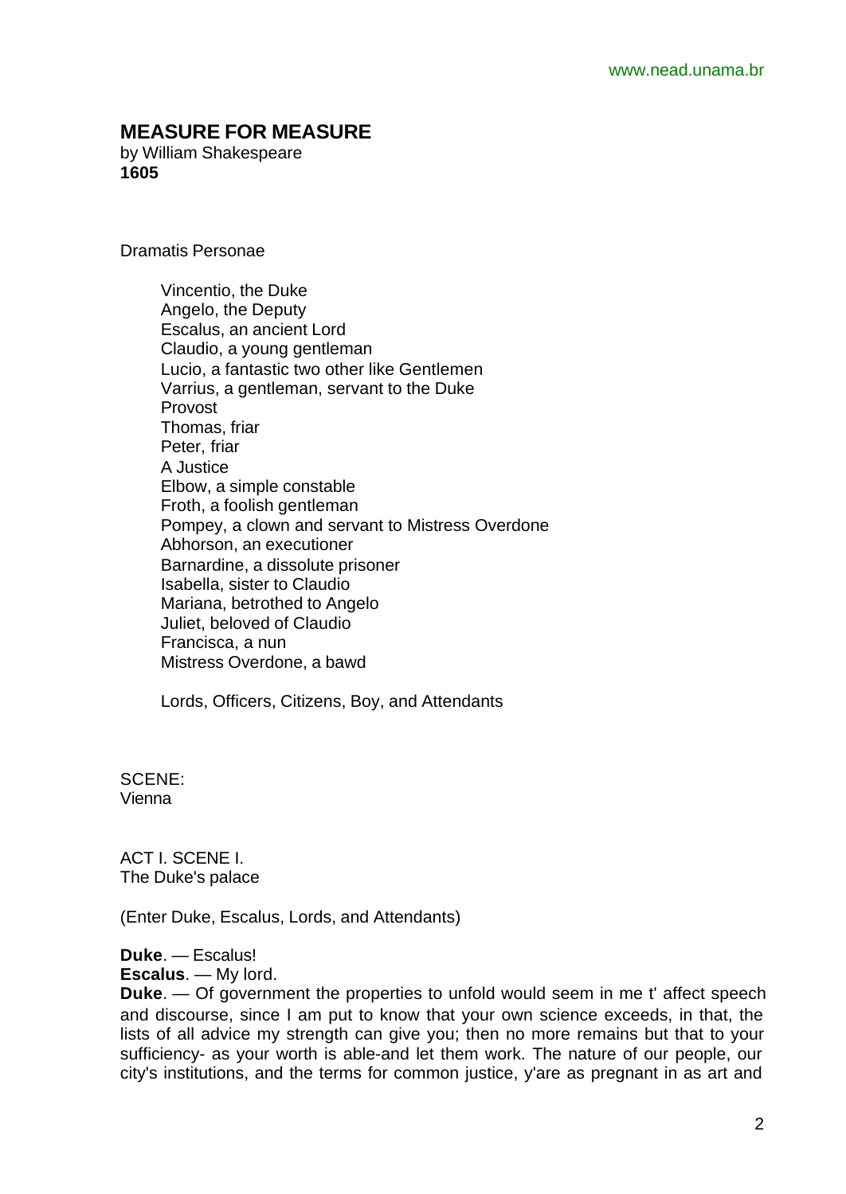## MEASURE FOR MEASURE

by William Shakespeare
**1605**

Dramatis Personae

Vincentio, the Duke
Angelo, the Deputy
Escalus, an ancient Lord
Claudio, a young gentleman
Lucio, a fantastic two other like Gentlemen
Varrius, a gentleman, servant to the Duke
Provost
Thomas, friar
Peter, friar
A Justice
Elbow, a simple constable
Froth, a foolish gentleman
Pompey, a clown and servant to Mistress Overdone
Abhorson, an executioner
Barnardine, a dissolute prisoner
Isabella, sister to Claudio
Mariana, betrothed to Angelo
Juliet, beloved of Claudio
Francisca, a nun
Mistress Overdone, a bawd

Lords, Officers, Citizens, Boy, and Attendants

SCENE:
Vienna

ACT I. SCENE I.
The Duke's palace

(Enter Duke, Escalus, Lords, and Attendants)

**Duke**. — Escalus!
**Escalus**. — My lord.
**Duke**. — Of government the properties to unfold would seem in me t' affect speech and discourse, since I am put to know that your own science exceeds, in that, the lists of all advice my strength can give you; then no more remains but that to your sufficiency- as your worth is able-and let them work. The nature of our people, our city's institutions, and the terms for common justice, y'are as pregnant in as art and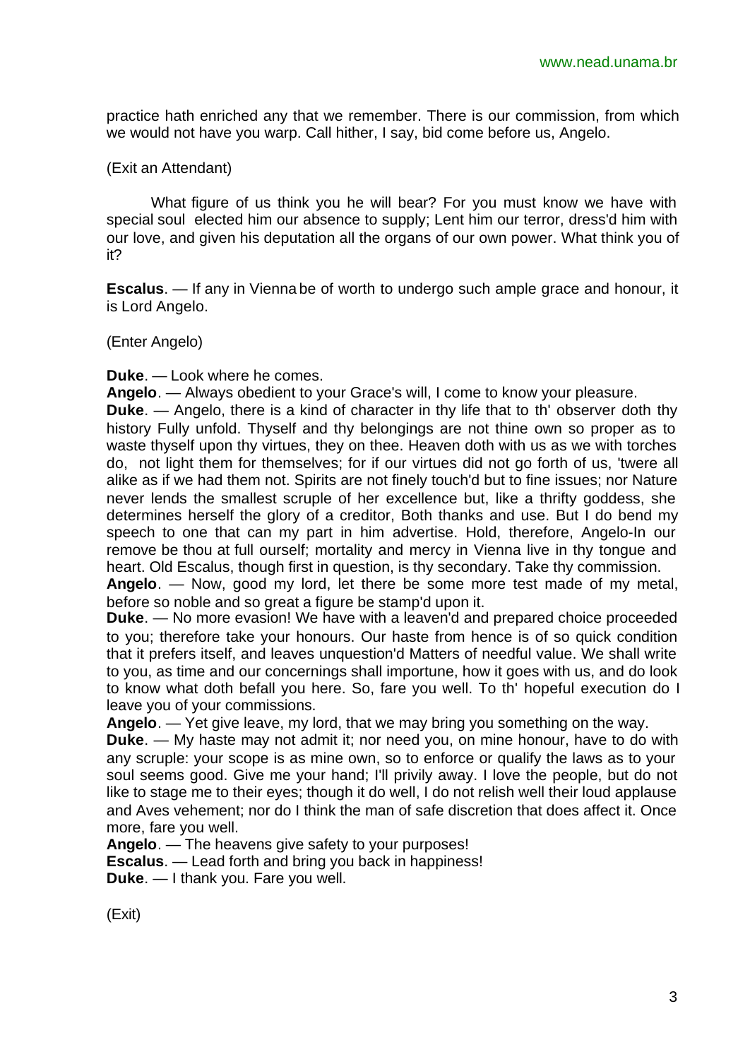practice hath enriched any that we remember. There is our commission, from which we would not have you warp. Call hither, I say, bid come before us, Angelo.

(Exit an Attendant)

What figure of us think you he will bear? For you must know we have with special soul elected him our absence to supply; Lent him our terror, dress'd him with our love, and given his deputation all the organs of our own power. What think you of it?

**Escalus**. — If any in Vienna be of worth to undergo such ample grace and honour, it is Lord Angelo.

(Enter Angelo)

**Duke**. — Look where he comes.
**Angelo**. — Always obedient to your Grace's will, I come to know your pleasure.
**Duke**. — Angelo, there is a kind of character in thy life that to th' observer doth thy history Fully unfold. Thyself and thy belongings are not thine own so proper as to waste thyself upon thy virtues, they on thee. Heaven doth with us as we with torches do, not light them for themselves; for if our virtues did not go forth of us, 'twere all alike as if we had them not. Spirits are not finely touch'd but to fine issues; nor Nature never lends the smallest scruple of her excellence but, like a thrifty goddess, she determines herself the glory of a creditor, Both thanks and use. But I do bend my speech to one that can my part in him advertise. Hold, therefore, Angelo-In our remove be thou at full ourself; mortality and mercy in Vienna live in thy tongue and heart. Old Escalus, though first in question, is thy secondary. Take thy commission.
**Angelo**. — Now, good my lord, let there be some more test made of my metal, before so noble and so great a figure be stamp'd upon it.
**Duke**. — No more evasion! We have with a leaven'd and prepared choice proceeded to you; therefore take your honours. Our haste from hence is of so quick condition that it prefers itself, and leaves unquestion'd Matters of needful value. We shall write to you, as time and our concernings shall importune, how it goes with us, and do look to know what doth befall you here. So, fare you well. To th' hopeful execution do I leave you of your commissions.
**Angelo**. — Yet give leave, my lord, that we may bring you something on the way.
**Duke**. — My haste may not admit it; nor need you, on mine honour, have to do with any scruple: your scope is as mine own, so to enforce or qualify the laws as to your soul seems good. Give me your hand; I'll privily away. I love the people, but do not like to stage me to their eyes; though it do well, I do not relish well their loud applause and Aves vehement; nor do I think the man of safe discretion that does affect it. Once more, fare you well.
**Angelo**. — The heavens give safety to your purposes!
**Escalus**. — Lead forth and bring you back in happiness!
**Duke**. — I thank you. Fare you well.

(Exit)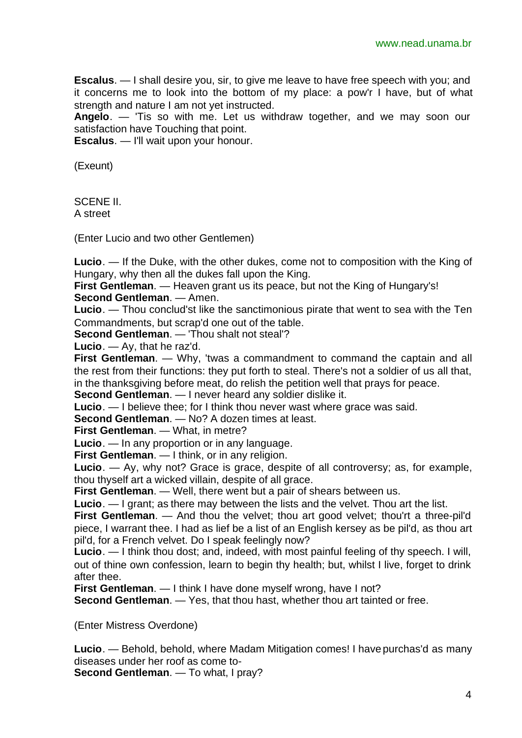**Escalus**. — I shall desire you, sir, to give me leave to have free speech with you; and it concerns me to look into the bottom of my place: a pow'r I have, but of what strength and nature I am not yet instructed.
**Angelo**. — 'Tis so with me. Let us withdraw together, and we may soon our satisfaction have Touching that point.
**Escalus**. — I'll wait upon your honour.

(Exeunt)

SCENE II.
A street

(Enter Lucio and two other Gentlemen)

**Lucio**. — If the Duke, with the other dukes, come not to composition with the King of Hungary, why then all the dukes fall upon the King.
**First Gentleman**. — Heaven grant us its peace, but not the King of Hungary's!
**Second Gentleman**. — Amen.
**Lucio**. — Thou conclud'st like the sanctimonious pirate that went to sea with the Ten Commandments, but scrap'd one out of the table.
**Second Gentleman**. — 'Thou shalt not steal'?
**Lucio**. — Ay, that he raz'd.
**First Gentleman**. — Why, 'twas a commandment to command the captain and all the rest from their functions: they put forth to steal. There's not a soldier of us all that, in the thanksgiving before meat, do relish the petition well that prays for peace.
**Second Gentleman**. — I never heard any soldier dislike it.
**Lucio**. — I believe thee; for I think thou never wast where grace was said.
**Second Gentleman**. — No? A dozen times at least.
**First Gentleman**. — What, in metre?
**Lucio**. — In any proportion or in any language.
**First Gentleman**. — I think, or in any religion.
**Lucio**. — Ay, why not? Grace is grace, despite of all controversy; as, for example, thou thyself art a wicked villain, despite of all grace.
**First Gentleman**. — Well, there went but a pair of shears between us.
**Lucio**. — I grant; as there may between the lists and the velvet. Thou art the list.
**First Gentleman**. — And thou the velvet; thou art good velvet; thou'rt a three-pil'd piece, I warrant thee. I had as lief be a list of an English kersey as be pil'd, as thou art pil'd, for a French velvet. Do I speak feelingly now?
**Lucio**. — I think thou dost; and, indeed, with most painful feeling of thy speech. I will, out of thine own confession, learn to begin thy health; but, whilst I live, forget to drink after thee.
**First Gentleman**. — I think I have done myself wrong, have I not?
**Second Gentleman**. — Yes, that thou hast, whether thou art tainted or free.

(Enter Mistress Overdone)

**Lucio**. — Behold, behold, where Madam Mitigation comes! I have purchas'd as many diseases under her roof as come to-
**Second Gentleman**. — To what, I pray?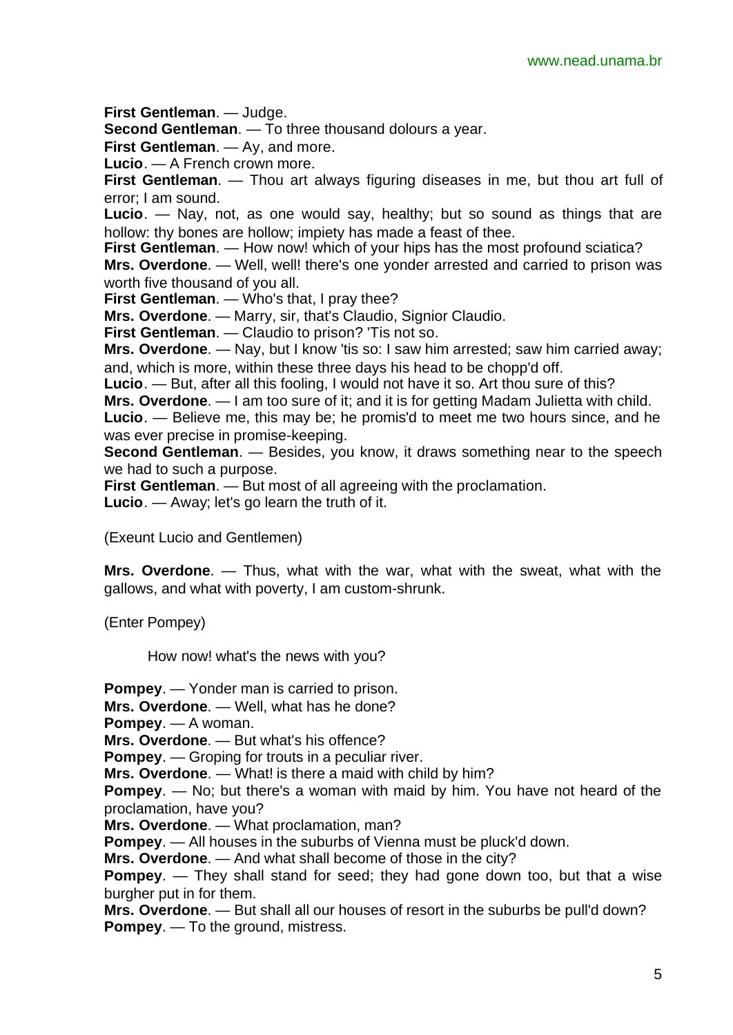**First Gentleman**. — Judge.

**Second Gentleman**. — To three thousand dolours a year.

**First Gentleman**. — Ay, and more.

**Lucio**. — A French crown more.

**First Gentleman**. — Thou art always figuring diseases in me, but thou art full of error; I am sound.

**Lucio**. — Nay, not, as one would say, healthy; but so sound as things that are hollow: thy bones are hollow; impiety has made a feast of thee.

**First Gentleman**. — How now! which of your hips has the most profound sciatica?

**Mrs. Overdone**. — Well, well! there's one yonder arrested and carried to prison was worth five thousand of you all.

**First Gentleman**. — Who's that, I pray thee?

**Mrs. Overdone**. — Marry, sir, that's Claudio, Signior Claudio.

**First Gentleman**. — Claudio to prison? 'Tis not so.

**Mrs. Overdone**. — Nay, but I know 'tis so: I saw him arrested; saw him carried away; and, which is more, within these three days his head to be chopp'd off.

**Lucio**. — But, after all this fooling, I would not have it so. Art thou sure of this?

**Mrs. Overdone**. — I am too sure of it; and it is for getting Madam Julietta with child.

**Lucio**. — Believe me, this may be; he promis'd to meet me two hours since, and he was ever precise in promise-keeping.

**Second Gentleman**. — Besides, you know, it draws something near to the speech we had to such a purpose.

**First Gentleman**. — But most of all agreeing with the proclamation.

**Lucio**. — Away; let's go learn the truth of it.

(Exeunt Lucio and Gentlemen)

**Mrs. Overdone**. — Thus, what with the war, what with the sweat, what with the gallows, and what with poverty, I am custom-shrunk.

(Enter Pompey)

How now! what's the news with you?

**Pompey**. — Yonder man is carried to prison.

**Mrs. Overdone**. — Well, what has he done?

**Pompey**. — A woman.

**Mrs. Overdone**. — But what's his offence?

**Pompey**. — Groping for trouts in a peculiar river.

**Mrs. Overdone**. — What! is there a maid with child by him?

**Pompey**. — No; but there's a woman with maid by him. You have not heard of the proclamation, have you?

**Mrs. Overdone**. — What proclamation, man?

**Pompey**. — All houses in the suburbs of Vienna must be pluck'd down.

**Mrs. Overdone**. — And what shall become of those in the city?

**Pompey**. — They shall stand for seed; they had gone down too, but that a wise burgher put in for them.

**Mrs. Overdone**. — But shall all our houses of resort in the suburbs be pull'd down?

**Pompey**. — To the ground, mistress.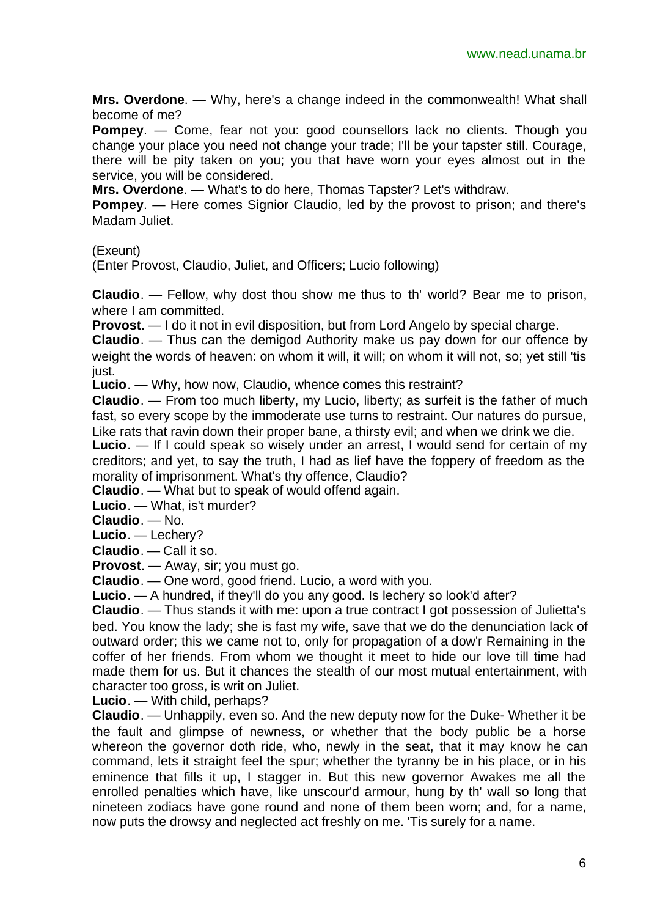**Mrs. Overdone**. — Why, here's a change indeed in the commonwealth! What shall become of me?

**Pompey**. — Come, fear not you: good counsellors lack no clients. Though you change your place you need not change your trade; I'll be your tapster still. Courage, there will be pity taken on you; you that have worn your eyes almost out in the service, you will be considered.

**Mrs. Overdone**. — What's to do here, Thomas Tapster? Let's withdraw.

**Pompey**. — Here comes Signior Claudio, led by the provost to prison; and there's Madam Juliet.

(Exeunt)

(Enter Provost, Claudio, Juliet, and Officers; Lucio following)

**Claudio**. — Fellow, why dost thou show me thus to th' world? Bear me to prison, where I am committed.

**Provost**. — I do it not in evil disposition, but from Lord Angelo by special charge.

**Claudio**. — Thus can the demigod Authority make us pay down for our offence by weight the words of heaven: on whom it will, it will; on whom it will not, so; yet still 'tis just.

**Lucio**. — Why, how now, Claudio, whence comes this restraint?

**Claudio**. — From too much liberty, my Lucio, liberty; as surfeit is the father of much fast, so every scope by the immoderate use turns to restraint. Our natures do pursue, Like rats that ravin down their proper bane, a thirsty evil; and when we drink we die.

**Lucio**. — If I could speak so wisely under an arrest, I would send for certain of my creditors; and yet, to say the truth, I had as lief have the foppery of freedom as the morality of imprisonment. What's thy offence, Claudio?

**Claudio**. — What but to speak of would offend again.

**Lucio**. — What, is't murder?

**Claudio**. — No.

**Lucio**. — Lechery?

**Claudio**. — Call it so.

**Provost**. — Away, sir; you must go.

**Claudio**. — One word, good friend. Lucio, a word with you.

**Lucio**. — A hundred, if they'll do you any good. Is lechery so look'd after?

**Claudio**. — Thus stands it with me: upon a true contract I got possession of Julietta's bed. You know the lady; she is fast my wife, save that we do the denunciation lack of outward order; this we came not to, only for propagation of a dow'r Remaining in the coffer of her friends. From whom we thought it meet to hide our love till time had made them for us. But it chances the stealth of our most mutual entertainment, with character too gross, is writ on Juliet.

**Lucio**. — With child, perhaps?

**Claudio**. — Unhappily, even so. And the new deputy now for the Duke- Whether it be the fault and glimpse of newness, or whether that the body public be a horse whereon the governor doth ride, who, newly in the seat, that it may know he can command, lets it straight feel the spur; whether the tyranny be in his place, or in his eminence that fills it up, I stagger in. But this new governor Awakes me all the enrolled penalties which have, like unscour'd armour, hung by th' wall so long that nineteen zodiacs have gone round and none of them been worn; and, for a name, now puts the drowsy and neglected act freshly on me. 'Tis surely for a name.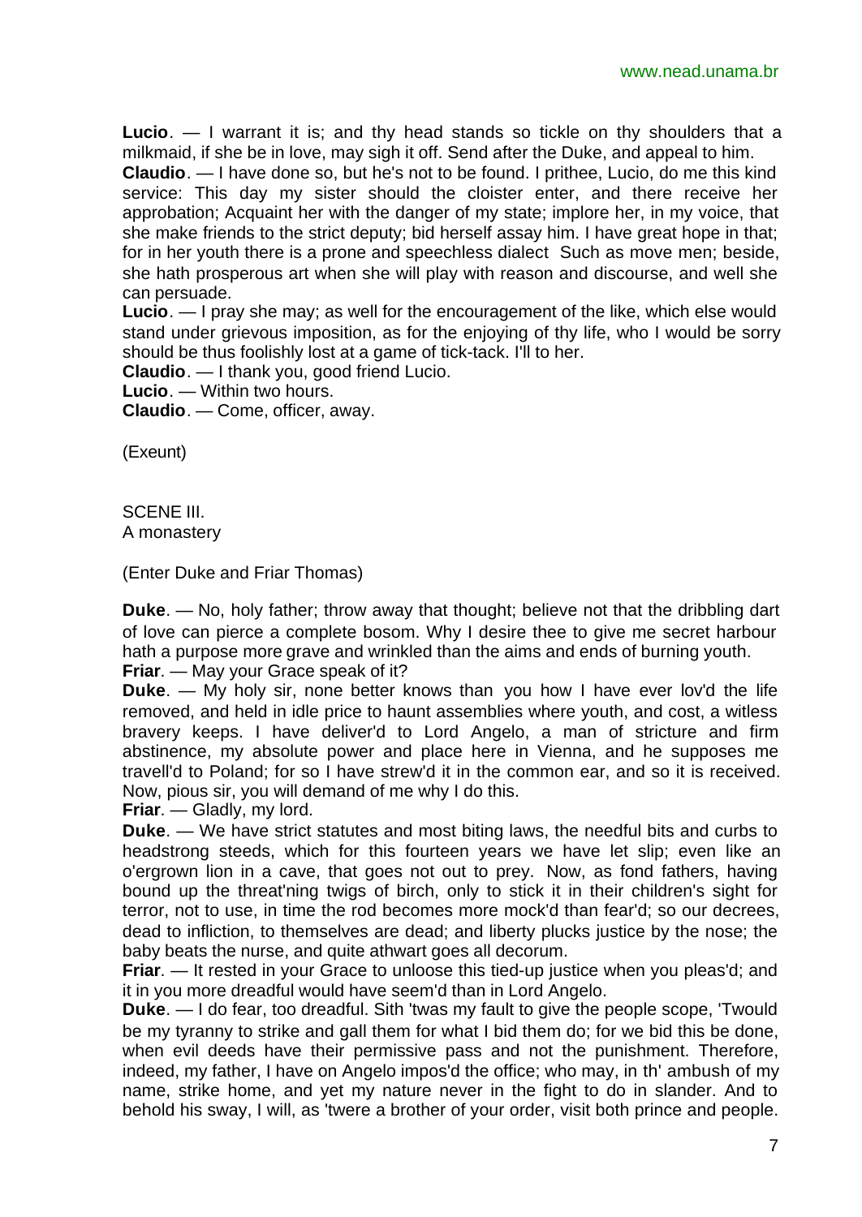**Lucio**. — I warrant it is; and thy head stands so tickle on thy shoulders that a milkmaid, if she be in love, may sigh it off. Send after the Duke, and appeal to him.

**Claudio**. — I have done so, but he's not to be found. I prithee, Lucio, do me this kind service: This day my sister should the cloister enter, and there receive her approbation; Acquaint her with the danger of my state; implore her, in my voice, that she make friends to the strict deputy; bid herself assay him. I have great hope in that; for in her youth there is a prone and speechless dialect Such as move men; beside, she hath prosperous art when she will play with reason and discourse, and well she can persuade.

**Lucio**. — I pray she may; as well for the encouragement of the like, which else would stand under grievous imposition, as for the enjoying of thy life, who I would be sorry should be thus foolishly lost at a game of tick-tack. I'll to her.

**Claudio**. — I thank you, good friend Lucio.

**Lucio**. — Within two hours.

**Claudio**. — Come, officer, away.

(Exeunt)

SCENE III.
A monastery

(Enter Duke and Friar Thomas)

**Duke**. — No, holy father; throw away that thought; believe not that the dribbling dart of love can pierce a complete bosom. Why I desire thee to give me secret harbour hath a purpose more grave and wrinkled than the aims and ends of burning youth.

**Friar**. — May your Grace speak of it?

**Duke**. — My holy sir, none better knows than you how I have ever lov'd the life removed, and held in idle price to haunt assemblies where youth, and cost, a witless bravery keeps. I have deliver'd to Lord Angelo, a man of stricture and firm abstinence, my absolute power and place here in Vienna, and he supposes me travell'd to Poland; for so I have strew'd it in the common ear, and so it is received. Now, pious sir, you will demand of me why I do this.

**Friar**. — Gladly, my lord.

**Duke**. — We have strict statutes and most biting laws, the needful bits and curbs to headstrong steeds, which for this fourteen years we have let slip; even like an o'ergrown lion in a cave, that goes not out to prey. Now, as fond fathers, having bound up the threat'ning twigs of birch, only to stick it in their children's sight for terror, not to use, in time the rod becomes more mock'd than fear'd; so our decrees, dead to infliction, to themselves are dead; and liberty plucks justice by the nose; the baby beats the nurse, and quite athwart goes all decorum.

**Friar**. — It rested in your Grace to unloose this tied-up justice when you pleas'd; and it in you more dreadful would have seem'd than in Lord Angelo.

**Duke**. — I do fear, too dreadful. Sith 'twas my fault to give the people scope, 'Twould be my tyranny to strike and gall them for what I bid them do; for we bid this be done, when evil deeds have their permissive pass and not the punishment. Therefore, indeed, my father, I have on Angelo impos'd the office; who may, in th' ambush of my name, strike home, and yet my nature never in the fight to do in slander. And to behold his sway, I will, as 'twere a brother of your order, visit both prince and people.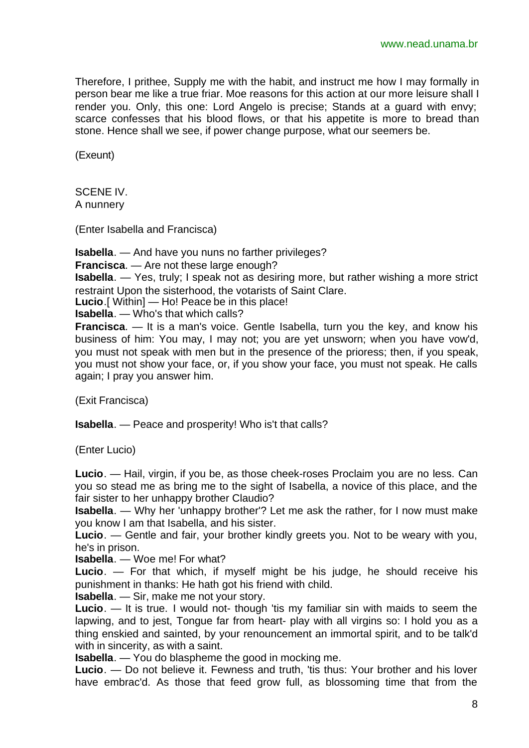Therefore, I prithee, Supply me with the habit, and instruct me how I may formally in person bear me like a true friar. Moe reasons for this action at our more leisure shall I render you. Only, this one: Lord Angelo is precise; Stands at a guard with envy; scarce confesses that his blood flows, or that his appetite is more to bread than stone. Hence shall we see, if power change purpose, what our seemers be.

(Exeunt)

SCENE IV.
A nunnery

(Enter Isabella and Francisca)

**Isabella**. — And have you nuns no farther privileges?
**Francisca**. — Are not these large enough?
**Isabella**. — Yes, truly; I speak not as desiring more, but rather wishing a more strict restraint Upon the sisterhood, the votarists of Saint Clare.
**Lucio**.[ Within] — Ho! Peace be in this place!
**Isabella**. — Who's that which calls?
**Francisca**. — It is a man's voice. Gentle Isabella, turn you the key, and know his business of him: You may, I may not; you are yet unsworn; when you have vow'd, you must not speak with men but in the presence of the prioress; then, if you speak, you must not show your face, or, if you show your face, you must not speak. He calls again; I pray you answer him.

(Exit Francisca)

**Isabella**. — Peace and prosperity! Who is't that calls?

(Enter Lucio)

**Lucio**. — Hail, virgin, if you be, as those cheek-roses Proclaim you are no less. Can you so stead me as bring me to the sight of Isabella, a novice of this place, and the fair sister to her unhappy brother Claudio?
**Isabella**. — Why her 'unhappy brother'? Let me ask the rather, for I now must make you know I am that Isabella, and his sister.
**Lucio**. — Gentle and fair, your brother kindly greets you. Not to be weary with you, he's in prison.
**Isabella**. — Woe me! For what?
**Lucio**. — For that which, if myself might be his judge, he should receive his punishment in thanks: He hath got his friend with child.
**Isabella**. — Sir, make me not your story.
**Lucio**. — It is true. I would not- though 'tis my familiar sin with maids to seem the lapwing, and to jest, Tongue far from heart- play with all virgins so: I hold you as a thing enskied and sainted, by your renouncement an immortal spirit, and to be talk'd with in sincerity, as with a saint.
**Isabella**. — You do blaspheme the good in mocking me.
**Lucio**. — Do not believe it. Fewness and truth, 'tis thus: Your brother and his lover have embrac'd. As those that feed grow full, as blossoming time that from the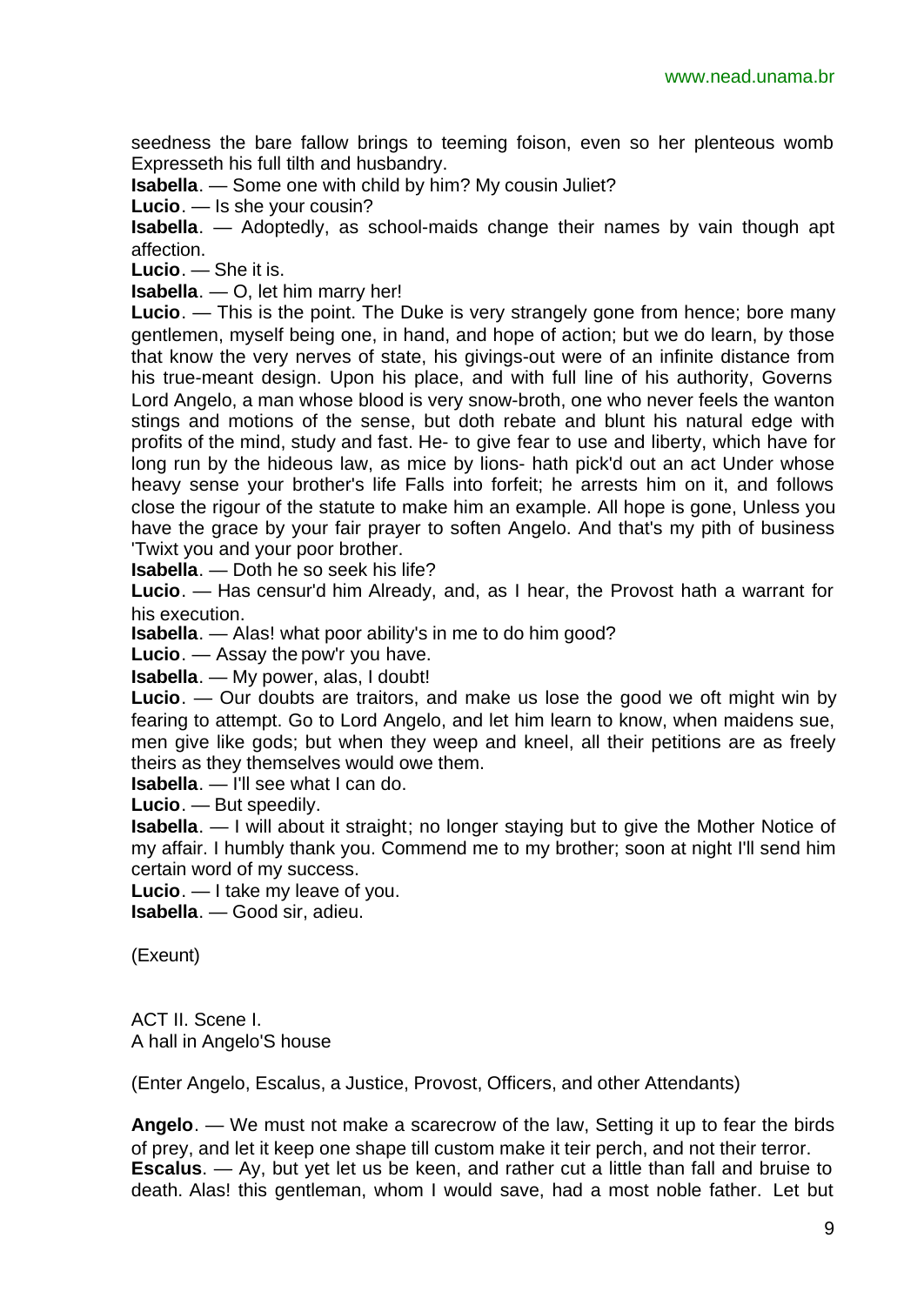seedness the bare fallow brings to teeming foison, even so her plenteous womb Expresseth his full tilth and husbandry.

**Isabella**. — Some one with child by him? My cousin Juliet?

**Lucio**. — Is she your cousin?

**Isabella**. — Adoptedly, as school-maids change their names by vain though apt affection.

**Lucio**. — She it is.

**Isabella**. — O, let him marry her!

**Lucio**. — This is the point. The Duke is very strangely gone from hence; bore many gentlemen, myself being one, in hand, and hope of action; but we do learn, by those that know the very nerves of state, his givings-out were of an infinite distance from his true-meant design. Upon his place, and with full line of his authority, Governs Lord Angelo, a man whose blood is very snow-broth, one who never feels the wanton stings and motions of the sense, but doth rebate and blunt his natural edge with profits of the mind, study and fast. He- to give fear to use and liberty, which have for long run by the hideous law, as mice by lions- hath pick'd out an act Under whose heavy sense your brother's life Falls into forfeit; he arrests him on it, and follows close the rigour of the statute to make him an example. All hope is gone, Unless you have the grace by your fair prayer to soften Angelo. And that's my pith of business 'Twixt you and your poor brother.

**Isabella**. — Doth he so seek his life?

**Lucio**. — Has censur'd him Already, and, as I hear, the Provost hath a warrant for his execution.

**Isabella**. — Alas! what poor ability's in me to do him good?

**Lucio**. — Assay the pow'r you have.

**Isabella**. — My power, alas, I doubt!

**Lucio**. — Our doubts are traitors, and make us lose the good we oft might win by fearing to attempt. Go to Lord Angelo, and let him learn to know, when maidens sue, men give like gods; but when they weep and kneel, all their petitions are as freely theirs as they themselves would owe them.

**Isabella**. — I'll see what I can do.

**Lucio**. — But speedily.

**Isabella**. — I will about it straight; no longer staying but to give the Mother Notice of my affair. I humbly thank you. Commend me to my brother; soon at night I'll send him certain word of my success.

**Lucio**. — I take my leave of you.

**Isabella**. — Good sir, adieu.

(Exeunt)

ACT II. Scene I.
A hall in Angelo'S house

(Enter Angelo, Escalus, a Justice, Provost, Officers, and other Attendants)

**Angelo**. — We must not make a scarecrow of the law, Setting it up to fear the birds of prey, and let it keep one shape till custom make it teir perch, and not their terror.

**Escalus**. — Ay, but yet let us be keen, and rather cut a little than fall and bruise to death. Alas! this gentleman, whom I would save, had a most noble father. Let but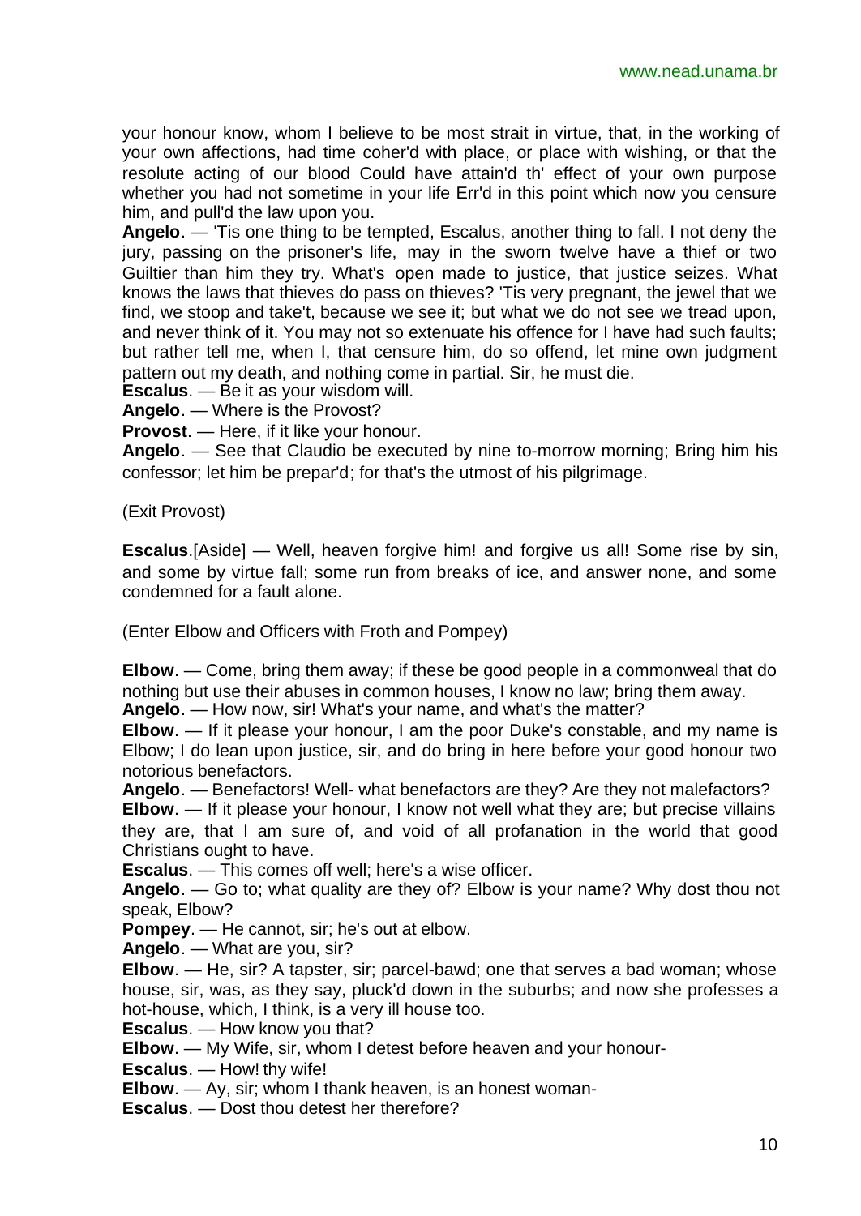your honour know, whom I believe to be most strait in virtue, that, in the working of your own affections, had time coher'd with place, or place with wishing, or that the resolute acting of our blood Could have attain'd th' effect of your own purpose whether you had not sometime in your life Err'd in this point which now you censure him, and pull'd the law upon you.

**Angelo**. — 'Tis one thing to be tempted, Escalus, another thing to fall. I not deny the jury, passing on the prisoner's life, may in the sworn twelve have a thief or two Guiltier than him they try. What's open made to justice, that justice seizes. What knows the laws that thieves do pass on thieves? 'Tis very pregnant, the jewel that we find, we stoop and take't, because we see it; but what we do not see we tread upon, and never think of it. You may not so extenuate his offence for I have had such faults; but rather tell me, when I, that censure him, do so offend, let mine own judgment pattern out my death, and nothing come in partial. Sir, he must die.

**Escalus**. — Be it as your wisdom will.

**Angelo**. — Where is the Provost?

**Provost**. — Here, if it like your honour.

**Angelo**. — See that Claudio be executed by nine to-morrow morning; Bring him his confessor; let him be prepar'd; for that's the utmost of his pilgrimage.

(Exit Provost)

**Escalus**.[Aside] — Well, heaven forgive him! and forgive us all! Some rise by sin, and some by virtue fall; some run from breaks of ice, and answer none, and some condemned for a fault alone.

(Enter Elbow and Officers with Froth and Pompey)

**Elbow**. — Come, bring them away; if these be good people in a commonweal that do nothing but use their abuses in common houses, I know no law; bring them away.

**Angelo**. — How now, sir! What's your name, and what's the matter?

**Elbow**. — If it please your honour, I am the poor Duke's constable, and my name is Elbow; I do lean upon justice, sir, and do bring in here before your good honour two notorious benefactors.

**Angelo**. — Benefactors! Well- what benefactors are they? Are they not malefactors?

**Elbow**. — If it please your honour, I know not well what they are; but precise villains they are, that I am sure of, and void of all profanation in the world that good Christians ought to have.

**Escalus**. — This comes off well; here's a wise officer.

**Angelo**. — Go to; what quality are they of? Elbow is your name? Why dost thou not speak, Elbow?

**Pompey**. — He cannot, sir; he's out at elbow.

**Angelo**. — What are you, sir?

**Elbow**. — He, sir? A tapster, sir; parcel-bawd; one that serves a bad woman; whose house, sir, was, as they say, pluck'd down in the suburbs; and now she professes a hot-house, which, I think, is a very ill house too.

**Escalus**. — How know you that?

**Elbow**. — My Wife, sir, whom I detest before heaven and your honour-

**Escalus**. — How! thy wife!

**Elbow**. — Ay, sir; whom I thank heaven, is an honest woman-

**Escalus**. — Dost thou detest her therefore?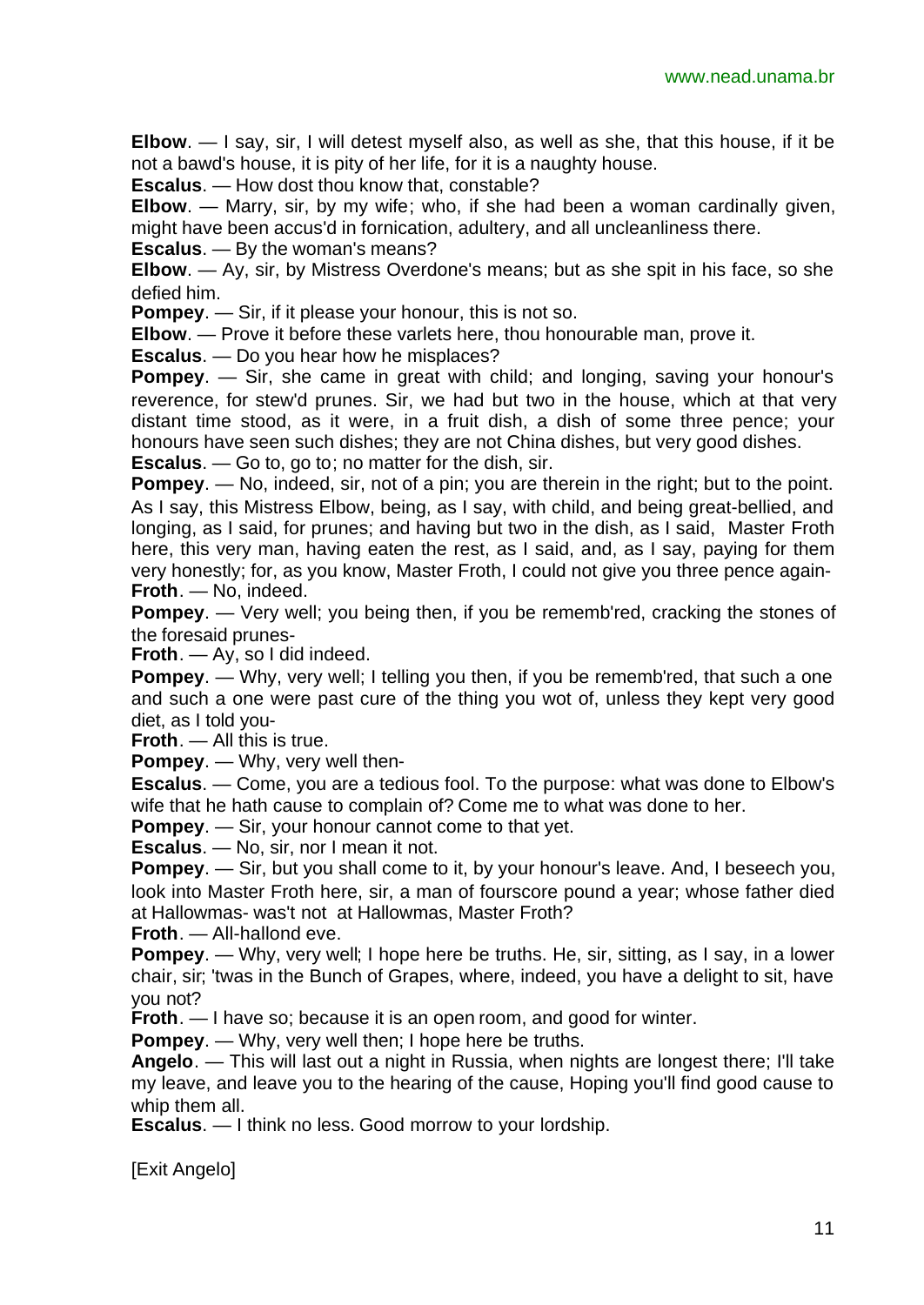**Elbow**. — I say, sir, I will detest myself also, as well as she, that this house, if it be not a bawd's house, it is pity of her life, for it is a naughty house.

**Escalus**. — How dost thou know that, constable?

**Elbow**. — Marry, sir, by my wife; who, if she had been a woman cardinally given, might have been accus'd in fornication, adultery, and all uncleanliness there.

**Escalus**. — By the woman's means?

**Elbow**. — Ay, sir, by Mistress Overdone's means; but as she spit in his face, so she defied him.

**Pompey**. — Sir, if it please your honour, this is not so.

**Elbow**. — Prove it before these varlets here, thou honourable man, prove it.

**Escalus**. — Do you hear how he misplaces?

**Pompey**. — Sir, she came in great with child; and longing, saving your honour's reverence, for stew'd prunes. Sir, we had but two in the house, which at that very distant time stood, as it were, in a fruit dish, a dish of some three pence; your honours have seen such dishes; they are not China dishes, but very good dishes.

**Escalus**. — Go to, go to; no matter for the dish, sir.

**Pompey**. — No, indeed, sir, not of a pin; you are therein in the right; but to the point. As I say, this Mistress Elbow, being, as I say, with child, and being great-bellied, and longing, as I said, for prunes; and having but two in the dish, as I said, Master Froth here, this very man, having eaten the rest, as I said, and, as I say, paying for them very honestly; for, as you know, Master Froth, I could not give you three pence again-

**Froth**. — No, indeed.

**Pompey**. — Very well; you being then, if you be rememb'red, cracking the stones of the foresaid prunes-

**Froth**. — Ay, so I did indeed.

**Pompey**. — Why, very well; I telling you then, if you be rememb'red, that such a one and such a one were past cure of the thing you wot of, unless they kept very good diet, as I told you-

**Froth**. — All this is true.

**Pompey**. — Why, very well then-

**Escalus**. — Come, you are a tedious fool. To the purpose: what was done to Elbow's wife that he hath cause to complain of? Come me to what was done to her.

**Pompey**. — Sir, your honour cannot come to that yet.

**Escalus**. — No, sir, nor I mean it not.

**Pompey**. — Sir, but you shall come to it, by your honour's leave. And, I beseech you, look into Master Froth here, sir, a man of fourscore pound a year; whose father died at Hallowmas- was't not at Hallowmas, Master Froth?

**Froth**. — All-hallond eve.

**Pompey**. — Why, very well; I hope here be truths. He, sir, sitting, as I say, in a lower chair, sir; 'twas in the Bunch of Grapes, where, indeed, you have a delight to sit, have you not?

**Froth**. — I have so; because it is an open room, and good for winter.

**Pompey**. — Why, very well then; I hope here be truths.

**Angelo**. — This will last out a night in Russia, when nights are longest there; I'll take my leave, and leave you to the hearing of the cause, Hoping you'll find good cause to whip them all.

**Escalus**. — I think no less. Good morrow to your lordship.

[Exit Angelo]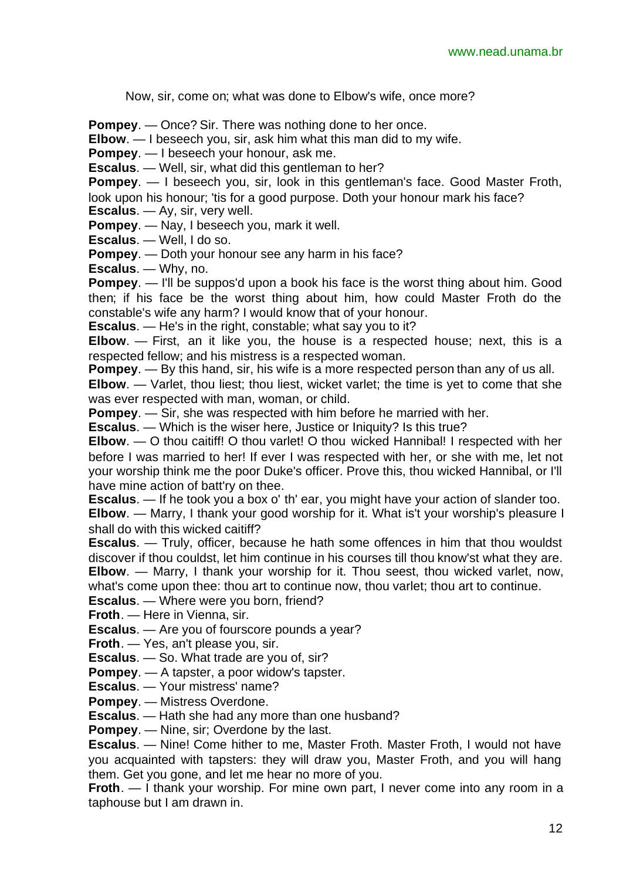Now, sir, come on; what was done to Elbow's wife, once more?

**Pompey**. — Once? Sir. There was nothing done to her once.

**Elbow**. — I beseech you, sir, ask him what this man did to my wife.

**Pompey**. — I beseech your honour, ask me.

**Escalus**. — Well, sir, what did this gentleman to her?

**Pompey**. — I beseech you, sir, look in this gentleman's face. Good Master Froth, look upon his honour; 'tis for a good purpose. Doth your honour mark his face?

**Escalus**. — Ay, sir, very well.

**Pompey**. — Nay, I beseech you, mark it well.

**Escalus**. — Well, I do so.

**Pompey**. — Doth your honour see any harm in his face?

**Escalus**. — Why, no.

**Pompey**. — I'll be suppos'd upon a book his face is the worst thing about him. Good then; if his face be the worst thing about him, how could Master Froth do the constable's wife any harm? I would know that of your honour.

**Escalus**. — He's in the right, constable; what say you to it?

**Elbow**. — First, an it like you, the house is a respected house; next, this is a respected fellow; and his mistress is a respected woman.

**Pompey**. — By this hand, sir, his wife is a more respected person than any of us all.

**Elbow**. — Varlet, thou liest; thou liest, wicket varlet; the time is yet to come that she was ever respected with man, woman, or child.

**Pompey**. — Sir, she was respected with him before he married with her.

**Escalus**. — Which is the wiser here, Justice or Iniquity? Is this true?

**Elbow**. — O thou caitiff! O thou varlet! O thou wicked Hannibal! I respected with her before I was married to her! If ever I was respected with her, or she with me, let not your worship think me the poor Duke's officer. Prove this, thou wicked Hannibal, or I'll have mine action of batt'ry on thee.

**Escalus**. — If he took you a box o' th' ear, you might have your action of slander too.

**Elbow**. — Marry, I thank your good worship for it. What is't your worship's pleasure I shall do with this wicked caitiff?

**Escalus**. — Truly, officer, because he hath some offences in him that thou wouldst discover if thou couldst, let him continue in his courses till thou know'st what they are.

**Elbow**. — Marry, I thank your worship for it. Thou seest, thou wicked varlet, now, what's come upon thee: thou art to continue now, thou varlet; thou art to continue.

**Escalus**. — Where were you born, friend?

**Froth**. — Here in Vienna, sir.

**Escalus**. — Are you of fourscore pounds a year?

**Froth**. — Yes, an't please you, sir.

**Escalus**. — So. What trade are you of, sir?

**Pompey**. — A tapster, a poor widow's tapster.

**Escalus**. — Your mistress' name?

**Pompey**. — Mistress Overdone.

**Escalus**. — Hath she had any more than one husband?

**Pompey**. — Nine, sir; Overdone by the last.

**Escalus**. — Nine! Come hither to me, Master Froth. Master Froth, I would not have you acquainted with tapsters: they will draw you, Master Froth, and you will hang them. Get you gone, and let me hear no more of you.

**Froth**. — I thank your worship. For mine own part, I never come into any room in a taphouse but I am drawn in.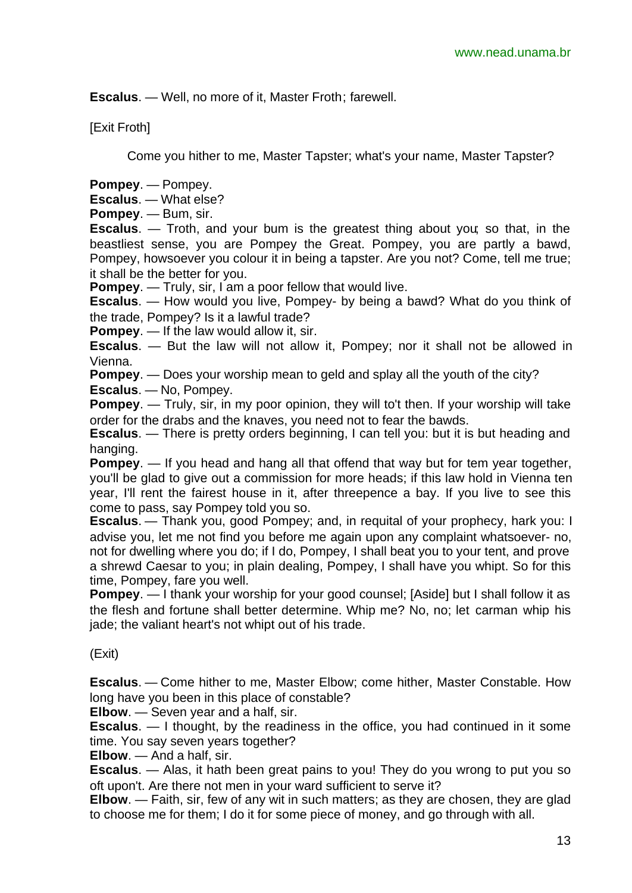**Escalus**. — Well, no more of it, Master Froth; farewell.

[Exit Froth]

Come you hither to me, Master Tapster; what's your name, Master Tapster?

**Pompey**. — Pompey.
**Escalus**. — What else?
**Pompey**. — Bum, sir.
**Escalus**. — Troth, and your bum is the greatest thing about you; so that, in the beastliest sense, you are Pompey the Great. Pompey, you are partly a bawd, Pompey, howsoever you colour it in being a tapster. Are you not? Come, tell me true; it shall be the better for you.
**Pompey**. — Truly, sir, I am a poor fellow that would live.
**Escalus**. — How would you live, Pompey- by being a bawd? What do you think of the trade, Pompey? Is it a lawful trade?
**Pompey**. — If the law would allow it, sir.
**Escalus**. — But the law will not allow it, Pompey; nor it shall not be allowed in Vienna.
**Pompey**. — Does your worship mean to geld and splay all the youth of the city?
**Escalus**. — No, Pompey.
**Pompey**. — Truly, sir, in my poor opinion, they will to't then. If your worship will take order for the drabs and the knaves, you need not to fear the bawds.
**Escalus**. — There is pretty orders beginning, I can tell you: but it is but heading and hanging.
**Pompey**. — If you head and hang all that offend that way but for tem year together, you'll be glad to give out a commission for more heads; if this law hold in Vienna ten year, I'll rent the fairest house in it, after threepence a bay. If you live to see this come to pass, say Pompey told you so.
**Escalus**. — Thank you, good Pompey; and, in requital of your prophecy, hark you: I advise you, let me not find you before me again upon any complaint whatsoever- no, not for dwelling where you do; if I do, Pompey, I shall beat you to your tent, and prove a shrewd Caesar to you; in plain dealing, Pompey, I shall have you whipt. So for this time, Pompey, fare you well.
**Pompey**. — I thank your worship for your good counsel; [Aside] but I shall follow it as the flesh and fortune shall better determine. Whip me? No, no; let carman whip his jade; the valiant heart's not whipt out of his trade.

(Exit)

**Escalus**. — Come hither to me, Master Elbow; come hither, Master Constable. How long have you been in this place of constable?
**Elbow**. — Seven year and a half, sir.
**Escalus**. — I thought, by the readiness in the office, you had continued in it some time. You say seven years together?
**Elbow**. — And a half, sir.
**Escalus**. — Alas, it hath been great pains to you! They do you wrong to put you so oft upon't. Are there not men in your ward sufficient to serve it?
**Elbow**. — Faith, sir, few of any wit in such matters; as they are chosen, they are glad to choose me for them; I do it for some piece of money, and go through with all.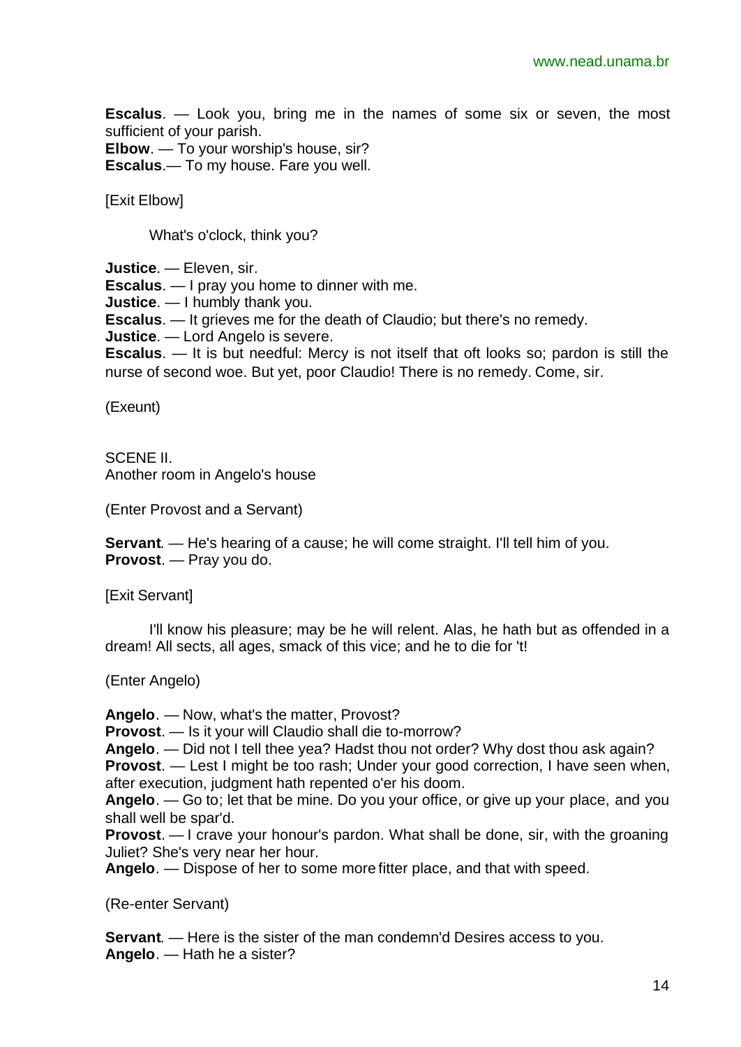**Escalus**. — Look you, bring me in the names of some six or seven, the most sufficient of your parish.
**Elbow**. — To your worship's house, sir?
**Escalus**.— To my house. Fare you well.

[Exit Elbow]

What's o'clock, think you?

**Justice**. — Eleven, sir.
**Escalus**. — I pray you home to dinner with me.
**Justice**. — I humbly thank you.
**Escalus**. — It grieves me for the death of Claudio; but there's no remedy.
**Justice**. — Lord Angelo is severe.
**Escalus**. — It is but needful: Mercy is not itself that oft looks so; pardon is still the nurse of second woe. But yet, poor Claudio! There is no remedy. Come, sir.

(Exeunt)

SCENE II.
Another room in Angelo's house

(Enter Provost and a Servant)

**Servant**. — He's hearing of a cause; he will come straight. I'll tell him of you.
**Provost**. — Pray you do.

[Exit Servant]

I'll know his pleasure; may be he will relent. Alas, he hath but as offended in a dream! All sects, all ages, smack of this vice; and he to die for 't!

(Enter Angelo)

**Angelo**. — Now, what's the matter, Provost?
**Provost**. — Is it your will Claudio shall die to-morrow?
**Angelo**. — Did not I tell thee yea? Hadst thou not order? Why dost thou ask again?
**Provost**. — Lest I might be too rash; Under your good correction, I have seen when, after execution, judgment hath repented o'er his doom.
**Angelo**. — Go to; let that be mine. Do you your office, or give up your place, and you shall well be spar'd.
**Provost**. — I crave your honour's pardon. What shall be done, sir, with the groaning Juliet? She's very near her hour.
**Angelo**. — Dispose of her to some more fitter place, and that with speed.

(Re-enter Servant)

**Servant**. — Here is the sister of the man condemn'd Desires access to you.
**Angelo**. — Hath he a sister?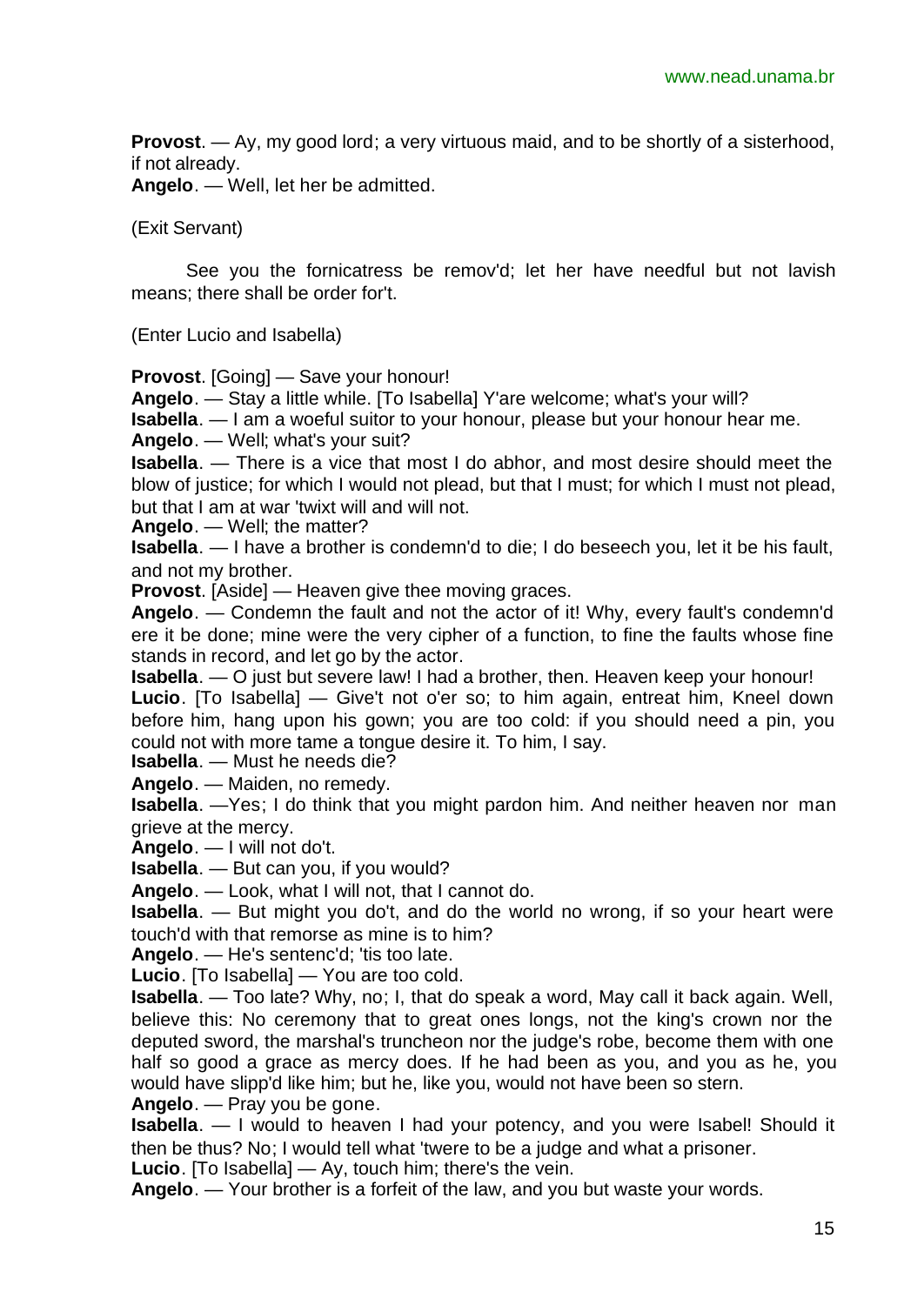**Provost**. — Ay, my good lord; a very virtuous maid, and to be shortly of a sisterhood, if not already.

**Angelo**. — Well, let her be admitted.

(Exit Servant)

See you the fornicatress be remov'd; let her have needful but not lavish means; there shall be order for't.

(Enter Lucio and Isabella)

**Provost**. [Going] — Save your honour!

**Angelo**. — Stay a little while. [To Isabella] Y'are welcome; what's your will?

**Isabella**. — I am a woeful suitor to your honour, please but your honour hear me.

**Angelo**. — Well; what's your suit?

**Isabella**. — There is a vice that most I do abhor, and most desire should meet the blow of justice; for which I would not plead, but that I must; for which I must not plead, but that I am at war 'twixt will and will not.

**Angelo**. — Well; the matter?

**Isabella**. — I have a brother is condemn'd to die; I do beseech you, let it be his fault, and not my brother.

**Provost**. [Aside] — Heaven give thee moving graces.

**Angelo**. — Condemn the fault and not the actor of it! Why, every fault's condemn'd ere it be done; mine were the very cipher of a function, to fine the faults whose fine stands in record, and let go by the actor.

**Isabella**. — O just but severe law! I had a brother, then. Heaven keep your honour!

**Lucio**. [To Isabella] — Give't not o'er so; to him again, entreat him, Kneel down before him, hang upon his gown; you are too cold: if you should need a pin, you could not with more tame a tongue desire it. To him, I say.

**Isabella**. — Must he needs die?

**Angelo**. — Maiden, no remedy.

**Isabella**. —Yes; I do think that you might pardon him. And neither heaven nor man grieve at the mercy.

**Angelo**. — I will not do't.

**Isabella**. — But can you, if you would?

**Angelo**. — Look, what I will not, that I cannot do.

**Isabella**. — But might you do't, and do the world no wrong, if so your heart were touch'd with that remorse as mine is to him?

**Angelo**. — He's sentenc'd; 'tis too late.

**Lucio**. [To Isabella] — You are too cold.

**Isabella**. — Too late? Why, no; I, that do speak a word, May call it back again. Well, believe this: No ceremony that to great ones longs, not the king's crown nor the deputed sword, the marshal's truncheon nor the judge's robe, become them with one half so good a grace as mercy does. If he had been as you, and you as he, you would have slipp'd like him; but he, like you, would not have been so stern.

**Angelo**. — Pray you be gone.

**Isabella**. — I would to heaven I had your potency, and you were Isabel! Should it then be thus? No; I would tell what 'twere to be a judge and what a prisoner.

**Lucio**. [To Isabella] — Ay, touch him; there's the vein.

**Angelo**. — Your brother is a forfeit of the law, and you but waste your words.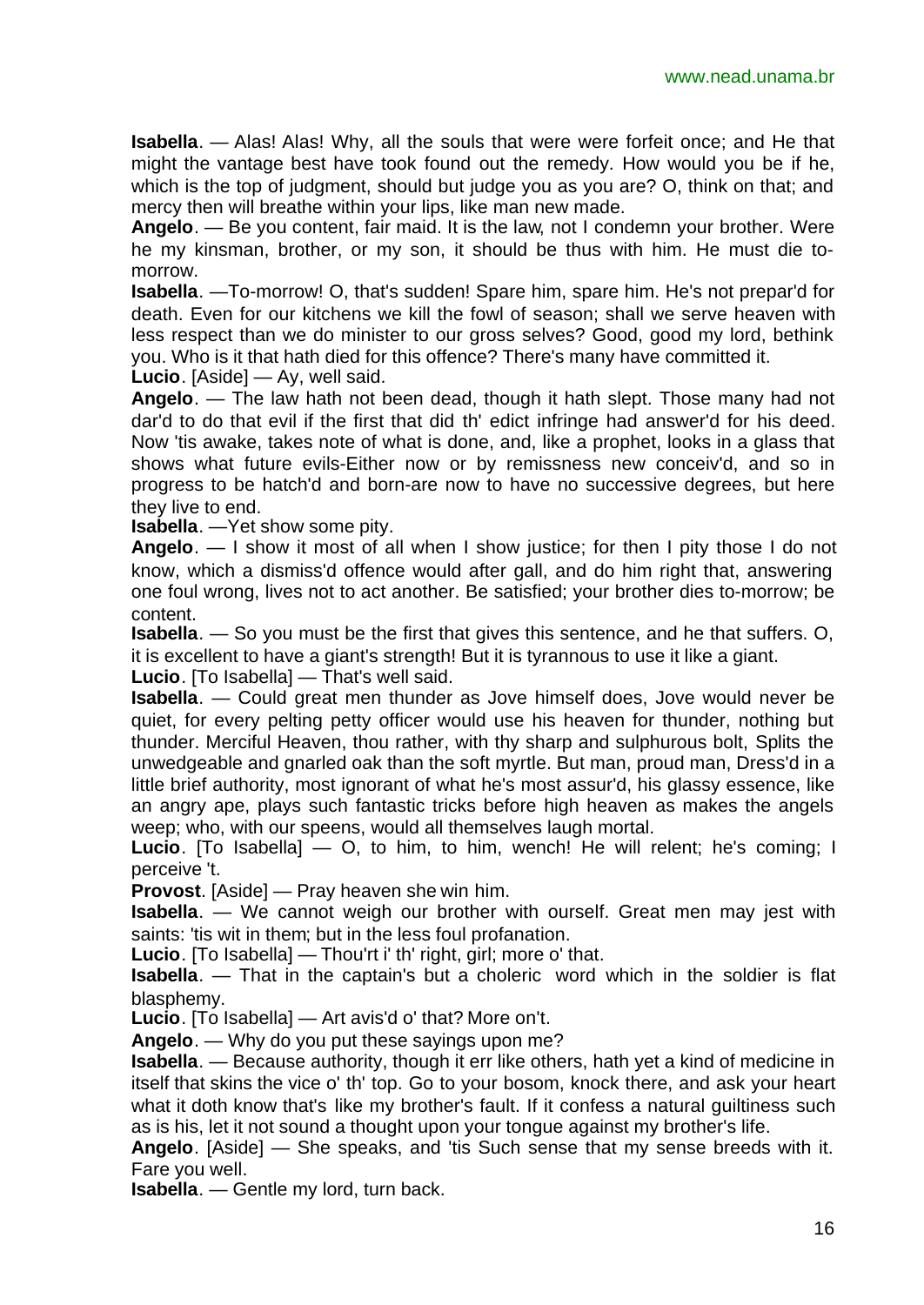**Isabella**. — Alas! Alas! Why, all the souls that were were forfeit once; and He that might the vantage best have took found out the remedy. How would you be if he, which is the top of judgment, should but judge you as you are? O, think on that; and mercy then will breathe within your lips, like man new made.

**Angelo**. — Be you content, fair maid. It is the law, not I condemn your brother. Were he my kinsman, brother, or my son, it should be thus with him. He must die to-morrow.

**Isabella**. —To-morrow! O, that's sudden! Spare him, spare him. He's not prepar'd for death. Even for our kitchens we kill the fowl of season; shall we serve heaven with less respect than we do minister to our gross selves? Good, good my lord, bethink you. Who is it that hath died for this offence? There's many have committed it.

**Lucio**. [Aside] — Ay, well said.

**Angelo**. — The law hath not been dead, though it hath slept. Those many had not dar'd to do that evil if the first that did th' edict infringe had answer'd for his deed. Now 'tis awake, takes note of what is done, and, like a prophet, looks in a glass that shows what future evils-Either now or by remissness new conceiv'd, and so in progress to be hatch'd and born-are now to have no successive degrees, but here they live to end.

**Isabella**. —Yet show some pity.

**Angelo**. — I show it most of all when I show justice; for then I pity those I do not know, which a dismiss'd offence would after gall, and do him right that, answering one foul wrong, lives not to act another. Be satisfied; your brother dies to-morrow; be content.

**Isabella**. — So you must be the first that gives this sentence, and he that suffers. O, it is excellent to have a giant's strength! But it is tyrannous to use it like a giant.

**Lucio**. [To Isabella] — That's well said.

**Isabella**. — Could great men thunder as Jove himself does, Jove would never be quiet, for every pelting petty officer would use his heaven for thunder, nothing but thunder. Merciful Heaven, thou rather, with thy sharp and sulphurous bolt, Splits the unwedgeable and gnarled oak than the soft myrtle. But man, proud man, Dress'd in a little brief authority, most ignorant of what he's most assur'd, his glassy essence, like an angry ape, plays such fantastic tricks before high heaven as makes the angels weep; who, with our speens, would all themselves laugh mortal.

**Lucio**. [To Isabella] — O, to him, to him, wench! He will relent; he's coming; I perceive 't.

**Provost**. [Aside] — Pray heaven she win him.

**Isabella**. — We cannot weigh our brother with ourself. Great men may jest with saints: 'tis wit in them; but in the less foul profanation.

**Lucio**. [To Isabella] — Thou'rt i' th' right, girl; more o' that.

**Isabella**. — That in the captain's but a choleric word which in the soldier is flat blasphemy.

**Lucio**. [To Isabella] — Art avis'd o' that? More on't.

**Angelo**. — Why do you put these sayings upon me?

**Isabella**. — Because authority, though it err like others, hath yet a kind of medicine in itself that skins the vice o' th' top. Go to your bosom, knock there, and ask your heart what it doth know that's like my brother's fault. If it confess a natural guiltiness such as is his, let it not sound a thought upon your tongue against my brother's life.

**Angelo**. [Aside] — She speaks, and 'tis Such sense that my sense breeds with it. Fare you well.

**Isabella**. — Gentle my lord, turn back.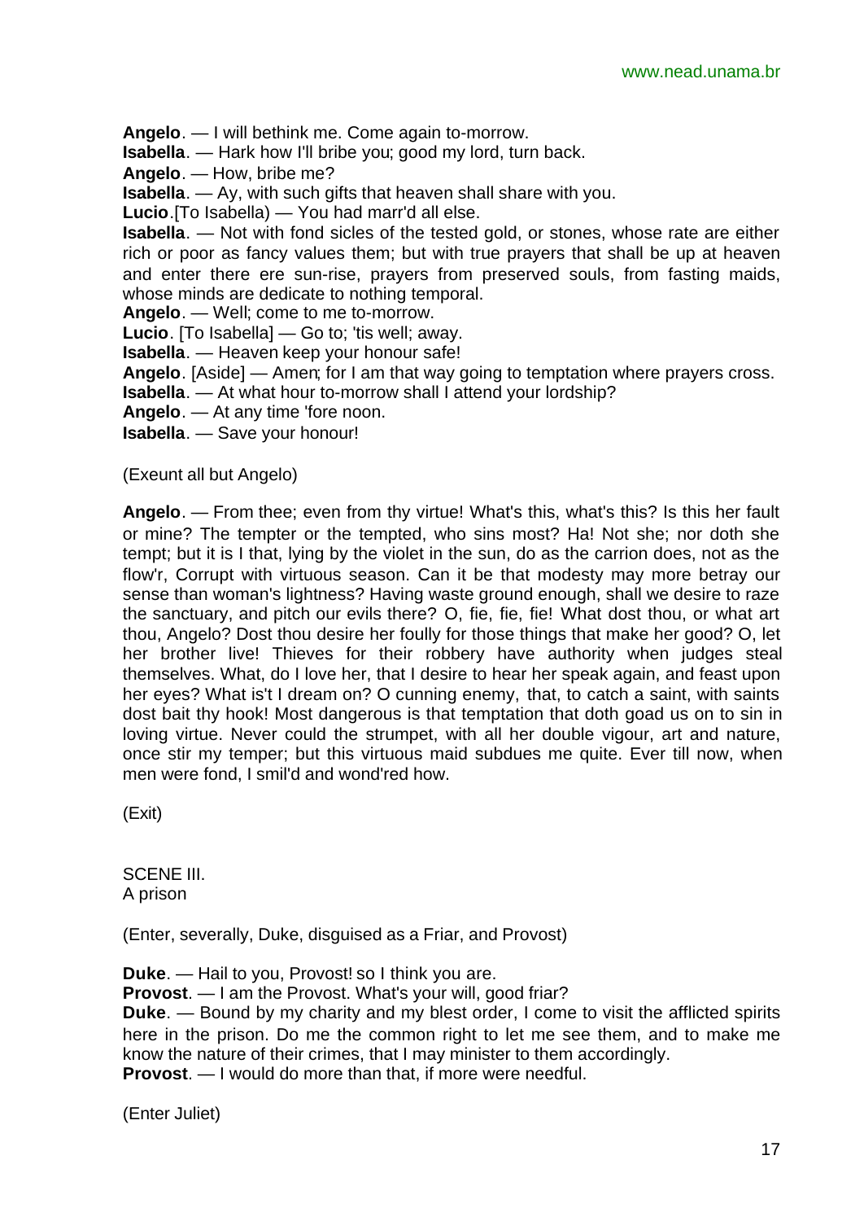**Angelo**. — I will bethink me. Come again to-morrow.
**Isabella**. — Hark how I'll bribe you; good my lord, turn back.
**Angelo**. — How, bribe me?
**Isabella**. — Ay, with such gifts that heaven shall share with you.
**Lucio**.[To Isabella) — You had marr'd all else.
**Isabella**. — Not with fond sicles of the tested gold, or stones, whose rate are either rich or poor as fancy values them; but with true prayers that shall be up at heaven and enter there ere sun-rise, prayers from preserved souls, from fasting maids, whose minds are dedicate to nothing temporal.
**Angelo**. — Well; come to me to-morrow.
**Lucio**. [To Isabella] — Go to; 'tis well; away.
**Isabella**. — Heaven keep your honour safe!
**Angelo**. [Aside] — Amen; for I am that way going to temptation where prayers cross.
**Isabella**. — At what hour to-morrow shall I attend your lordship?
**Angelo**. — At any time 'fore noon.
**Isabella**. — Save your honour!

(Exeunt all but Angelo)

**Angelo**. — From thee; even from thy virtue! What's this, what's this? Is this her fault or mine? The tempter or the tempted, who sins most? Ha! Not she; nor doth she tempt; but it is I that, lying by the violet in the sun, do as the carrion does, not as the flow'r, Corrupt with virtuous season. Can it be that modesty may more betray our sense than woman's lightness? Having waste ground enough, shall we desire to raze the sanctuary, and pitch our evils there? O, fie, fie, fie! What dost thou, or what art thou, Angelo? Dost thou desire her foully for those things that make her good? O, let her brother live! Thieves for their robbery have authority when judges steal themselves. What, do I love her, that I desire to hear her speak again, and feast upon her eyes? What is't I dream on? O cunning enemy, that, to catch a saint, with saints dost bait thy hook! Most dangerous is that temptation that doth goad us on to sin in loving virtue. Never could the strumpet, with all her double vigour, art and nature, once stir my temper; but this virtuous maid subdues me quite. Ever till now, when men were fond, I smil'd and wond'red how.

(Exit)

SCENE III.
A prison

(Enter, severally, Duke, disguised as a Friar, and Provost)

**Duke**. — Hail to you, Provost! so I think you are.
**Provost**. — I am the Provost. What's your will, good friar?
**Duke**. — Bound by my charity and my blest order, I come to visit the afflicted spirits here in the prison. Do me the common right to let me see them, and to make me know the nature of their crimes, that I may minister to them accordingly.
**Provost**. — I would do more than that, if more were needful.

(Enter Juliet)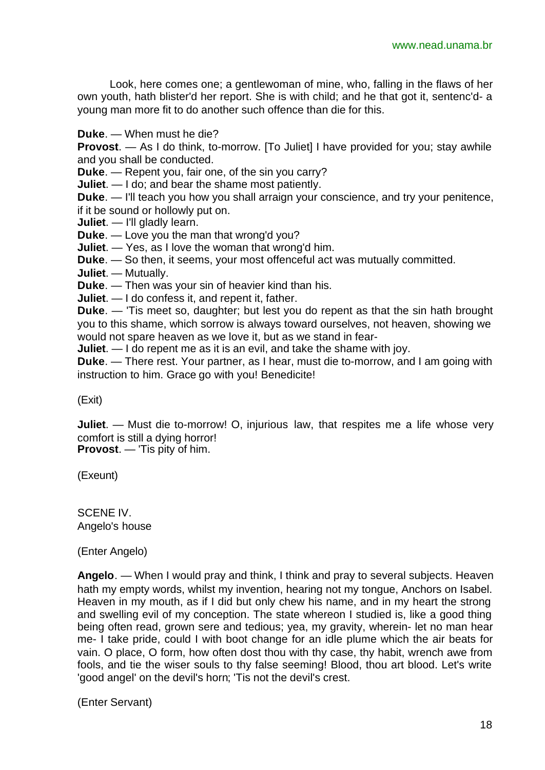Look, here comes one; a gentlewoman of mine, who, falling in the flaws of her own youth, hath blister'd her report. She is with child; and he that got it, sentenc'd- a young man more fit to do another such offence than die for this.

**Duke**. — When must he die?

**Provost**. — As I do think, to-morrow. [To Juliet] I have provided for you; stay awhile and you shall be conducted.

**Duke**. — Repent you, fair one, of the sin you carry?

**Juliet**. — I do; and bear the shame most patiently.

**Duke**. — I'll teach you how you shall arraign your conscience, and try your penitence, if it be sound or hollowly put on.

**Juliet**. — I'll gladly learn.

**Duke**. — Love you the man that wrong'd you?

**Juliet**. — Yes, as I love the woman that wrong'd him.

**Duke**. — So then, it seems, your most offenceful act was mutually committed.

**Juliet**. — Mutually.

**Duke**. — Then was your sin of heavier kind than his.

**Juliet**. — I do confess it, and repent it, father.

**Duke**. — 'Tis meet so, daughter; but lest you do repent as that the sin hath brought you to this shame, which sorrow is always toward ourselves, not heaven, showing we would not spare heaven as we love it, but as we stand in fear-

**Juliet**. — I do repent me as it is an evil, and take the shame with joy.

**Duke**. — There rest. Your partner, as I hear, must die to-morrow, and I am going with instruction to him. Grace go with you! Benedicite!

(Exit)

**Juliet**. — Must die to-morrow! O, injurious law, that respites me a life whose very comfort is still a dying horror!

**Provost**. — 'Tis pity of him.

(Exeunt)

SCENE IV.
Angelo's house

(Enter Angelo)

**Angelo**. — When I would pray and think, I think and pray to several subjects. Heaven hath my empty words, whilst my invention, hearing not my tongue, Anchors on Isabel. Heaven in my mouth, as if I did but only chew his name, and in my heart the strong and swelling evil of my conception. The state whereon I studied is, like a good thing being often read, grown sere and tedious; yea, my gravity, wherein- let no man hear me- I take pride, could I with boot change for an idle plume which the air beats for vain. O place, O form, how often dost thou with thy case, thy habit, wrench awe from fools, and tie the wiser souls to thy false seeming! Blood, thou art blood. Let's write 'good angel' on the devil's horn; 'Tis not the devil's crest.

(Enter Servant)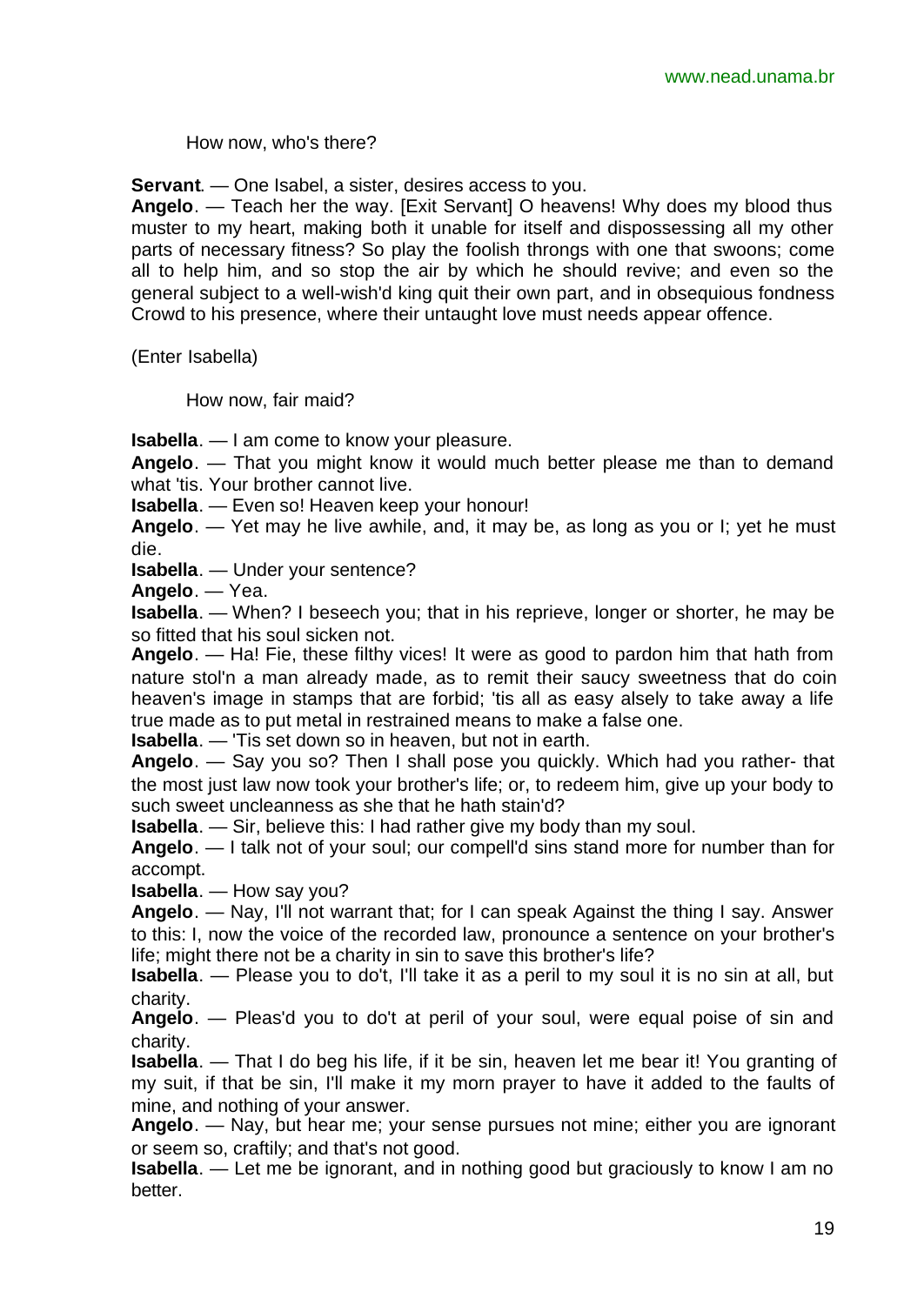How now, who's there?

**Servant**. — One Isabel, a sister, desires access to you.
**Angelo**. — Teach her the way. [Exit Servant] O heavens! Why does my blood thus muster to my heart, making both it unable for itself and dispossessing all my other parts of necessary fitness? So play the foolish throngs with one that swoons; come all to help him, and so stop the air by which he should revive; and even so the general subject to a well-wish'd king quit their own part, and in obsequious fondness Crowd to his presence, where their untaught love must needs appear offence.

(Enter Isabella)

How now, fair maid?

**Isabella**. — I am come to know your pleasure.
**Angelo**. — That you might know it would much better please me than to demand what 'tis. Your brother cannot live.
**Isabella**. — Even so! Heaven keep your honour!
**Angelo**. — Yet may he live awhile, and, it may be, as long as you or I; yet he must die.
**Isabella**. — Under your sentence?
**Angelo**. — Yea.
**Isabella**. — When? I beseech you; that in his reprieve, longer or shorter, he may be so fitted that his soul sicken not.
**Angelo**. — Ha! Fie, these filthy vices! It were as good to pardon him that hath from nature stol'n a man already made, as to remit their saucy sweetness that do coin heaven's image in stamps that are forbid; 'tis all as easy alsely to take away a life true made as to put metal in restrained means to make a false one.
**Isabella**. — 'Tis set down so in heaven, but not in earth.
**Angelo**. — Say you so? Then I shall pose you quickly. Which had you rather- that the most just law now took your brother's life; or, to redeem him, give up your body to such sweet uncleanness as she that he hath stain'd?
**Isabella**. — Sir, believe this: I had rather give my body than my soul.
**Angelo**. — I talk not of your soul; our compell'd sins stand more for number than for accompt.
**Isabella**. — How say you?
**Angelo**. — Nay, I'll not warrant that; for I can speak Against the thing I say. Answer to this: I, now the voice of the recorded law, pronounce a sentence on your brother's life; might there not be a charity in sin to save this brother's life?
**Isabella**. — Please you to do't, I'll take it as a peril to my soul it is no sin at all, but charity.
**Angelo**. — Pleas'd you to do't at peril of your soul, were equal poise of sin and charity.
**Isabella**. — That I do beg his life, if it be sin, heaven let me bear it! You granting of my suit, if that be sin, I'll make it my morn prayer to have it added to the faults of mine, and nothing of your answer.
**Angelo**. — Nay, but hear me; your sense pursues not mine; either you are ignorant or seem so, craftily; and that's not good.
**Isabella**. — Let me be ignorant, and in nothing good but graciously to know I am no better.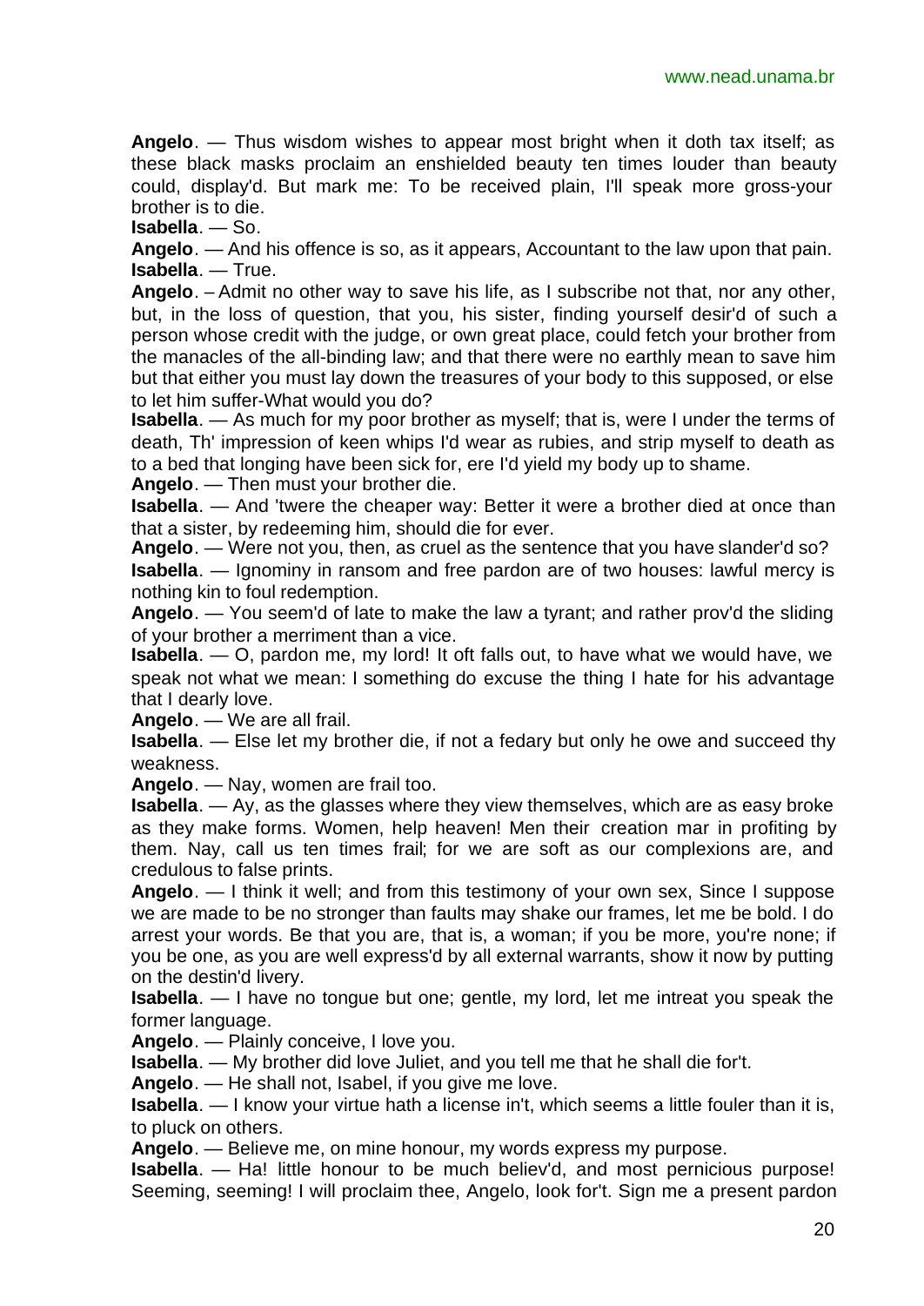**Angelo**. — Thus wisdom wishes to appear most bright when it doth tax itself; as these black masks proclaim an enshielded beauty ten times louder than beauty could, display'd. But mark me: To be received plain, I'll speak more gross-your brother is to die.

**Isabella**. — So.

**Angelo**. — And his offence is so, as it appears, Accountant to the law upon that pain.

**Isabella**. — True.

**Angelo**. – Admit no other way to save his life, as I subscribe not that, nor any other, but, in the loss of question, that you, his sister, finding yourself desir'd of such a person whose credit with the judge, or own great place, could fetch your brother from the manacles of the all-binding law; and that there were no earthly mean to save him but that either you must lay down the treasures of your body to this supposed, or else to let him suffer-What would you do?

**Isabella**. — As much for my poor brother as myself; that is, were I under the terms of death, Th' impression of keen whips I'd wear as rubies, and strip myself to death as to a bed that longing have been sick for, ere I'd yield my body up to shame.

**Angelo**. — Then must your brother die.

**Isabella**. — And 'twere the cheaper way: Better it were a brother died at once than that a sister, by redeeming him, should die for ever.

**Angelo**. — Were not you, then, as cruel as the sentence that you have slander'd so?

**Isabella**. — Ignominy in ransom and free pardon are of two houses: lawful mercy is nothing kin to foul redemption.

**Angelo**. — You seem'd of late to make the law a tyrant; and rather prov'd the sliding of your brother a merriment than a vice.

**Isabella**. — O, pardon me, my lord! It oft falls out, to have what we would have, we speak not what we mean: I something do excuse the thing I hate for his advantage that I dearly love.

**Angelo**. — We are all frail.

**Isabella**. — Else let my brother die, if not a fedary but only he owe and succeed thy weakness.

**Angelo**. — Nay, women are frail too.

**Isabella**. — Ay, as the glasses where they view themselves, which are as easy broke as they make forms. Women, help heaven! Men their creation mar in profiting by them. Nay, call us ten times frail; for we are soft as our complexions are, and credulous to false prints.

**Angelo**. — I think it well; and from this testimony of your own sex, Since I suppose we are made to be no stronger than faults may shake our frames, let me be bold. I do arrest your words. Be that you are, that is, a woman; if you be more, you're none; if you be one, as you are well express'd by all external warrants, show it now by putting on the destin'd livery.

**Isabella**. — I have no tongue but one; gentle, my lord, let me intreat you speak the former language.

**Angelo**. — Plainly conceive, I love you.

**Isabella**. — My brother did love Juliet, and you tell me that he shall die for't.

**Angelo**. — He shall not, Isabel, if you give me love.

**Isabella**. — I know your virtue hath a license in't, which seems a little fouler than it is, to pluck on others.

**Angelo**. — Believe me, on mine honour, my words express my purpose.

**Isabella**. — Ha! little honour to be much believ'd, and most pernicious purpose! Seeming, seeming! I will proclaim thee, Angelo, look for't. Sign me a present pardon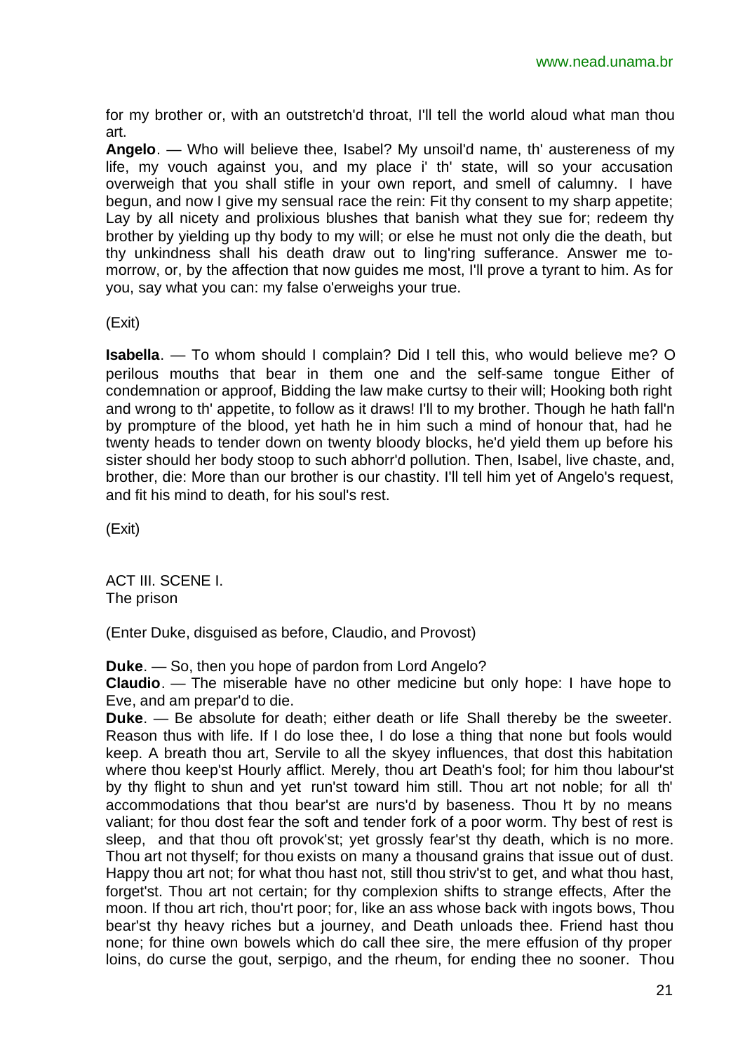for my brother or, with an outstretch'd throat, I'll tell the world aloud what man thou art.

**Angelo**. — Who will believe thee, Isabel? My unsoil'd name, th' austereness of my life, my vouch against you, and my place i' th' state, will so your accusation overweigh that you shall stifle in your own report, and smell of calumny. I have begun, and now I give my sensual race the rein: Fit thy consent to my sharp appetite; Lay by all nicety and prolixious blushes that banish what they sue for; redeem thy brother by yielding up thy body to my will; or else he must not only die the death, but thy unkindness shall his death draw out to ling'ring sufferance. Answer me to-morrow, or, by the affection that now guides me most, I'll prove a tyrant to him. As for you, say what you can: my false o'erweighs your true.

(Exit)

**Isabella**. — To whom should I complain? Did I tell this, who would believe me? O perilous mouths that bear in them one and the self-same tongue Either of condemnation or approof, Bidding the law make curtsy to their will; Hooking both right and wrong to th' appetite, to follow as it draws! I'll to my brother. Though he hath fall'n by prompture of the blood, yet hath he in him such a mind of honour that, had he twenty heads to tender down on twenty bloody blocks, he'd yield them up before his sister should her body stoop to such abhorr'd pollution. Then, Isabel, live chaste, and, brother, die: More than our brother is our chastity. I'll tell him yet of Angelo's request, and fit his mind to death, for his soul's rest.

(Exit)

ACT III. SCENE I.
The prison

(Enter Duke, disguised as before, Claudio, and Provost)

**Duke**. — So, then you hope of pardon from Lord Angelo?
**Claudio**. — The miserable have no other medicine but only hope: I have hope to Eve, and am prepar'd to die.
**Duke**. — Be absolute for death; either death or life Shall thereby be the sweeter. Reason thus with life. If I do lose thee, I do lose a thing that none but fools would keep. A breath thou art, Servile to all the skyey influences, that dost this habitation where thou keep'st Hourly afflict. Merely, thou art Death's fool; for him thou labour'st by thy flight to shun and yet run'st toward him still. Thou art not noble; for all th' accommodations that thou bear'st are nurs'd by baseness. Thou ŀt by no means valiant; for thou dost fear the soft and tender fork of a poor worm. Thy best of rest is sleep, and that thou oft provok'st; yet grossly fear'st thy death, which is no more. Thou art not thyself; for thou exists on many a thousand grains that issue out of dust. Happy thou art not; for what thou hast not, still thou striv'st to get, and what thou hast, forget'st. Thou art not certain; for thy complexion shifts to strange effects, After the moon. If thou art rich, thou'rt poor; for, like an ass whose back with ingots bows, Thou bear'st thy heavy riches but a journey, and Death unloads thee. Friend hast thou none; for thine own bowels which do call thee sire, the mere effusion of thy proper loins, do curse the gout, serpigo, and the rheum, for ending thee no sooner. Thou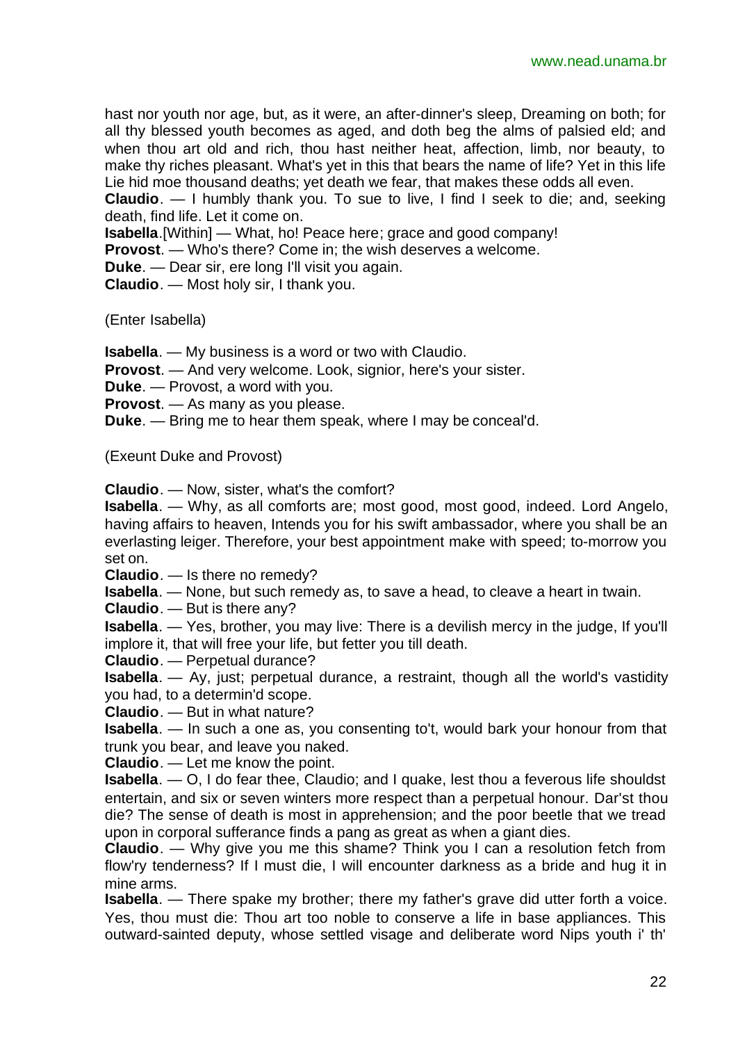hast nor youth nor age, but, as it were, an after-dinner's sleep, Dreaming on both; for all thy blessed youth becomes as aged, and doth beg the alms of palsied eld; and when thou art old and rich, thou hast neither heat, affection, limb, nor beauty, to make thy riches pleasant. What's yet in this that bears the name of life? Yet in this life Lie hid moe thousand deaths; yet death we fear, that makes these odds all even.

**Claudio**. — I humbly thank you. To sue to live, I find I seek to die; and, seeking death, find life. Let it come on.

**Isabella**.[Within] — What, ho! Peace here; grace and good company!

**Provost**. — Who's there? Come in; the wish deserves a welcome.

**Duke**. — Dear sir, ere long I'll visit you again.

**Claudio**. — Most holy sir, I thank you.

(Enter Isabella)

**Isabella**. — My business is a word or two with Claudio.

**Provost**. — And very welcome. Look, signior, here's your sister.

**Duke**. — Provost, a word with you.

**Provost**. — As many as you please.

**Duke**. — Bring me to hear them speak, where I may be conceal'd.

(Exeunt Duke and Provost)

**Claudio**. — Now, sister, what's the comfort?

**Isabella**. — Why, as all comforts are; most good, most good, indeed. Lord Angelo, having affairs to heaven, Intends you for his swift ambassador, where you shall be an everlasting leiger. Therefore, your best appointment make with speed; to-morrow you set on.

**Claudio**. — Is there no remedy?

**Isabella**. — None, but such remedy as, to save a head, to cleave a heart in twain.

**Claudio**. — But is there any?

**Isabella**. — Yes, brother, you may live: There is a devilish mercy in the judge, If you'll implore it, that will free your life, but fetter you till death.

**Claudio**. — Perpetual durance?

**Isabella**. — Ay, just; perpetual durance, a restraint, though all the world's vastidity you had, to a determin'd scope.

**Claudio**. — But in what nature?

**Isabella**. — In such a one as, you consenting to't, would bark your honour from that trunk you bear, and leave you naked.

**Claudio**. — Let me know the point.

**Isabella**. — O, I do fear thee, Claudio; and I quake, lest thou a feverous life shouldst entertain, and six or seven winters more respect than a perpetual honour. Dar'st thou die? The sense of death is most in apprehension; and the poor beetle that we tread upon in corporal sufferance finds a pang as great as when a giant dies.

**Claudio**. — Why give you me this shame? Think you I can a resolution fetch from flow'ry tenderness? If I must die, I will encounter darkness as a bride and hug it in mine arms.

**Isabella**. — There spake my brother; there my father's grave did utter forth a voice. Yes, thou must die: Thou art too noble to conserve a life in base appliances. This outward-sainted deputy, whose settled visage and deliberate word Nips youth i' th'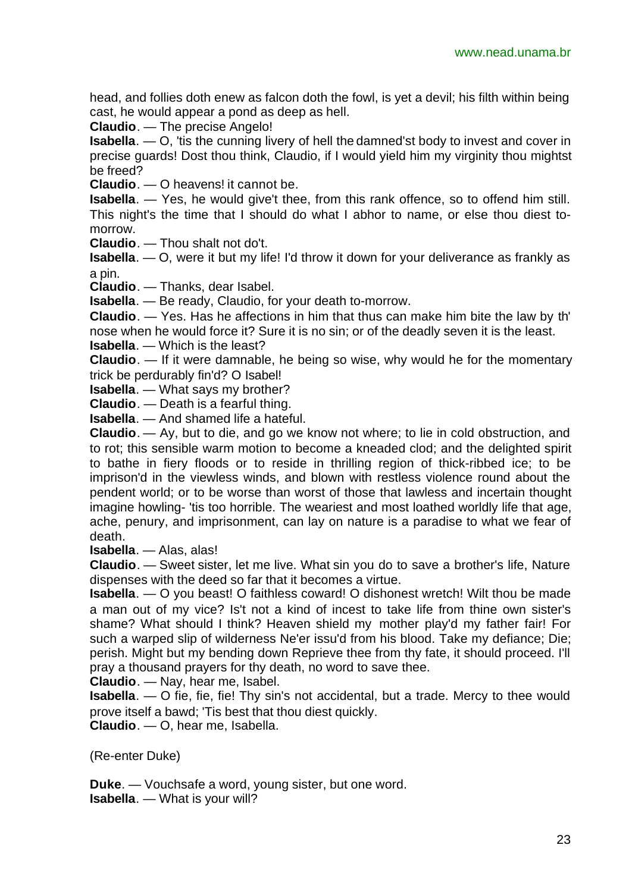head, and follies doth enew as falcon doth the fowl, is yet a devil; his filth within being cast, he would appear a pond as deep as hell.

**Claudio**. — The precise Angelo!

**Isabella**. — O, 'tis the cunning livery of hell the damned'st body to invest and cover in precise guards! Dost thou think, Claudio, if I would yield him my virginity thou mightst be freed?

**Claudio**. — O heavens! it cannot be.

**Isabella**. — Yes, he would give't thee, from this rank offence, so to offend him still. This night's the time that I should do what I abhor to name, or else thou diest to-morrow.

**Claudio**. — Thou shalt not do't.

**Isabella**. — O, were it but my life! I'd throw it down for your deliverance as frankly as a pin.

**Claudio**. — Thanks, dear Isabel.

**Isabella**. — Be ready, Claudio, for your death to-morrow.

**Claudio**. — Yes. Has he affections in him that thus can make him bite the law by th' nose when he would force it? Sure it is no sin; or of the deadly seven it is the least.

**Isabella**. — Which is the least?

**Claudio**. — If it were damnable, he being so wise, why would he for the momentary trick be perdurably fin'd? O Isabel!

**Isabella**. — What says my brother?

**Claudio**. — Death is a fearful thing.

**Isabella**. — And shamed life a hateful.

**Claudio**. — Ay, but to die, and go we know not where; to lie in cold obstruction, and to rot; this sensible warm motion to become a kneaded clod; and the delighted spirit to bathe in fiery floods or to reside in thrilling region of thick-ribbed ice; to be imprison'd in the viewless winds, and blown with restless violence round about the pendent world; or to be worse than worst of those that lawless and incertain thought imagine howling- 'tis too horrible. The weariest and most loathed worldly life that age, ache, penury, and imprisonment, can lay on nature is a paradise to what we fear of death.

**Isabella**. — Alas, alas!

**Claudio**. — Sweet sister, let me live. What sin you do to save a brother's life, Nature dispenses with the deed so far that it becomes a virtue.

**Isabella**. — O you beast! O faithless coward! O dishonest wretch! Wilt thou be made a man out of my vice? Is't not a kind of incest to take life from thine own sister's shame? What should I think? Heaven shield my mother play'd my father fair! For such a warped slip of wilderness Ne'er issu'd from his blood. Take my defiance; Die; perish. Might but my bending down Reprieve thee from thy fate, it should proceed. I'll pray a thousand prayers for thy death, no word to save thee.

**Claudio**. — Nay, hear me, Isabel.

**Isabella**. — O fie, fie, fie! Thy sin's not accidental, but a trade. Mercy to thee would prove itself a bawd; 'Tis best that thou diest quickly.

**Claudio**. — O, hear me, Isabella.

(Re-enter Duke)

**Duke**. — Vouchsafe a word, young sister, but one word.

**Isabella**. — What is your will?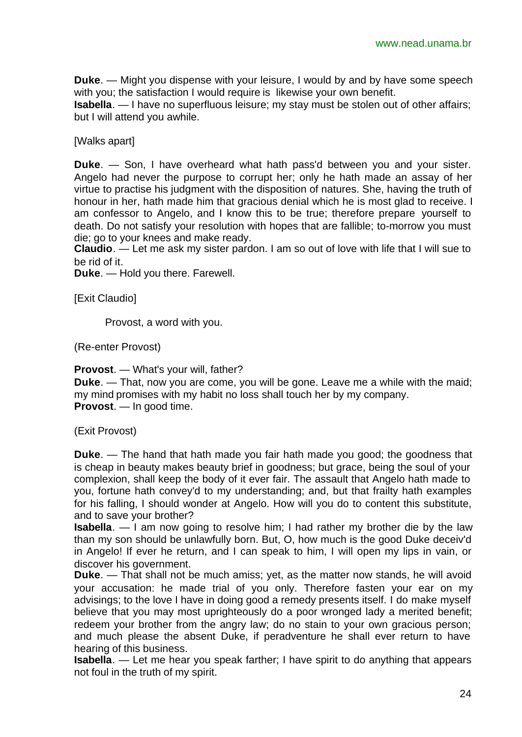**Duke**. — Might you dispense with your leisure, I would by and by have some speech with you; the satisfaction I would require is likewise your own benefit.
**Isabella**. — I have no superfluous leisure; my stay must be stolen out of other affairs; but I will attend you awhile.

[Walks apart]

**Duke**. — Son, I have overheard what hath pass'd between you and your sister. Angelo had never the purpose to corrupt her; only he hath made an assay of her virtue to practise his judgment with the disposition of natures. She, having the truth of honour in her, hath made him that gracious denial which he is most glad to receive. I am confessor to Angelo, and I know this to be true; therefore prepare yourself to death. Do not satisfy your resolution with hopes that are fallible; to-morrow you must die; go to your knees and make ready.
**Claudio**. — Let me ask my sister pardon. I am so out of love with life that I will sue to be rid of it.
**Duke**. — Hold you there. Farewell.

[Exit Claudio]

Provost, a word with you.

(Re-enter Provost)

**Provost**. — What's your will, father?
**Duke**. — That, now you are come, you will be gone. Leave me a while with the maid; my mind promises with my habit no loss shall touch her by my company.
**Provost**. — In good time.

(Exit Provost)

**Duke**. — The hand that hath made you fair hath made you good; the goodness that is cheap in beauty makes beauty brief in goodness; but grace, being the soul of your complexion, shall keep the body of it ever fair. The assault that Angelo hath made to you, fortune hath convey'd to my understanding; and, but that frailty hath examples for his falling, I should wonder at Angelo. How will you do to content this substitute, and to save your brother?
**Isabella**. — I am now going to resolve him; I had rather my brother die by the law than my son should be unlawfully born. But, O, how much is the good Duke deceiv'd in Angelo! If ever he return, and I can speak to him, I will open my lips in vain, or discover his government.
**Duke**. — That shall not be much amiss; yet, as the matter now stands, he will avoid your accusation: he made trial of you only. Therefore fasten your ear on my advisings; to the love I have in doing good a remedy presents itself. I do make myself believe that you may most uprighteously do a poor wronged lady a merited benefit; redeem your brother from the angry law; do no stain to your own gracious person; and much please the absent Duke, if peradventure he shall ever return to have hearing of this business.
**Isabella**. — Let me hear you speak farther; I have spirit to do anything that appears not foul in the truth of my spirit.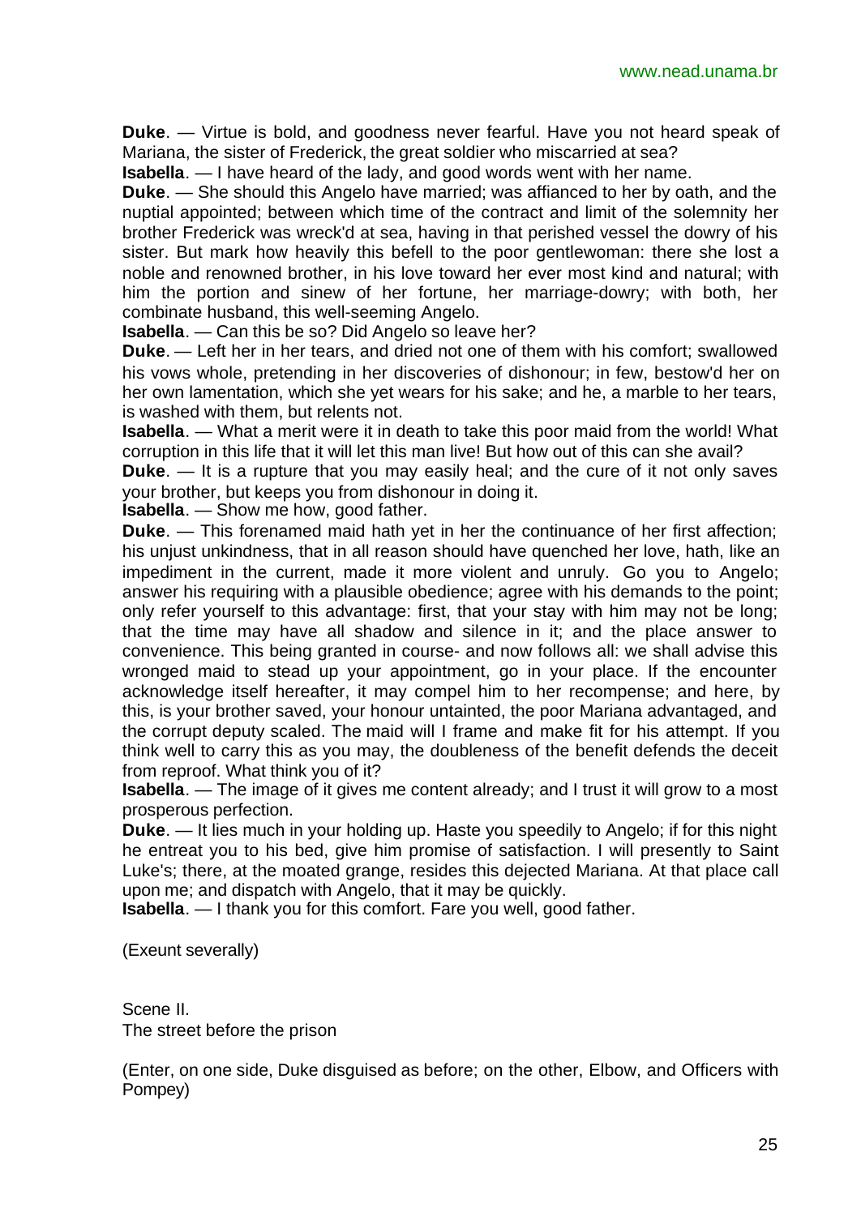**Duke**. — Virtue is bold, and goodness never fearful. Have you not heard speak of Mariana, the sister of Frederick, the great soldier who miscarried at sea?

**Isabella**. — I have heard of the lady, and good words went with her name.

**Duke**. — She should this Angelo have married; was affianced to her by oath, and the nuptial appointed; between which time of the contract and limit of the solemnity her brother Frederick was wreck'd at sea, having in that perished vessel the dowry of his sister. But mark how heavily this befell to the poor gentlewoman: there she lost a noble and renowned brother, in his love toward her ever most kind and natural; with him the portion and sinew of her fortune, her marriage-dowry; with both, her combinate husband, this well-seeming Angelo.

**Isabella**. — Can this be so? Did Angelo so leave her?

**Duke**. — Left her in her tears, and dried not one of them with his comfort; swallowed his vows whole, pretending in her discoveries of dishonour; in few, bestow'd her on her own lamentation, which she yet wears for his sake; and he, a marble to her tears, is washed with them, but relents not.

**Isabella**. — What a merit were it in death to take this poor maid from the world! What corruption in this life that it will let this man live! But how out of this can she avail?

**Duke**. — It is a rupture that you may easily heal; and the cure of it not only saves your brother, but keeps you from dishonour in doing it.

**Isabella**. — Show me how, good father.

**Duke**. — This forenamed maid hath yet in her the continuance of her first affection; his unjust unkindness, that in all reason should have quenched her love, hath, like an impediment in the current, made it more violent and unruly. Go you to Angelo; answer his requiring with a plausible obedience; agree with his demands to the point; only refer yourself to this advantage: first, that your stay with him may not be long; that the time may have all shadow and silence in it; and the place answer to convenience. This being granted in course- and now follows all: we shall advise this wronged maid to stead up your appointment, go in your place. If the encounter acknowledge itself hereafter, it may compel him to her recompense; and here, by this, is your brother saved, your honour untainted, the poor Mariana advantaged, and the corrupt deputy scaled. The maid will I frame and make fit for his attempt. If you think well to carry this as you may, the doubleness of the benefit defends the deceit from reproof. What think you of it?

**Isabella**. — The image of it gives me content already; and I trust it will grow to a most prosperous perfection.

**Duke**. — It lies much in your holding up. Haste you speedily to Angelo; if for this night he entreat you to his bed, give him promise of satisfaction. I will presently to Saint Luke's; there, at the moated grange, resides this dejected Mariana. At that place call upon me; and dispatch with Angelo, that it may be quickly.

**Isabella**. — I thank you for this comfort. Fare you well, good father.

(Exeunt severally)

Scene II.
The street before the prison

(Enter, on one side, Duke disguised as before; on the other, Elbow, and Officers with Pompey)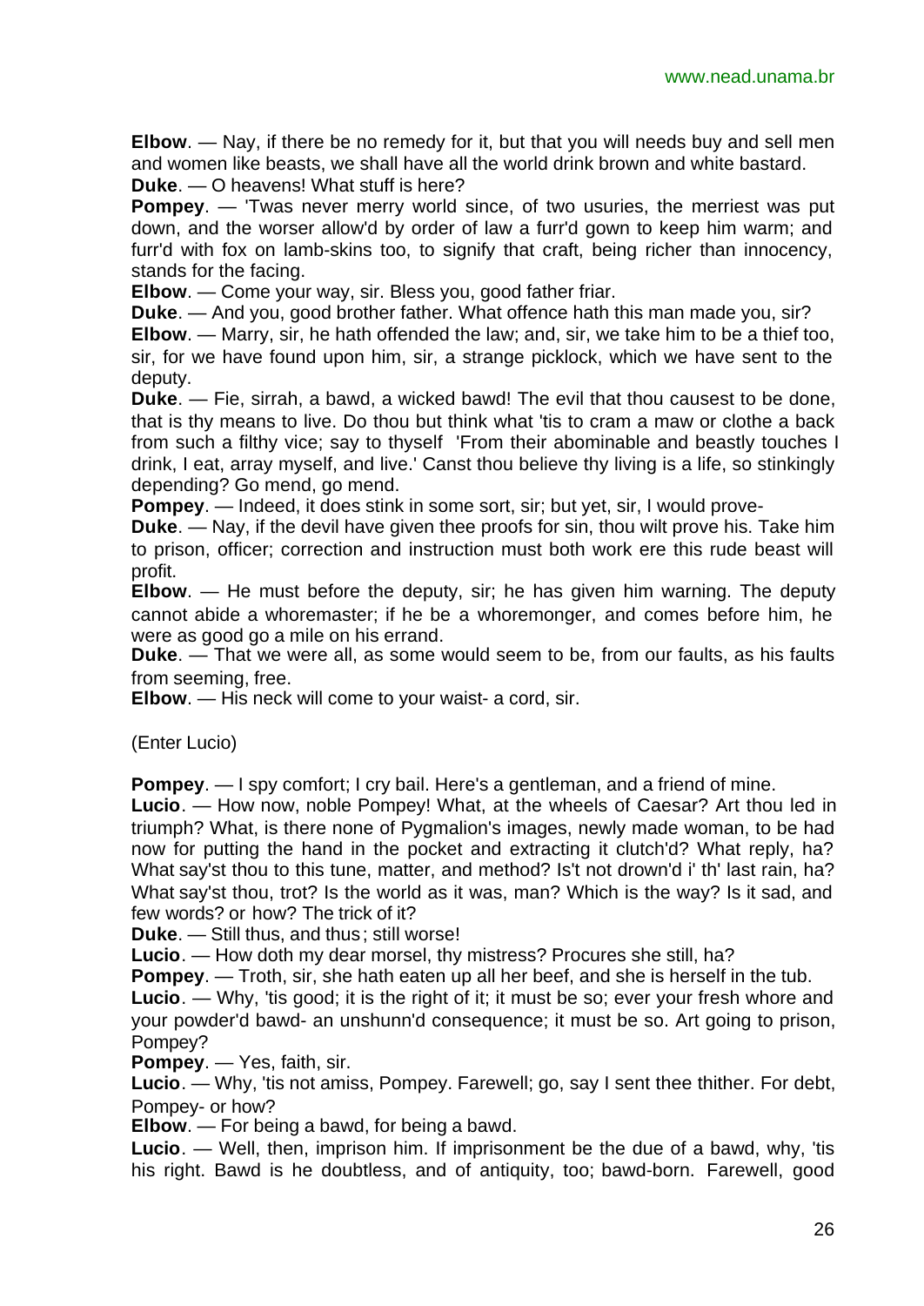**Elbow**. — Nay, if there be no remedy for it, but that you will needs buy and sell men and women like beasts, we shall have all the world drink brown and white bastard.

**Duke**. — O heavens! What stuff is here?

**Pompey**. — 'Twas never merry world since, of two usuries, the merriest was put down, and the worser allow'd by order of law a furr'd gown to keep him warm; and furr'd with fox on lamb-skins too, to signify that craft, being richer than innocency, stands for the facing.

**Elbow**. — Come your way, sir. Bless you, good father friar.

**Duke**. — And you, good brother father. What offence hath this man made you, sir?

**Elbow**. — Marry, sir, he hath offended the law; and, sir, we take him to be a thief too, sir, for we have found upon him, sir, a strange picklock, which we have sent to the deputy.

**Duke**. — Fie, sirrah, a bawd, a wicked bawd! The evil that thou causest to be done, that is thy means to live. Do thou but think what 'tis to cram a maw or clothe a back from such a filthy vice; say to thyself 'From their abominable and beastly touches I drink, I eat, array myself, and live.' Canst thou believe thy living is a life, so stinkingly depending? Go mend, go mend.

**Pompey**. — Indeed, it does stink in some sort, sir; but yet, sir, I would prove-

**Duke**. — Nay, if the devil have given thee proofs for sin, thou wilt prove his. Take him to prison, officer; correction and instruction must both work ere this rude beast will profit.

**Elbow**. — He must before the deputy, sir; he has given him warning. The deputy cannot abide a whoremaster; if he be a whoremonger, and comes before him, he were as good go a mile on his errand.

**Duke**. — That we were all, as some would seem to be, from our faults, as his faults from seeming, free.

**Elbow**. — His neck will come to your waist- a cord, sir.

(Enter Lucio)

**Pompey**. — I spy comfort; I cry bail. Here's a gentleman, and a friend of mine.

**Lucio**. — How now, noble Pompey! What, at the wheels of Caesar? Art thou led in triumph? What, is there none of Pygmalion's images, newly made woman, to be had now for putting the hand in the pocket and extracting it clutch'd? What reply, ha? What say'st thou to this tune, matter, and method? Is't not drown'd i' th' last rain, ha? What say'st thou, trot? Is the world as it was, man? Which is the way? Is it sad, and few words? or how? The trick of it?

**Duke**. — Still thus, and thus; still worse!

**Lucio**. — How doth my dear morsel, thy mistress? Procures she still, ha?

**Pompey**. — Troth, sir, she hath eaten up all her beef, and she is herself in the tub.

**Lucio**. — Why, 'tis good; it is the right of it; it must be so; ever your fresh whore and your powder'd bawd- an unshunn'd consequence; it must be so. Art going to prison, Pompey?

**Pompey**. — Yes, faith, sir.

**Lucio**. — Why, 'tis not amiss, Pompey. Farewell; go, say I sent thee thither. For debt, Pompey- or how?

**Elbow**. — For being a bawd, for being a bawd.

**Lucio**. — Well, then, imprison him. If imprisonment be the due of a bawd, why, 'tis his right. Bawd is he doubtless, and of antiquity, too; bawd-born. Farewell, good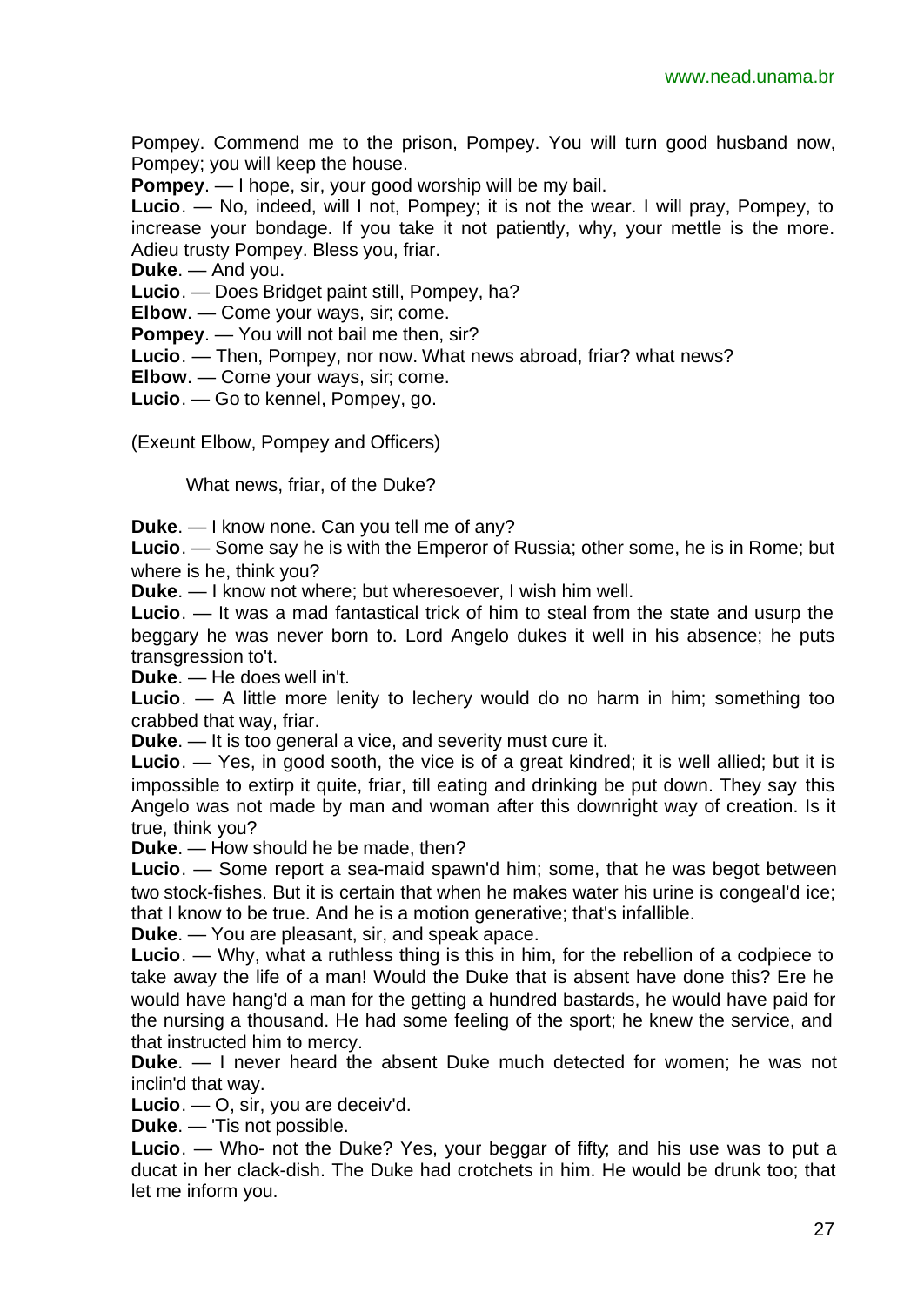Pompey. Commend me to the prison, Pompey. You will turn good husband now, Pompey; you will keep the house.

**Pompey**. — I hope, sir, your good worship will be my bail.

**Lucio**. — No, indeed, will I not, Pompey; it is not the wear. I will pray, Pompey, to increase your bondage. If you take it not patiently, why, your mettle is the more. Adieu trusty Pompey. Bless you, friar.

**Duke**. — And you.

**Lucio**. — Does Bridget paint still, Pompey, ha?

**Elbow**. — Come your ways, sir; come.

**Pompey**. — You will not bail me then, sir?

**Lucio**. — Then, Pompey, nor now. What news abroad, friar? what news?

**Elbow**. — Come your ways, sir; come.

**Lucio**. — Go to kennel, Pompey, go.

(Exeunt Elbow, Pompey and Officers)

What news, friar, of the Duke?

**Duke**. — I know none. Can you tell me of any?

**Lucio**. — Some say he is with the Emperor of Russia; other some, he is in Rome; but where is he, think you?

**Duke**. — I know not where; but wheresoever, I wish him well.

**Lucio**. — It was a mad fantastical trick of him to steal from the state and usurp the beggary he was never born to. Lord Angelo dukes it well in his absence; he puts transgression to't.

**Duke**. — He does well in't.

**Lucio**. — A little more lenity to lechery would do no harm in him; something too crabbed that way, friar.

**Duke**. — It is too general a vice, and severity must cure it.

**Lucio**. — Yes, in good sooth, the vice is of a great kindred; it is well allied; but it is impossible to extirp it quite, friar, till eating and drinking be put down. They say this Angelo was not made by man and woman after this downright way of creation. Is it true, think you?

**Duke**. — How should he be made, then?

**Lucio**. — Some report a sea-maid spawn'd him; some, that he was begot between two stock-fishes. But it is certain that when he makes water his urine is congeal'd ice; that I know to be true. And he is a motion generative; that's infallible.

**Duke**. — You are pleasant, sir, and speak apace.

**Lucio**. — Why, what a ruthless thing is this in him, for the rebellion of a codpiece to take away the life of a man! Would the Duke that is absent have done this? Ere he would have hang'd a man for the getting a hundred bastards, he would have paid for the nursing a thousand. He had some feeling of the sport; he knew the service, and that instructed him to mercy.

**Duke**. — I never heard the absent Duke much detected for women; he was not inclin'd that way.

**Lucio**. — O, sir, you are deceiv'd.

**Duke**. — 'Tis not possible.

**Lucio**. — Who- not the Duke? Yes, your beggar of fifty; and his use was to put a ducat in her clack-dish. The Duke had crotchets in him. He would be drunk too; that let me inform you.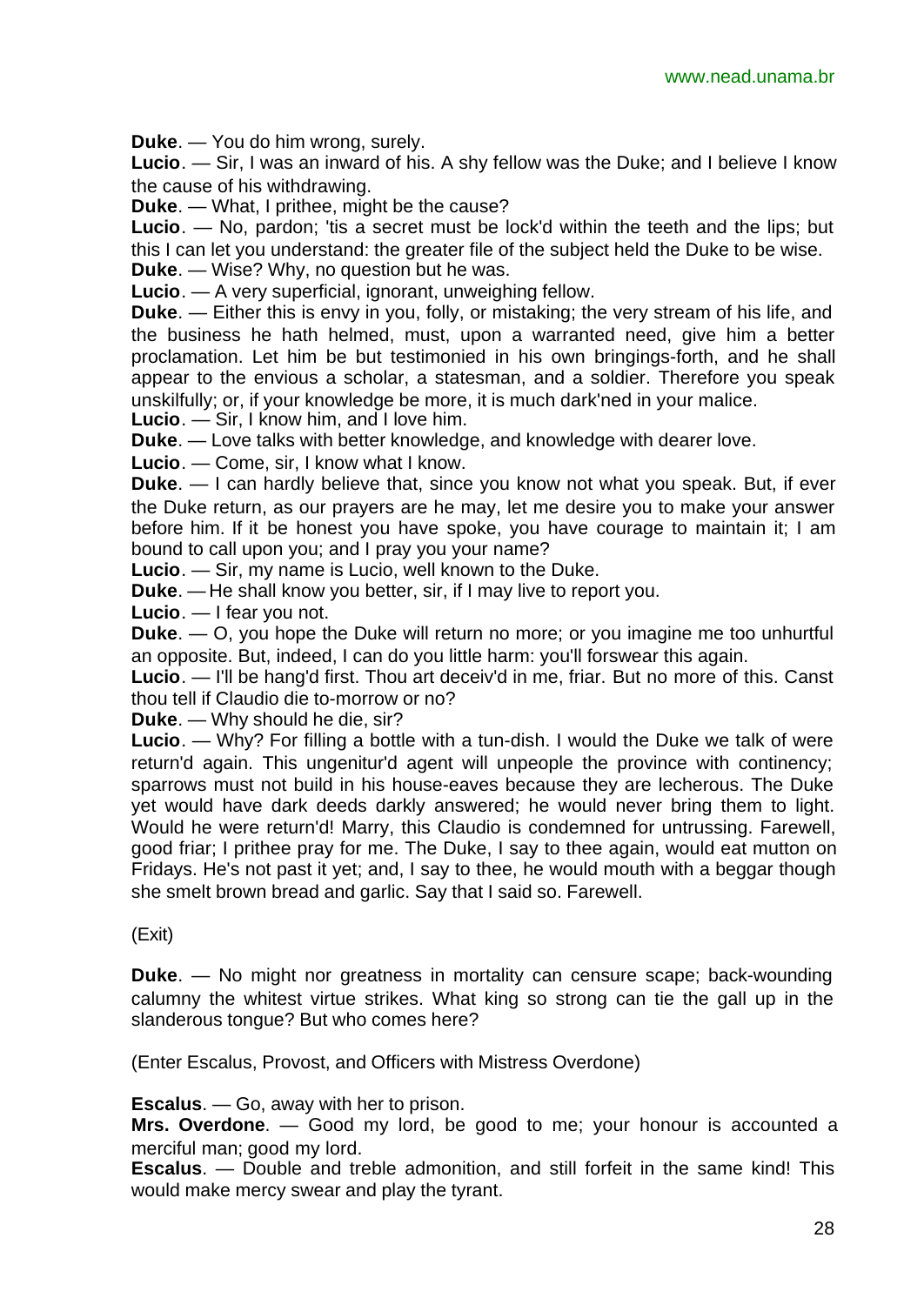**Duke**. — You do him wrong, surely.

**Lucio**. — Sir, I was an inward of his. A shy fellow was the Duke; and I believe I know the cause of his withdrawing.

**Duke**. — What, I prithee, might be the cause?

**Lucio**. — No, pardon; 'tis a secret must be lock'd within the teeth and the lips; but this I can let you understand: the greater file of the subject held the Duke to be wise.

**Duke**. — Wise? Why, no question but he was.

**Lucio**. — A very superficial, ignorant, unweighing fellow.

**Duke**. — Either this is envy in you, folly, or mistaking; the very stream of his life, and the business he hath helmed, must, upon a warranted need, give him a better proclamation. Let him be but testimonied in his own bringings-forth, and he shall appear to the envious a scholar, a statesman, and a soldier. Therefore you speak unskilfully; or, if your knowledge be more, it is much dark'ned in your malice.

**Lucio**. — Sir, I know him, and I love him.

**Duke**. — Love talks with better knowledge, and knowledge with dearer love.

**Lucio**. — Come, sir, I know what I know.

**Duke**. — I can hardly believe that, since you know not what you speak. But, if ever the Duke return, as our prayers are he may, let me desire you to make your answer before him. If it be honest you have spoke, you have courage to maintain it; I am bound to call upon you; and I pray you your name?

**Lucio**. — Sir, my name is Lucio, well known to the Duke.

**Duke**. — He shall know you better, sir, if I may live to report you.

**Lucio**. — I fear you not.

**Duke**. — O, you hope the Duke will return no more; or you imagine me too unhurtful an opposite. But, indeed, I can do you little harm: you'll forswear this again.

**Lucio**. — I'll be hang'd first. Thou art deceiv'd in me, friar. But no more of this. Canst thou tell if Claudio die to-morrow or no?

**Duke**. — Why should he die, sir?

**Lucio**. — Why? For filling a bottle with a tun-dish. I would the Duke we talk of were return'd again. This ungenitur'd agent will unpeople the province with continency; sparrows must not build in his house-eaves because they are lecherous. The Duke yet would have dark deeds darkly answered; he would never bring them to light. Would he were return'd! Marry, this Claudio is condemned for untrussing. Farewell, good friar; I prithee pray for me. The Duke, I say to thee again, would eat mutton on Fridays. He's not past it yet; and, I say to thee, he would mouth with a beggar though she smelt brown bread and garlic. Say that I said so. Farewell.

(Exit)

**Duke**. — No might nor greatness in mortality can censure scape; back-wounding calumny the whitest virtue strikes. What king so strong can tie the gall up in the slanderous tongue? But who comes here?

(Enter Escalus, Provost, and Officers with Mistress Overdone)

**Escalus**. — Go, away with her to prison.

**Mrs. Overdone**. — Good my lord, be good to me; your honour is accounted a merciful man; good my lord.

**Escalus**. — Double and treble admonition, and still forfeit in the same kind! This would make mercy swear and play the tyrant.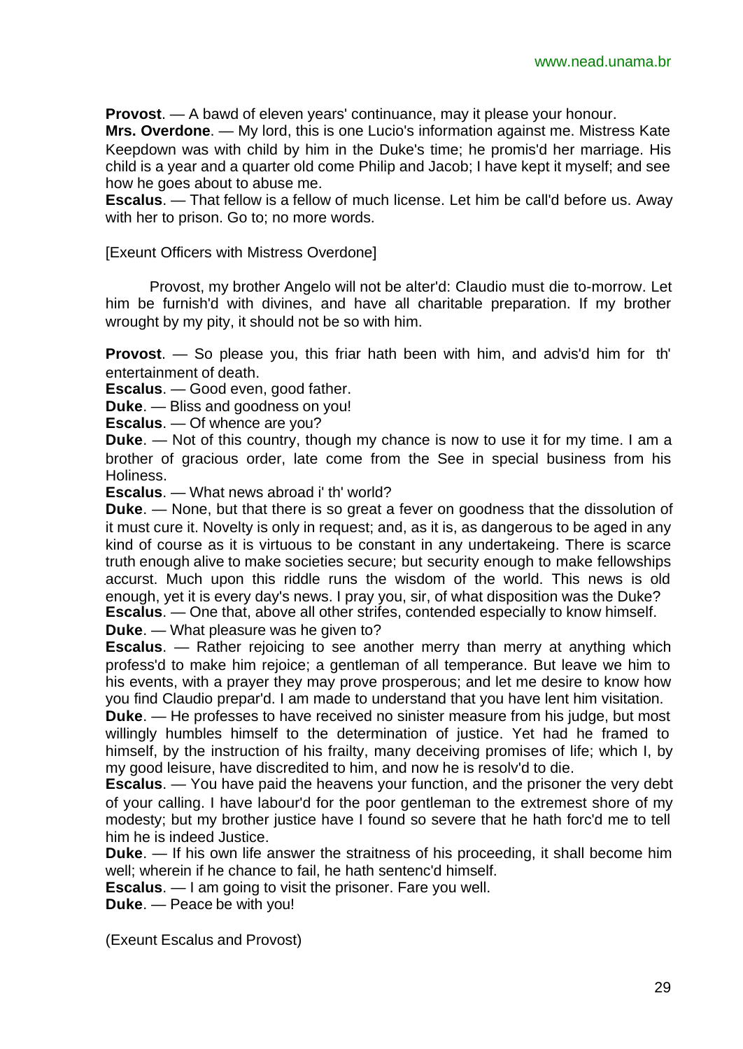**Provost**. — A bawd of eleven years' continuance, may it please your honour.
**Mrs. Overdone**. — My lord, this is one Lucio's information against me. Mistress Kate Keepdown was with child by him in the Duke's time; he promis'd her marriage. His child is a year and a quarter old come Philip and Jacob; I have kept it myself; and see how he goes about to abuse me.
**Escalus**. — That fellow is a fellow of much license. Let him be call'd before us. Away with her to prison. Go to; no more words.

[Exeunt Officers with Mistress Overdone]

Provost, my brother Angelo will not be alter'd: Claudio must die to-morrow. Let him be furnish'd with divines, and have all charitable preparation. If my brother wrought by my pity, it should not be so with him.

**Provost**. — So please you, this friar hath been with him, and advis'd him for th' entertainment of death.
**Escalus**. — Good even, good father.
**Duke**. — Bliss and goodness on you!
**Escalus**. — Of whence are you?
**Duke**. — Not of this country, though my chance is now to use it for my time. I am a brother of gracious order, late come from the See in special business from his Holiness.
**Escalus**. — What news abroad i' th' world?
**Duke**. — None, but that there is so great a fever on goodness that the dissolution of it must cure it. Novelty is only in request; and, as it is, as dangerous to be aged in any kind of course as it is virtuous to be constant in any undertakeing. There is scarce truth enough alive to make societies secure; but security enough to make fellowships accurst. Much upon this riddle runs the wisdom of the world. This news is old enough, yet it is every day's news. I pray you, sir, of what disposition was the Duke?
**Escalus**. — One that, above all other strifes, contended especially to know himself.
**Duke**. — What pleasure was he given to?
**Escalus**. — Rather rejoicing to see another merry than merry at anything which profess'd to make him rejoice; a gentleman of all temperance. But leave we him to his events, with a prayer they may prove prosperous; and let me desire to know how you find Claudio prepar'd. I am made to understand that you have lent him visitation.
**Duke**. — He professes to have received no sinister measure from his judge, but most willingly humbles himself to the determination of justice. Yet had he framed to himself, by the instruction of his frailty, many deceiving promises of life; which I, by my good leisure, have discredited to him, and now he is resolv'd to die.
**Escalus**. — You have paid the heavens your function, and the prisoner the very debt of your calling. I have labour'd for the poor gentleman to the extremest shore of my modesty; but my brother justice have I found so severe that he hath forc'd me to tell him he is indeed Justice.
**Duke**. — If his own life answer the straitness of his proceeding, it shall become him well; wherein if he chance to fail, he hath sentenc'd himself.
**Escalus**. — I am going to visit the prisoner. Fare you well.
**Duke**. — Peace be with you!

(Exeunt Escalus and Provost)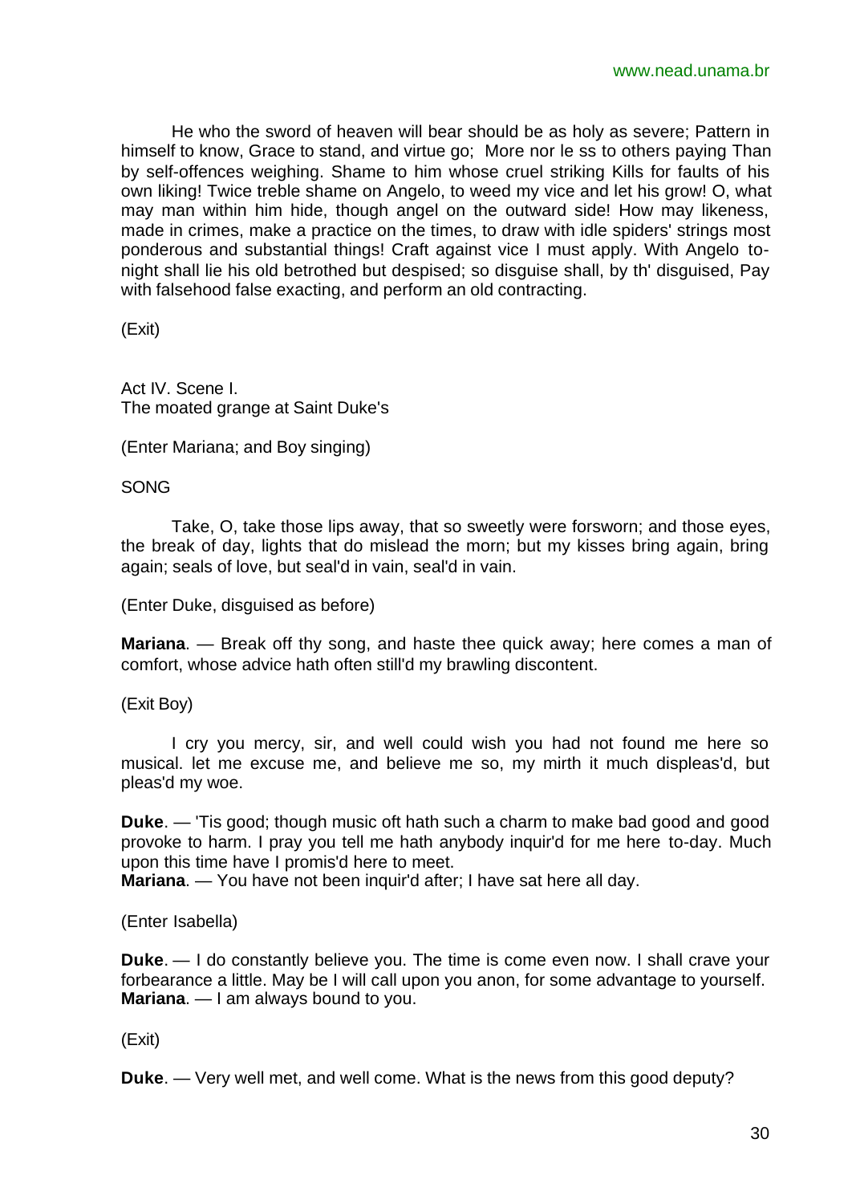He who the sword of heaven will bear should be as holy as severe; Pattern in himself to know, Grace to stand, and virtue go; More nor le ss to others paying Than by self-offences weighing. Shame to him whose cruel striking Kills for faults of his own liking! Twice treble shame on Angelo, to weed my vice and let his grow! O, what may man within him hide, though angel on the outward side! How may likeness, made in crimes, make a practice on the times, to draw with idle spiders' strings most ponderous and substantial things! Craft against vice I must apply. With Angelo to-night shall lie his old betrothed but despised; so disguise shall, by th' disguised, Pay with falsehood false exacting, and perform an old contracting.

(Exit)

Act IV. Scene I.
The moated grange at Saint Duke's

(Enter Mariana; and Boy singing)

SONG

Take, O, take those lips away, that so sweetly were forsworn; and those eyes, the break of day, lights that do mislead the morn; but my kisses bring again, bring again; seals of love, but seal'd in vain, seal'd in vain.

(Enter Duke, disguised as before)

**Mariana**. — Break off thy song, and haste thee quick away; here comes a man of comfort, whose advice hath often still'd my brawling discontent.

(Exit Boy)

I cry you mercy, sir, and well could wish you had not found me here so musical. let me excuse me, and believe me so, my mirth it much displeas'd, but pleas'd my woe.

**Duke**. — 'Tis good; though music oft hath such a charm to make bad good and good provoke to harm. I pray you tell me hath anybody inquir'd for me here to-day. Much upon this time have I promis'd here to meet.
**Mariana**. — You have not been inquir'd after; I have sat here all day.

(Enter Isabella)

**Duke**. — I do constantly believe you. The time is come even now. I shall crave your forbearance a little. May be I will call upon you anon, for some advantage to yourself.
**Mariana**. — I am always bound to you.

(Exit)

**Duke**. — Very well met, and well come. What is the news from this good deputy?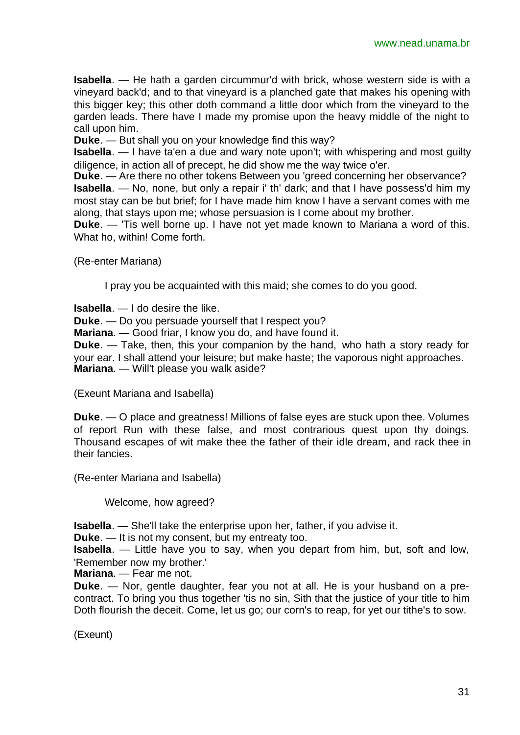**Isabella**. — He hath a garden circummur'd with brick, whose western side is with a vineyard back'd; and to that vineyard is a planched gate that makes his opening with this bigger key; this other doth command a little door which from the vineyard to the garden leads. There have I made my promise upon the heavy middle of the night to call upon him.

**Duke**. — But shall you on your knowledge find this way?

**Isabella**. — I have ta'en a due and wary note upon't; with whispering and most guilty diligence, in action all of precept, he did show me the way twice o'er.

**Duke**. — Are there no other tokens Between you 'greed concerning her observance?

**Isabella**. — No, none, but only a repair i' th' dark; and that I have possess'd him my most stay can be but brief; for I have made him know I have a servant comes with me along, that stays upon me; whose persuasion is I come about my brother.

**Duke**. — 'Tis well borne up. I have not yet made known to Mariana a word of this. What ho, within! Come forth.

(Re-enter Mariana)

I pray you be acquainted with this maid; she comes to do you good.

**Isabella**. — I do desire the like.

**Duke**. — Do you persuade yourself that I respect you?

**Mariana**. — Good friar, I know you do, and have found it.

**Duke**. — Take, then, this your companion by the hand, who hath a story ready for your ear. I shall attend your leisure; but make haste; the vaporous night approaches.

**Mariana**. — Will't please you walk aside?

(Exeunt Mariana and Isabella)

**Duke**. — O place and greatness! Millions of false eyes are stuck upon thee. Volumes of report Run with these false, and most contrarious quest upon thy doings. Thousand escapes of wit make thee the father of their idle dream, and rack thee in their fancies.

(Re-enter Mariana and Isabella)

Welcome, how agreed?

**Isabella**. — She'll take the enterprise upon her, father, if you advise it.

**Duke**. — It is not my consent, but my entreaty too.

**Isabella**. — Little have you to say, when you depart from him, but, soft and low, 'Remember now my brother.'

**Mariana**. — Fear me not.

**Duke**. — Nor, gentle daughter, fear you not at all. He is your husband on a pre-contract. To bring you thus together 'tis no sin, Sith that the justice of your title to him Doth flourish the deceit. Come, let us go; our corn's to reap, for yet our tithe's to sow.

(Exeunt)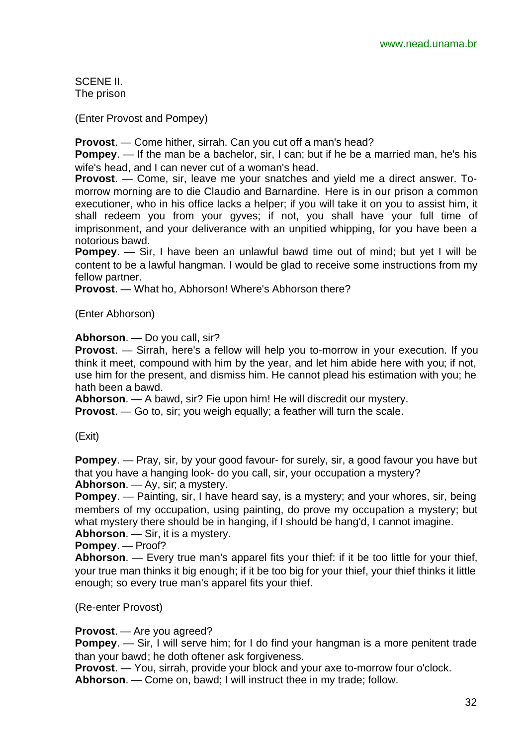SCENE II.
The prison

(Enter Provost and Pompey)

**Provost**. — Come hither, sirrah. Can you cut off a man's head?
**Pompey**. — If the man be a bachelor, sir, I can; but if he be a married man, he's his wife's head, and I can never cut of a woman's head.
**Provost**. — Come, sir, leave me your snatches and yield me a direct answer. To-morrow morning are to die Claudio and Barnardine. Here is in our prison a common executioner, who in his office lacks a helper; if you will take it on you to assist him, it shall redeem you from your gyves; if not, you shall have your full time of imprisonment, and your deliverance with an unpitied whipping, for you have been a notorious bawd.
**Pompey**. — Sir, I have been an unlawful bawd time out of mind; but yet I will be content to be a lawful hangman. I would be glad to receive some instructions from my fellow partner.
**Provost**. — What ho, Abhorson! Where's Abhorson there?

(Enter Abhorson)

**Abhorson**. — Do you call, sir?
**Provost**. — Sirrah, here's a fellow will help you to-morrow in your execution. If you think it meet, compound with him by the year, and let him abide here with you; if not, use him for the present, and dismiss him. He cannot plead his estimation with you; he hath been a bawd.
**Abhorson**. — A bawd, sir? Fie upon him! He will discredit our mystery.
**Provost**. — Go to, sir; you weigh equally; a feather will turn the scale.

(Exit)

**Pompey**. — Pray, sir, by your good favour- for surely, sir, a good favour you have but that you have a hanging look- do you call, sir, your occupation a mystery?
**Abhorson**. — Ay, sir; a mystery.
**Pompey**. — Painting, sir, I have heard say, is a mystery; and your whores, sir, being members of my occupation, using painting, do prove my occupation a mystery; but what mystery there should be in hanging, if I should be hang'd, I cannot imagine.
**Abhorson**. — Sir, it is a mystery.
**Pompey**. — Proof?
**Abhorson**. — Every true man's apparel fits your thief: if it be too little for your thief, your true man thinks it big enough; if it be too big for your thief, your thief thinks it little enough; so every true man's apparel fits your thief.

(Re-enter Provost)

**Provost**. — Are you agreed?
**Pompey**. — Sir, I will serve him; for I do find your hangman is a more penitent trade than your bawd; he doth oftener ask forgiveness.
**Provost**. — You, sirrah, provide your block and your axe to-morrow four o'clock.
**Abhorson**. — Come on, bawd; I will instruct thee in my trade; follow.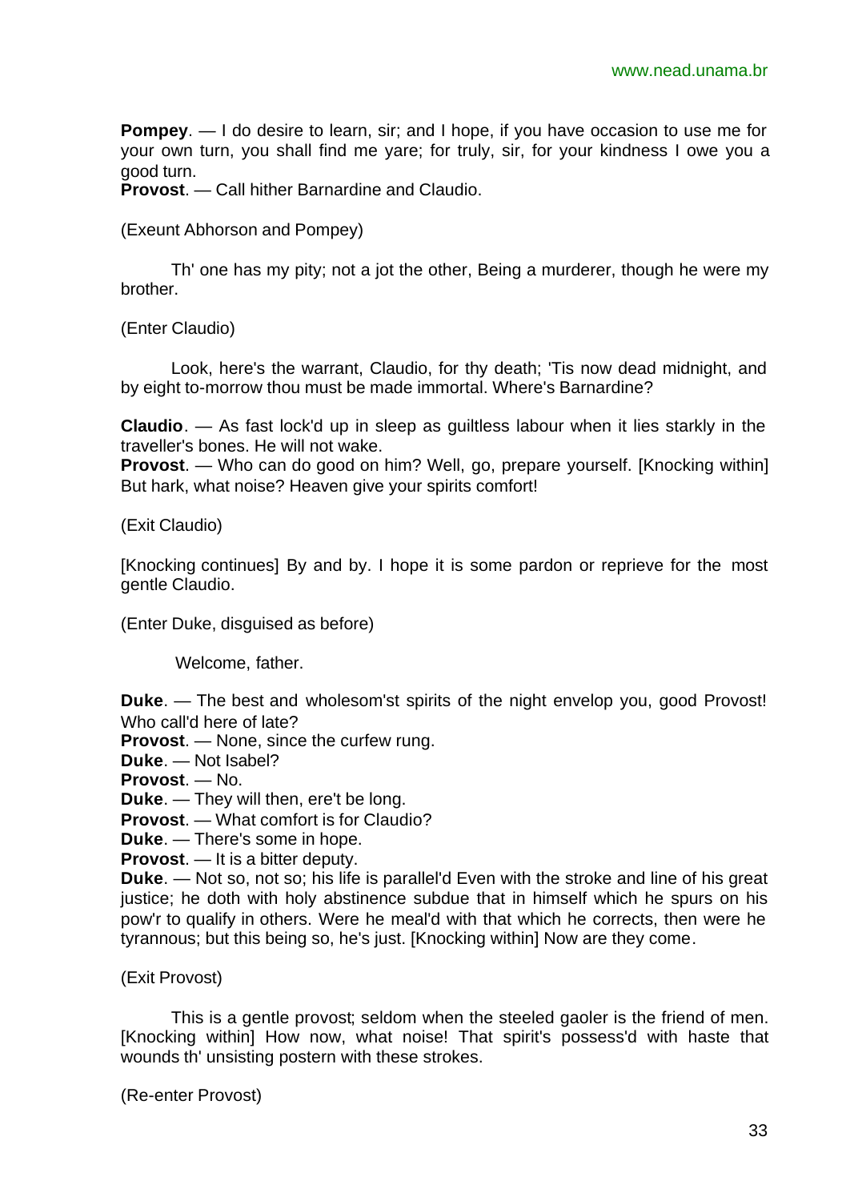**Pompey**. — I do desire to learn, sir; and I hope, if you have occasion to use me for your own turn, you shall find me yare; for truly, sir, for your kindness I owe you a good turn.
**Provost**. — Call hither Barnardine and Claudio.

(Exeunt Abhorson and Pompey)

Th' one has my pity; not a jot the other, Being a murderer, though he were my brother.

(Enter Claudio)

Look, here's the warrant, Claudio, for thy death; 'Tis now dead midnight, and by eight to-morrow thou must be made immortal. Where's Barnardine?

**Claudio**. — As fast lock'd up in sleep as guiltless labour when it lies starkly in the traveller's bones. He will not wake.
**Provost**. — Who can do good on him? Well, go, prepare yourself. [Knocking within] But hark, what noise? Heaven give your spirits comfort!

(Exit Claudio)

[Knocking continues] By and by. I hope it is some pardon or reprieve for the most gentle Claudio.

(Enter Duke, disguised as before)

Welcome, father.

**Duke**. — The best and wholesom'st spirits of the night envelop you, good Provost! Who call'd here of late?
**Provost**. — None, since the curfew rung.
**Duke**. — Not Isabel?
**Provost**. — No.
**Duke**. — They will then, ere't be long.
**Provost**. — What comfort is for Claudio?
**Duke**. — There's some in hope.
**Provost**. — It is a bitter deputy.
**Duke**. — Not so, not so; his life is parallel'd Even with the stroke and line of his great justice; he doth with holy abstinence subdue that in himself which he spurs on his pow'r to qualify in others. Were he meal'd with that which he corrects, then were he tyrannous; but this being so, he's just. [Knocking within] Now are they come.

(Exit Provost)

This is a gentle provost; seldom when the steeled gaoler is the friend of men. [Knocking within] How now, what noise! That spirit's possess'd with haste that wounds th' unsisting postern with these strokes.

(Re-enter Provost)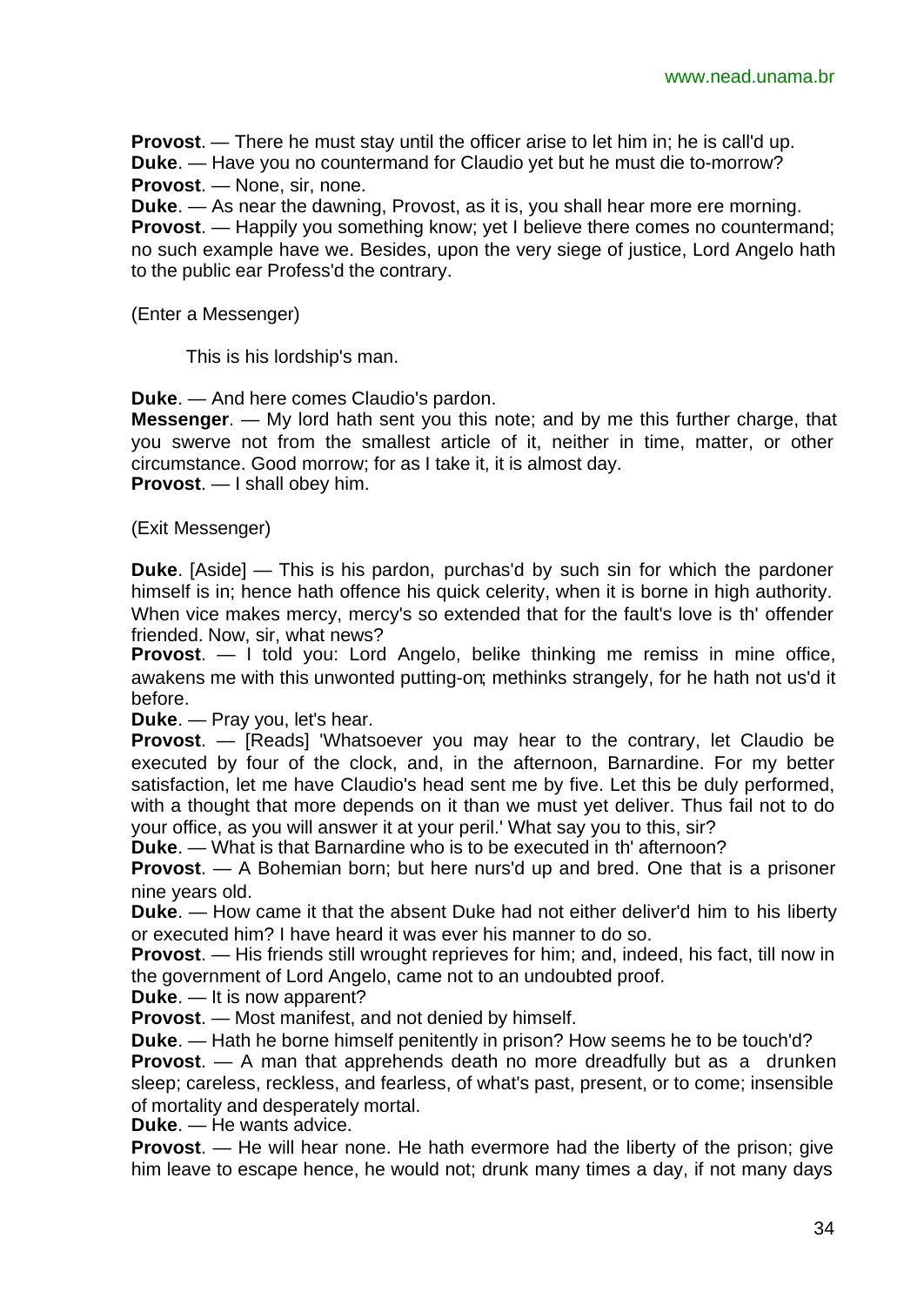**Provost**. — There he must stay until the officer arise to let him in; he is call'd up.
**Duke**. — Have you no countermand for Claudio yet but he must die to-morrow?
**Provost**. — None, sir, none.
**Duke**. — As near the dawning, Provost, as it is, you shall hear more ere morning.
**Provost**. — Happily you something know; yet I believe there comes no countermand; no such example have we. Besides, upon the very siege of justice, Lord Angelo hath to the public ear Profess'd the contrary.

(Enter a Messenger)

This is his lordship's man.

**Duke**. — And here comes Claudio's pardon.
**Messenger**. — My lord hath sent you this note; and by me this further charge, that you swerve not from the smallest article of it, neither in time, matter, or other circumstance. Good morrow; for as I take it, it is almost day.
**Provost**. — I shall obey him.

(Exit Messenger)

**Duke**. [Aside] — This is his pardon, purchas'd by such sin for which the pardoner himself is in; hence hath offence his quick celerity, when it is borne in high authority. When vice makes mercy, mercy's so extended that for the fault's love is th' offender friended. Now, sir, what news?
**Provost**. — I told you: Lord Angelo, belike thinking me remiss in mine office, awakens me with this unwonted putting-on; methinks strangely, for he hath not us'd it before.
**Duke**. — Pray you, let's hear.
**Provost**. — [Reads] 'Whatsoever you may hear to the contrary, let Claudio be executed by four of the clock, and, in the afternoon, Barnardine. For my better satisfaction, let me have Claudio's head sent me by five. Let this be duly performed, with a thought that more depends on it than we must yet deliver. Thus fail not to do your office, as you will answer it at your peril.' What say you to this, sir?
**Duke**. — What is that Barnardine who is to be executed in th' afternoon?
**Provost**. — A Bohemian born; but here nurs'd up and bred. One that is a prisoner nine years old.
**Duke**. — How came it that the absent Duke had not either deliver'd him to his liberty or executed him? I have heard it was ever his manner to do so.
**Provost**. — His friends still wrought reprieves for him; and, indeed, his fact, till now in the government of Lord Angelo, came not to an undoubted proof.
**Duke**. — It is now apparent?
**Provost**. — Most manifest, and not denied by himself.
**Duke**. — Hath he borne himself penitently in prison? How seems he to be touch'd?
**Provost**. — A man that apprehends death no more dreadfully but as a drunken sleep; careless, reckless, and fearless, of what's past, present, or to come; insensible of mortality and desperately mortal.
**Duke**. — He wants advice.
**Provost**. — He will hear none. He hath evermore had the liberty of the prison; give him leave to escape hence, he would not; drunk many times a day, if not many days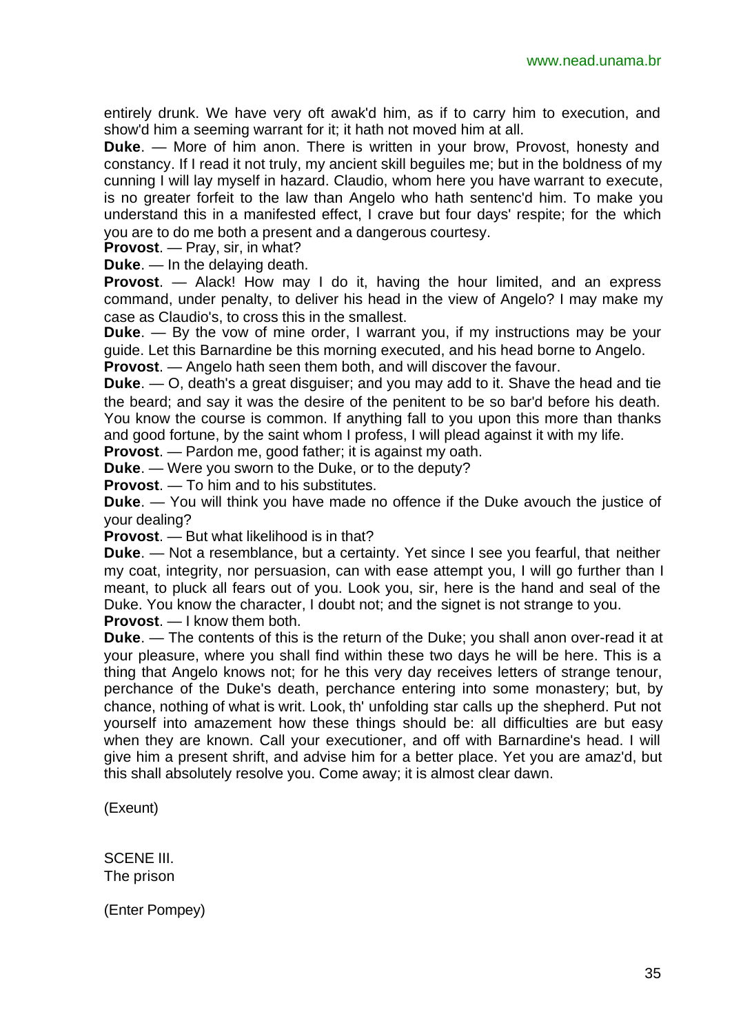entirely drunk. We have very oft awak'd him, as if to carry him to execution, and show'd him a seeming warrant for it; it hath not moved him at all.

**Duke**. — More of him anon. There is written in your brow, Provost, honesty and constancy. If I read it not truly, my ancient skill beguiles me; but in the boldness of my cunning I will lay myself in hazard. Claudio, whom here you have warrant to execute, is no greater forfeit to the law than Angelo who hath sentenc'd him. To make you understand this in a manifested effect, I crave but four days' respite; for the which you are to do me both a present and a dangerous courtesy.

**Provost**. — Pray, sir, in what?

**Duke**. — In the delaying death.

**Provost**. — Alack! How may I do it, having the hour limited, and an express command, under penalty, to deliver his head in the view of Angelo? I may make my case as Claudio's, to cross this in the smallest.

**Duke**. — By the vow of mine order, I warrant you, if my instructions may be your guide. Let this Barnardine be this morning executed, and his head borne to Angelo.

**Provost**. — Angelo hath seen them both, and will discover the favour.

**Duke**. — O, death's a great disguiser; and you may add to it. Shave the head and tie the beard; and say it was the desire of the penitent to be so bar'd before his death. You know the course is common. If anything fall to you upon this more than thanks and good fortune, by the saint whom I profess, I will plead against it with my life.

**Provost**. — Pardon me, good father; it is against my oath.

**Duke**. — Were you sworn to the Duke, or to the deputy?

**Provost**. — To him and to his substitutes.

**Duke**. — You will think you have made no offence if the Duke avouch the justice of your dealing?

**Provost**. — But what likelihood is in that?

**Duke**. — Not a resemblance, but a certainty. Yet since I see you fearful, that neither my coat, integrity, nor persuasion, can with ease attempt you, I will go further than I meant, to pluck all fears out of you. Look you, sir, here is the hand and seal of the Duke. You know the character, I doubt not; and the signet is not strange to you.

**Provost**. — I know them both.

**Duke**. — The contents of this is the return of the Duke; you shall anon over-read it at your pleasure, where you shall find within these two days he will be here. This is a thing that Angelo knows not; for he this very day receives letters of strange tenour, perchance of the Duke's death, perchance entering into some monastery; but, by chance, nothing of what is writ. Look, th' unfolding star calls up the shepherd. Put not yourself into amazement how these things should be: all difficulties are but easy when they are known. Call your executioner, and off with Barnardine's head. I will give him a present shrift, and advise him for a better place. Yet you are amaz'd, but this shall absolutely resolve you. Come away; it is almost clear dawn.

(Exeunt)

SCENE III.
The prison

(Enter Pompey)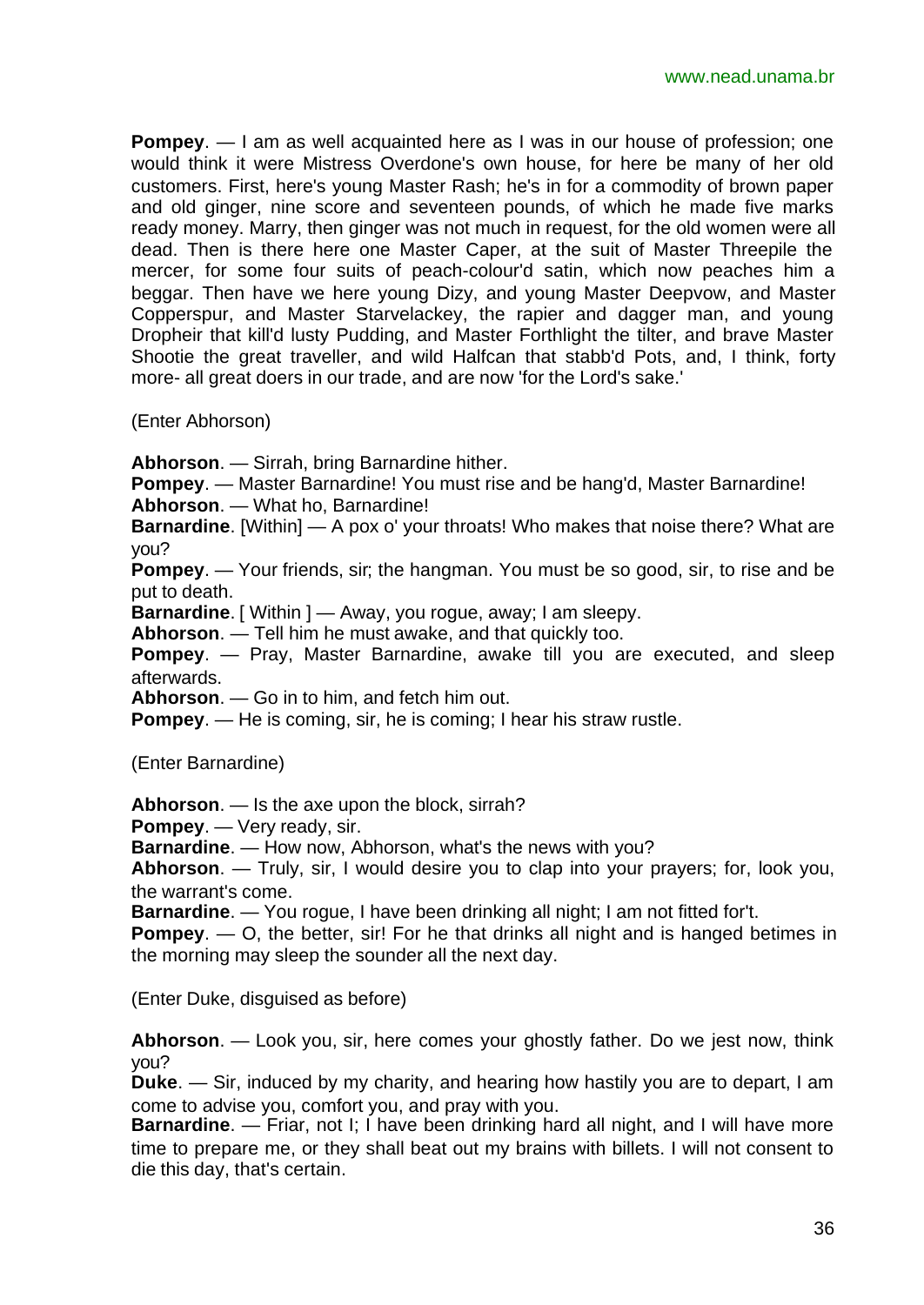**Pompey**. — I am as well acquainted here as I was in our house of profession; one would think it were Mistress Overdone's own house, for here be many of her old customers. First, here's young Master Rash; he's in for a commodity of brown paper and old ginger, nine score and seventeen pounds, of which he made five marks ready money. Marry, then ginger was not much in request, for the old women were all dead. Then is there here one Master Caper, at the suit of Master Threepile the mercer, for some four suits of peach-colour'd satin, which now peaches him a beggar. Then have we here young Dizy, and young Master Deepvow, and Master Copperspur, and Master Starvelackey, the rapier and dagger man, and young Dropheir that kill'd lusty Pudding, and Master Forthlight the tilter, and brave Master Shootie the great traveller, and wild Halfcan that stabb'd Pots, and, I think, forty more- all great doers in our trade, and are now 'for the Lord's sake.'

(Enter Abhorson)

**Abhorson**. — Sirrah, bring Barnardine hither.
**Pompey**. — Master Barnardine! You must rise and be hang'd, Master Barnardine!
**Abhorson**. — What ho, Barnardine!
**Barnardine**. [Within] — A pox o' your throats! Who makes that noise there? What are you?
**Pompey**. — Your friends, sir; the hangman. You must be so good, sir, to rise and be put to death.
**Barnardine**. [ Within ] — Away, you rogue, away; I am sleepy.
**Abhorson**. — Tell him he must awake, and that quickly too.
**Pompey**. — Pray, Master Barnardine, awake till you are executed, and sleep afterwards.
**Abhorson**. — Go in to him, and fetch him out.
**Pompey**. — He is coming, sir, he is coming; I hear his straw rustle.

(Enter Barnardine)

**Abhorson**. — Is the axe upon the block, sirrah?
**Pompey**. — Very ready, sir.
**Barnardine**. — How now, Abhorson, what's the news with you?
**Abhorson**. — Truly, sir, I would desire you to clap into your prayers; for, look you, the warrant's come.
**Barnardine**. — You rogue, I have been drinking all night; I am not fitted for't.
**Pompey**. — O, the better, sir! For he that drinks all night and is hanged betimes in the morning may sleep the sounder all the next day.

(Enter Duke, disguised as before)

**Abhorson**. — Look you, sir, here comes your ghostly father. Do we jest now, think you?
**Duke**. — Sir, induced by my charity, and hearing how hastily you are to depart, I am come to advise you, comfort you, and pray with you.
**Barnardine**. — Friar, not I; I have been drinking hard all night, and I will have more time to prepare me, or they shall beat out my brains with billets. I will not consent to die this day, that's certain.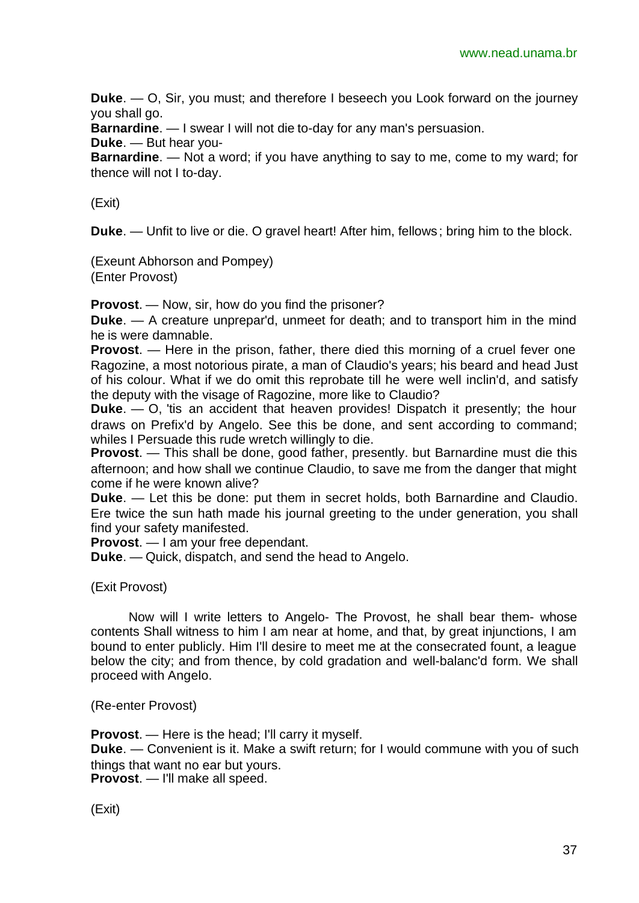**Duke**. — O, Sir, you must; and therefore I beseech you Look forward on the journey you shall go.

**Barnardine**. — I swear I will not die to-day for any man's persuasion.

**Duke**. — But hear you-

**Barnardine**. — Not a word; if you have anything to say to me, come to my ward; for thence will not I to-day.

(Exit)

**Duke**. — Unfit to live or die. O gravel heart! After him, fellows; bring him to the block.

(Exeunt Abhorson and Pompey)
(Enter Provost)

**Provost**. — Now, sir, how do you find the prisoner?

**Duke**. — A creature unprepar'd, unmeet for death; and to transport him in the mind he is were damnable.

**Provost**. — Here in the prison, father, there died this morning of a cruel fever one Ragozine, a most notorious pirate, a man of Claudio's years; his beard and head Just of his colour. What if we do omit this reprobate till he were well inclin'd, and satisfy the deputy with the visage of Ragozine, more like to Claudio?

**Duke**. — O, 'tis an accident that heaven provides! Dispatch it presently; the hour draws on Prefix'd by Angelo. See this be done, and sent according to command; whiles I Persuade this rude wretch willingly to die.

**Provost**. — This shall be done, good father, presently. but Barnardine must die this afternoon; and how shall we continue Claudio, to save me from the danger that might come if he were known alive?

**Duke**. — Let this be done: put them in secret holds, both Barnardine and Claudio. Ere twice the sun hath made his journal greeting to the under generation, you shall find your safety manifested.

**Provost**. — I am your free dependant.

**Duke**. — Quick, dispatch, and send the head to Angelo.

(Exit Provost)

Now will I write letters to Angelo- The Provost, he shall bear them- whose contents Shall witness to him I am near at home, and that, by great injunctions, I am bound to enter publicly. Him I'll desire to meet me at the consecrated fount, a league below the city; and from thence, by cold gradation and well-balanc'd form. We shall proceed with Angelo.

(Re-enter Provost)

**Provost**. — Here is the head; I'll carry it myself.

**Duke**. — Convenient is it. Make a swift return; for I would commune with you of such things that want no ear but yours.

**Provost**. — I'll make all speed.

(Exit)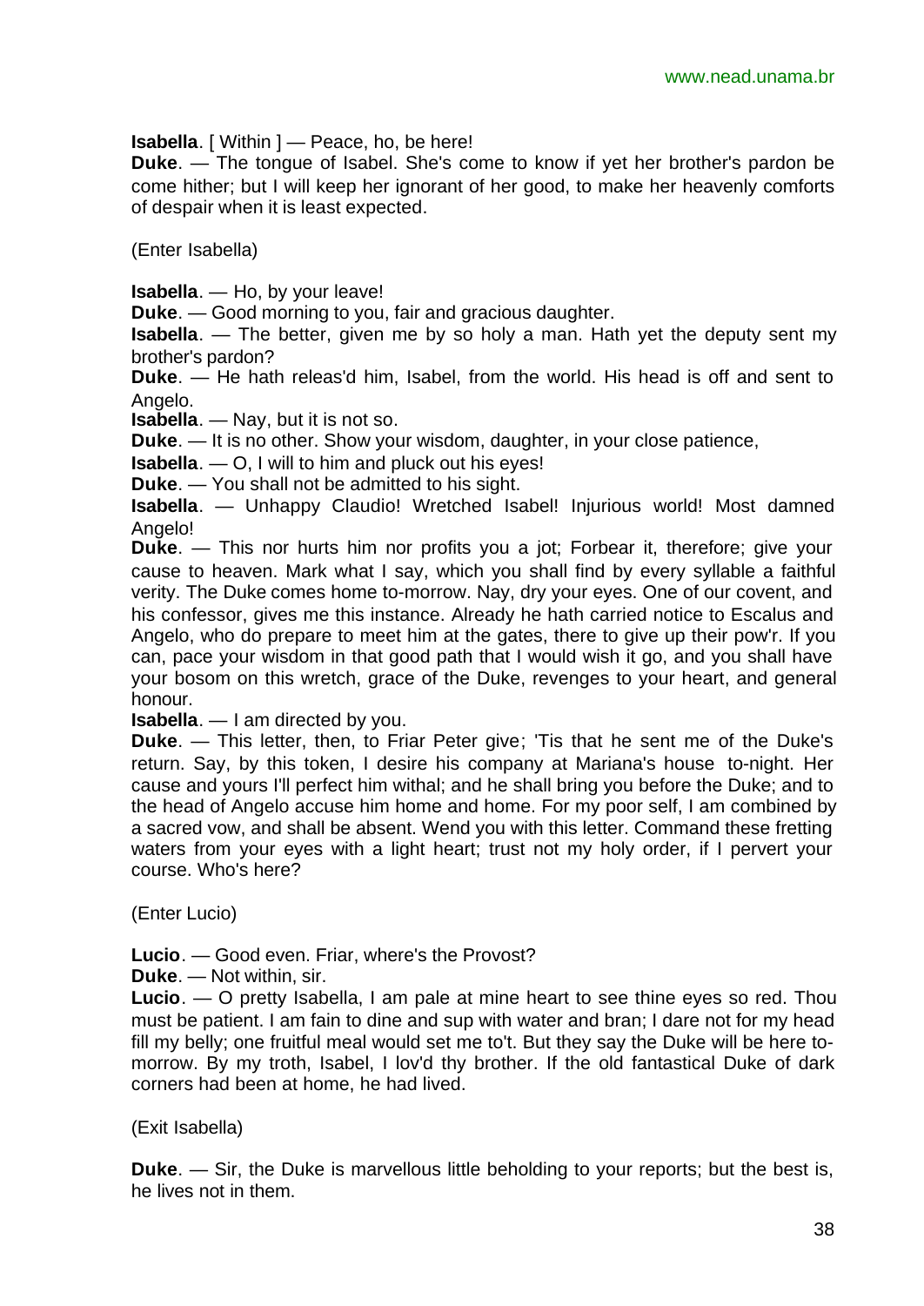**Isabella**. [ Within ] — Peace, ho, be here!
**Duke**. — The tongue of Isabel. She's come to know if yet her brother's pardon be come hither; but I will keep her ignorant of her good, to make her heavenly comforts of despair when it is least expected.

(Enter Isabella)

**Isabella**. — Ho, by your leave!
**Duke**. — Good morning to you, fair and gracious daughter.
**Isabella**. — The better, given me by so holy a man. Hath yet the deputy sent my brother's pardon?
**Duke**. — He hath releas'd him, Isabel, from the world. His head is off and sent to Angelo.
**Isabella**. — Nay, but it is not so.
**Duke**. — It is no other. Show your wisdom, daughter, in your close patience,
**Isabella**. — O, I will to him and pluck out his eyes!
**Duke**. — You shall not be admitted to his sight.
**Isabella**. — Unhappy Claudio! Wretched Isabel! Injurious world! Most damned Angelo!
**Duke**. — This nor hurts him nor profits you a jot; Forbear it, therefore; give your cause to heaven. Mark what I say, which you shall find by every syllable a faithful verity. The Duke comes home to-morrow. Nay, dry your eyes. One of our covent, and his confessor, gives me this instance. Already he hath carried notice to Escalus and Angelo, who do prepare to meet him at the gates, there to give up their pow'r. If you can, pace your wisdom in that good path that I would wish it go, and you shall have your bosom on this wretch, grace of the Duke, revenges to your heart, and general honour.
**Isabella**. — I am directed by you.
**Duke**. — This letter, then, to Friar Peter give; 'Tis that he sent me of the Duke's return. Say, by this token, I desire his company at Mariana's house to-night. Her cause and yours I'll perfect him withal; and he shall bring you before the Duke; and to the head of Angelo accuse him home and home. For my poor self, I am combined by a sacred vow, and shall be absent. Wend you with this letter. Command these fretting waters from your eyes with a light heart; trust not my holy order, if I pervert your course. Who's here?

(Enter Lucio)

**Lucio**. — Good even. Friar, where's the Provost?
**Duke**. — Not within, sir.
**Lucio**. — O pretty Isabella, I am pale at mine heart to see thine eyes so red. Thou must be patient. I am fain to dine and sup with water and bran; I dare not for my head fill my belly; one fruitful meal would set me to't. But they say the Duke will be here to-morrow. By my troth, Isabel, I lov'd thy brother. If the old fantastical Duke of dark corners had been at home, he had lived.

(Exit Isabella)

**Duke**. — Sir, the Duke is marvellous little beholding to your reports; but the best is, he lives not in them.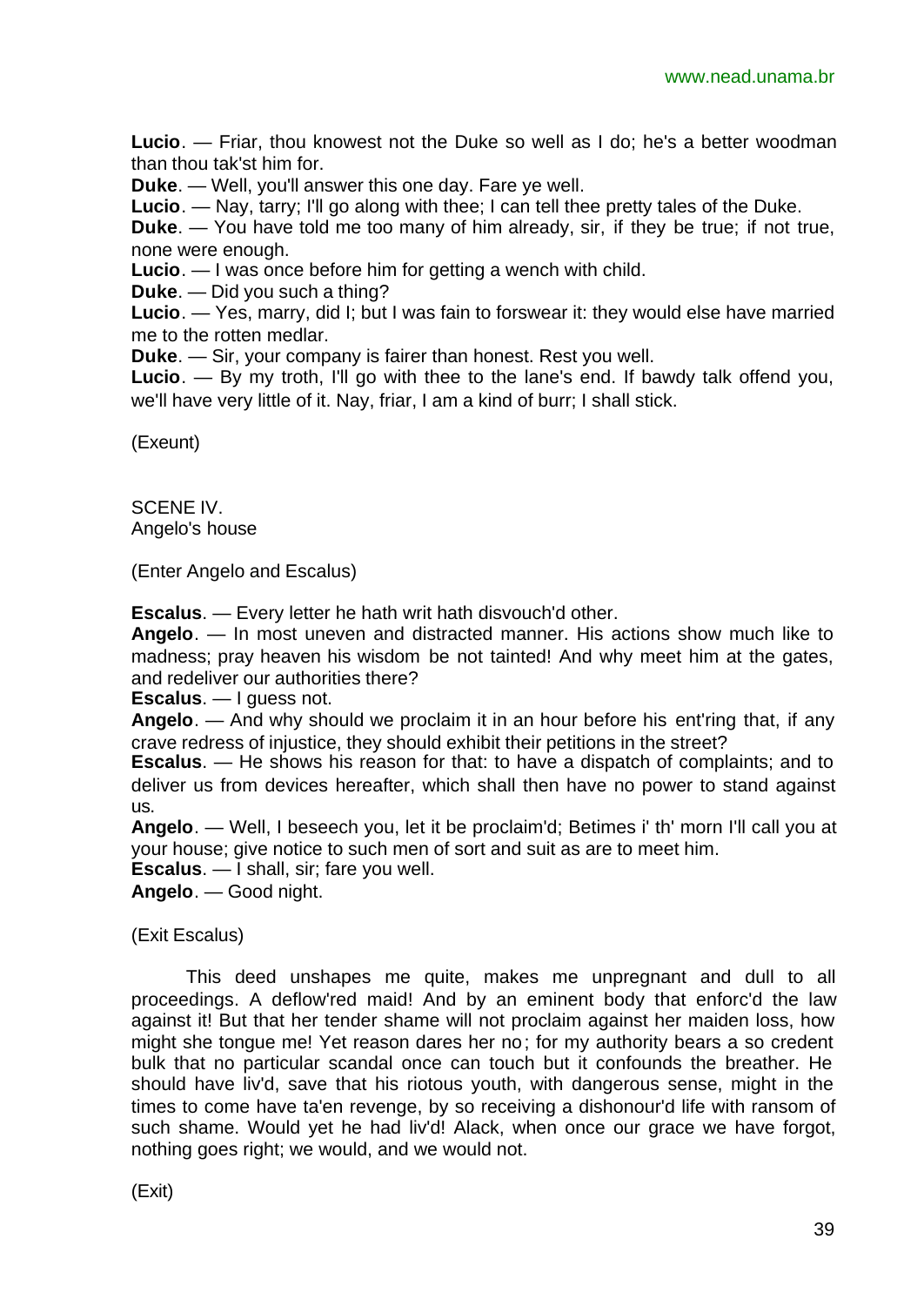**Lucio**. — Friar, thou knowest not the Duke so well as I do; he's a better woodman than thou tak'st him for.

**Duke**. — Well, you'll answer this one day. Fare ye well.

**Lucio**. — Nay, tarry; I'll go along with thee; I can tell thee pretty tales of the Duke.

**Duke**. — You have told me too many of him already, sir, if they be true; if not true, none were enough.

**Lucio**. — I was once before him for getting a wench with child.

**Duke**. — Did you such a thing?

**Lucio**. — Yes, marry, did I; but I was fain to forswear it: they would else have married me to the rotten medlar.

**Duke**. — Sir, your company is fairer than honest. Rest you well.

**Lucio**. — By my troth, I'll go with thee to the lane's end. If bawdy talk offend you, we'll have very little of it. Nay, friar, I am a kind of burr; I shall stick.

(Exeunt)

SCENE IV.
Angelo's house

(Enter Angelo and Escalus)

**Escalus**. — Every letter he hath writ hath disvouch'd other.

**Angelo**. — In most uneven and distracted manner. His actions show much like to madness; pray heaven his wisdom be not tainted! And why meet him at the gates, and redeliver our authorities there?

**Escalus**. — I guess not.

**Angelo**. — And why should we proclaim it in an hour before his ent'ring that, if any crave redress of injustice, they should exhibit their petitions in the street?

**Escalus**. — He shows his reason for that: to have a dispatch of complaints; and to deliver us from devices hereafter, which shall then have no power to stand against us.

**Angelo**. — Well, I beseech you, let it be proclaim'd; Betimes i' th' morn I'll call you at your house; give notice to such men of sort and suit as are to meet him.

**Escalus**. — I shall, sir; fare you well.

**Angelo**. — Good night.

(Exit Escalus)

This deed unshapes me quite, makes me unpregnant and dull to all proceedings. A deflow'red maid! And by an eminent body that enforc'd the law against it! But that her tender shame will not proclaim against her maiden loss, how might she tongue me! Yet reason dares her no; for my authority bears a so credent bulk that no particular scandal once can touch but it confounds the breather. He should have liv'd, save that his riotous youth, with dangerous sense, might in the times to come have ta'en revenge, by so receiving a dishonour'd life with ransom of such shame. Would yet he had liv'd! Alack, when once our grace we have forgot, nothing goes right; we would, and we would not.

(Exit)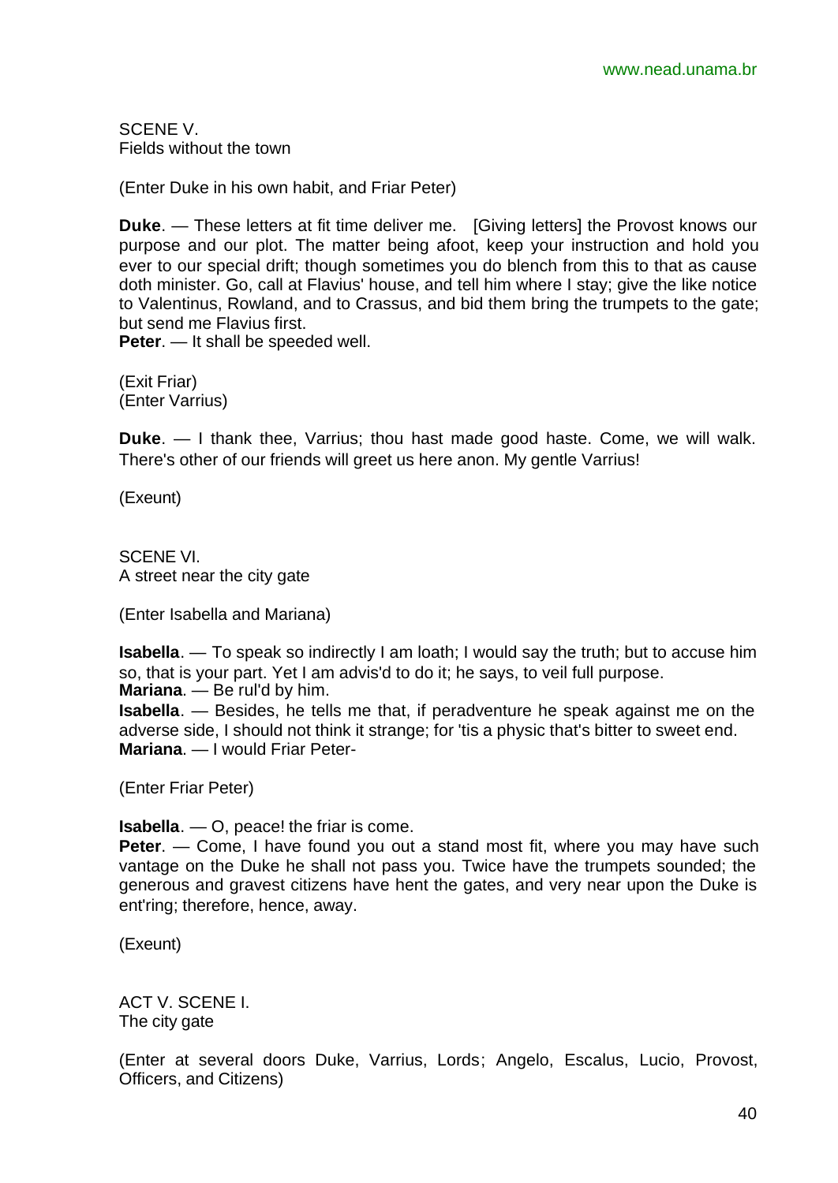SCENE V.
Fields without the town

(Enter Duke in his own habit, and Friar Peter)

**Duke**. — These letters at fit time deliver me. [Giving letters] the Provost knows our purpose and our plot. The matter being afoot, keep your instruction and hold you ever to our special drift; though sometimes you do blench from this to that as cause doth minister. Go, call at Flavius' house, and tell him where I stay; give the like notice to Valentinus, Rowland, and to Crassus, and bid them bring the trumpets to the gate; but send me Flavius first.
**Peter**. — It shall be speeded well.

(Exit Friar)
(Enter Varrius)

**Duke**. — I thank thee, Varrius; thou hast made good haste. Come, we will walk. There's other of our friends will greet us here anon. My gentle Varrius!

(Exeunt)

SCENE VI.
A street near the city gate

(Enter Isabella and Mariana)

**Isabella**. — To speak so indirectly I am loath; I would say the truth; but to accuse him so, that is your part. Yet I am advis'd to do it; he says, to veil full purpose.
**Mariana**. — Be rul'd by him.
**Isabella**. — Besides, he tells me that, if peradventure he speak against me on the adverse side, I should not think it strange; for 'tis a physic that's bitter to sweet end.
**Mariana**. — I would Friar Peter-

(Enter Friar Peter)

**Isabella**. — O, peace! the friar is come.
**Peter**. — Come, I have found you out a stand most fit, where you may have such vantage on the Duke he shall not pass you. Twice have the trumpets sounded; the generous and gravest citizens have hent the gates, and very near upon the Duke is ent'ring; therefore, hence, away.

(Exeunt)

ACT V. SCENE I.
The city gate

(Enter at several doors Duke, Varrius, Lords; Angelo, Escalus, Lucio, Provost, Officers, and Citizens)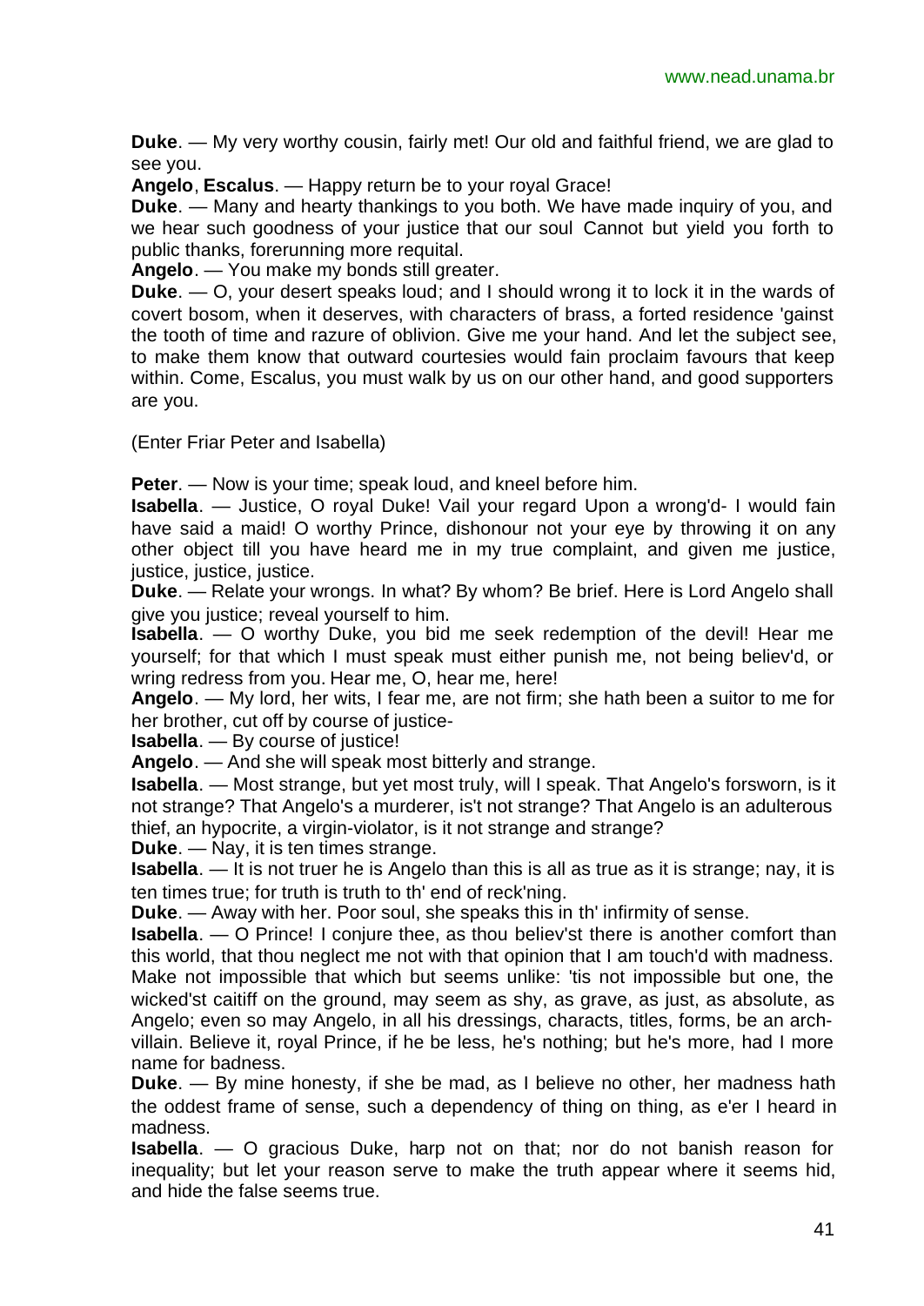**Duke**. — My very worthy cousin, fairly met! Our old and faithful friend, we are glad to see you.

**Angelo**, **Escalus**. — Happy return be to your royal Grace!

**Duke**. — Many and hearty thankings to you both. We have made inquiry of you, and we hear such goodness of your justice that our soul Cannot but yield you forth to public thanks, forerunning more requital.

**Angelo**. — You make my bonds still greater.

**Duke**. — O, your desert speaks loud; and I should wrong it to lock it in the wards of covert bosom, when it deserves, with characters of brass, a forted residence 'gainst the tooth of time and razure of oblivion. Give me your hand. And let the subject see, to make them know that outward courtesies would fain proclaim favours that keep within. Come, Escalus, you must walk by us on our other hand, and good supporters are you.

(Enter Friar Peter and Isabella)

**Peter**. — Now is your time; speak loud, and kneel before him.

**Isabella**. — Justice, O royal Duke! Vail your regard Upon a wrong'd- I would fain have said a maid! O worthy Prince, dishonour not your eye by throwing it on any other object till you have heard me in my true complaint, and given me justice, justice, justice, justice.

**Duke**. — Relate your wrongs. In what? By whom? Be brief. Here is Lord Angelo shall give you justice; reveal yourself to him.

**Isabella**. — O worthy Duke, you bid me seek redemption of the devil! Hear me yourself; for that which I must speak must either punish me, not being believ'd, or wring redress from you. Hear me, O, hear me, here!

**Angelo**. — My lord, her wits, I fear me, are not firm; she hath been a suitor to me for her brother, cut off by course of justice-

**Isabella**. — By course of justice!

**Angelo**. — And she will speak most bitterly and strange.

**Isabella**. — Most strange, but yet most truly, will I speak. That Angelo's forsworn, is it not strange? That Angelo's a murderer, is't not strange? That Angelo is an adulterous thief, an hypocrite, a virgin-violator, is it not strange and strange?

**Duke**. — Nay, it is ten times strange.

**Isabella**. — It is not truer he is Angelo than this is all as true as it is strange; nay, it is ten times true; for truth is truth to th' end of reck'ning.

**Duke**. — Away with her. Poor soul, she speaks this in th' infirmity of sense.

**Isabella**. — O Prince! I conjure thee, as thou believ'st there is another comfort than this world, that thou neglect me not with that opinion that I am touch'd with madness. Make not impossible that which but seems unlike: 'tis not impossible but one, the wicked'st caitiff on the ground, may seem as shy, as grave, as just, as absolute, as Angelo; even so may Angelo, in all his dressings, characts, titles, forms, be an arch-villain. Believe it, royal Prince, if he be less, he's nothing; but he's more, had I more name for badness.

**Duke**. — By mine honesty, if she be mad, as I believe no other, her madness hath the oddest frame of sense, such a dependency of thing on thing, as e'er I heard in madness.

**Isabella**. — O gracious Duke, harp not on that; nor do not banish reason for inequality; but let your reason serve to make the truth appear where it seems hid, and hide the false seems true.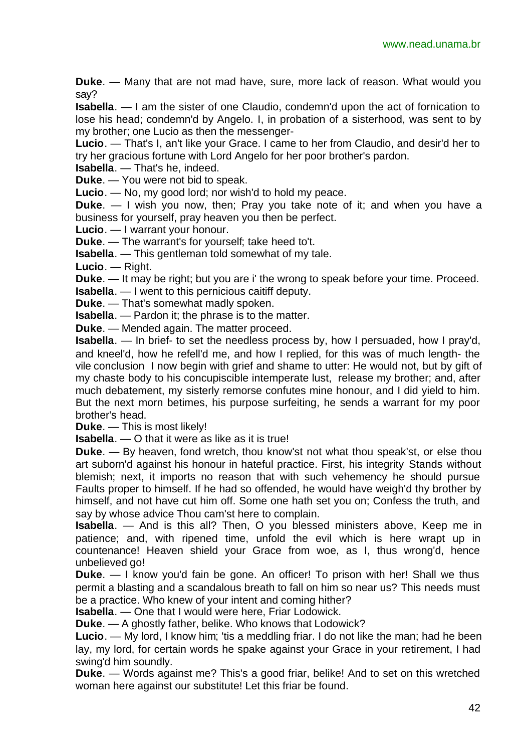**Duke**. — Many that are not mad have, sure, more lack of reason. What would you say?

**Isabella**. — I am the sister of one Claudio, condemn'd upon the act of fornication to lose his head; condemn'd by Angelo. I, in probation of a sisterhood, was sent to by my brother; one Lucio as then the messenger-

**Lucio**. — That's I, an't like your Grace. I came to her from Claudio, and desir'd her to try her gracious fortune with Lord Angelo for her poor brother's pardon.

**Isabella**. — That's he, indeed.

**Duke**. — You were not bid to speak.

**Lucio**. — No, my good lord; nor wish'd to hold my peace.

**Duke**. — I wish you now, then; Pray you take note of it; and when you have a business for yourself, pray heaven you then be perfect.

**Lucio**. — I warrant your honour.

**Duke**. — The warrant's for yourself; take heed to't.

**Isabella**. — This gentleman told somewhat of my tale.

**Lucio**. — Right.

**Duke**. — It may be right; but you are i' the wrong to speak before your time. Proceed.

**Isabella**. — I went to this pernicious caitiff deputy.

**Duke**. — That's somewhat madly spoken.

**Isabella**. — Pardon it; the phrase is to the matter.

**Duke**. — Mended again. The matter proceed.

**Isabella**. — In brief- to set the needless process by, how I persuaded, how I pray'd, and kneel'd, how he refell'd me, and how I replied, for this was of much length- the vile conclusion I now begin with grief and shame to utter: He would not, but by gift of my chaste body to his concupiscible intemperate lust, release my brother; and, after much debatement, my sisterly remorse confutes mine honour, and I did yield to him. But the next morn betimes, his purpose surfeiting, he sends a warrant for my poor brother's head.

**Duke**. — This is most likely!

**Isabella**. — O that it were as like as it is true!

**Duke**. — By heaven, fond wretch, thou know'st not what thou speak'st, or else thou art suborn'd against his honour in hateful practice. First, his integrity Stands without blemish; next, it imports no reason that with such vehemency he should pursue Faults proper to himself. If he had so offended, he would have weigh'd thy brother by himself, and not have cut him off. Some one hath set you on; Confess the truth, and say by whose advice Thou cam'st here to complain.

**Isabella**. — And is this all? Then, O you blessed ministers above, Keep me in patience; and, with ripened time, unfold the evil which is here wrapt up in countenance! Heaven shield your Grace from woe, as I, thus wrong'd, hence unbelieved go!

**Duke**. — I know you'd fain be gone. An officer! To prison with her! Shall we thus permit a blasting and a scandalous breath to fall on him so near us? This needs must be a practice. Who knew of your intent and coming hither?

**Isabella**. — One that I would were here, Friar Lodowick.

**Duke**. — A ghostly father, belike. Who knows that Lodowick?

**Lucio**. — My lord, I know him; 'tis a meddling friar. I do not like the man; had he been lay, my lord, for certain words he spake against your Grace in your retirement, I had swing'd him soundly.

**Duke**. — Words against me? This's a good friar, belike! And to set on this wretched woman here against our substitute! Let this friar be found.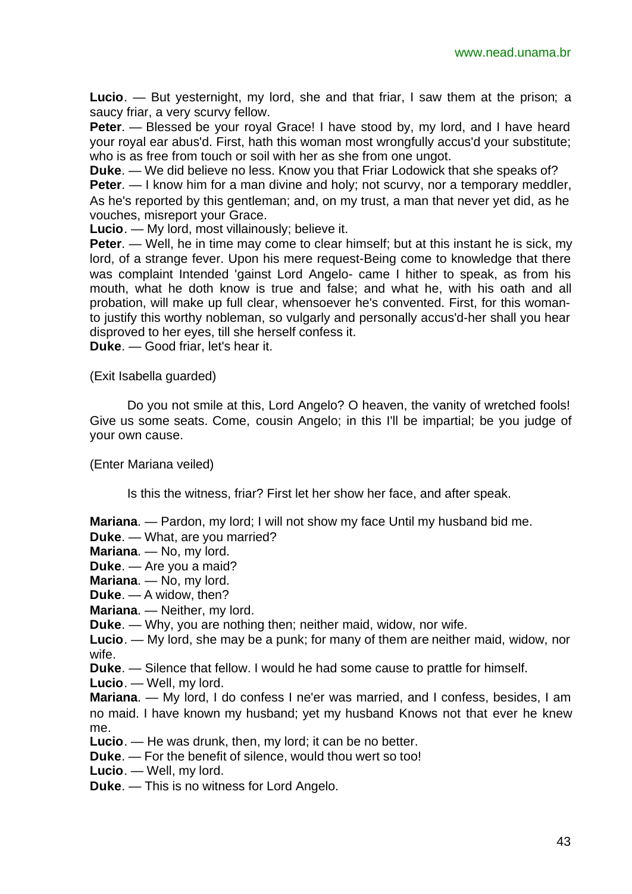**Lucio**. — But yesternight, my lord, she and that friar, I saw them at the prison; a saucy friar, a very scurvy fellow.

**Peter**. — Blessed be your royal Grace! I have stood by, my lord, and I have heard your royal ear abus'd. First, hath this woman most wrongfully accus'd your substitute; who is as free from touch or soil with her as she from one ungot.

**Duke**. — We did believe no less. Know you that Friar Lodowick that she speaks of?

**Peter**. — I know him for a man divine and holy; not scurvy, nor a temporary meddler, As he's reported by this gentleman; and, on my trust, a man that never yet did, as he vouches, misreport your Grace.

**Lucio**. — My lord, most villainously; believe it.

**Peter**. — Well, he in time may come to clear himself; but at this instant he is sick, my lord, of a strange fever. Upon his mere request-Being come to knowledge that there was complaint Intended 'gainst Lord Angelo- came I hither to speak, as from his mouth, what he doth know is true and false; and what he, with his oath and all probation, will make up full clear, whensoever he's convented. First, for this woman-to justify this worthy nobleman, so vulgarly and personally accus'd-her shall you hear disproved to her eyes, till she herself confess it.

**Duke**. — Good friar, let's hear it.

(Exit Isabella guarded)

Do you not smile at this, Lord Angelo? O heaven, the vanity of wretched fools! Give us some seats. Come, cousin Angelo; in this I'll be impartial; be you judge of your own cause.

(Enter Mariana veiled)

Is this the witness, friar? First let her show her face, and after speak.

**Mariana**. — Pardon, my lord; I will not show my face Until my husband bid me.

**Duke**. — What, are you married?

**Mariana**. — No, my lord.

**Duke**. — Are you a maid?

**Mariana**. — No, my lord.

**Duke**. — A widow, then?

**Mariana**. — Neither, my lord.

**Duke**. — Why, you are nothing then; neither maid, widow, nor wife.

**Lucio**. — My lord, she may be a punk; for many of them are neither maid, widow, nor wife.

**Duke**. — Silence that fellow. I would he had some cause to prattle for himself.

**Lucio**. — Well, my lord.

**Mariana**. — My lord, I do confess I ne'er was married, and I confess, besides, I am no maid. I have known my husband; yet my husband Knows not that ever he knew me.

**Lucio**. — He was drunk, then, my lord; it can be no better.

**Duke**. — For the benefit of silence, would thou wert so too!

**Lucio**. — Well, my lord.

**Duke**. — This is no witness for Lord Angelo.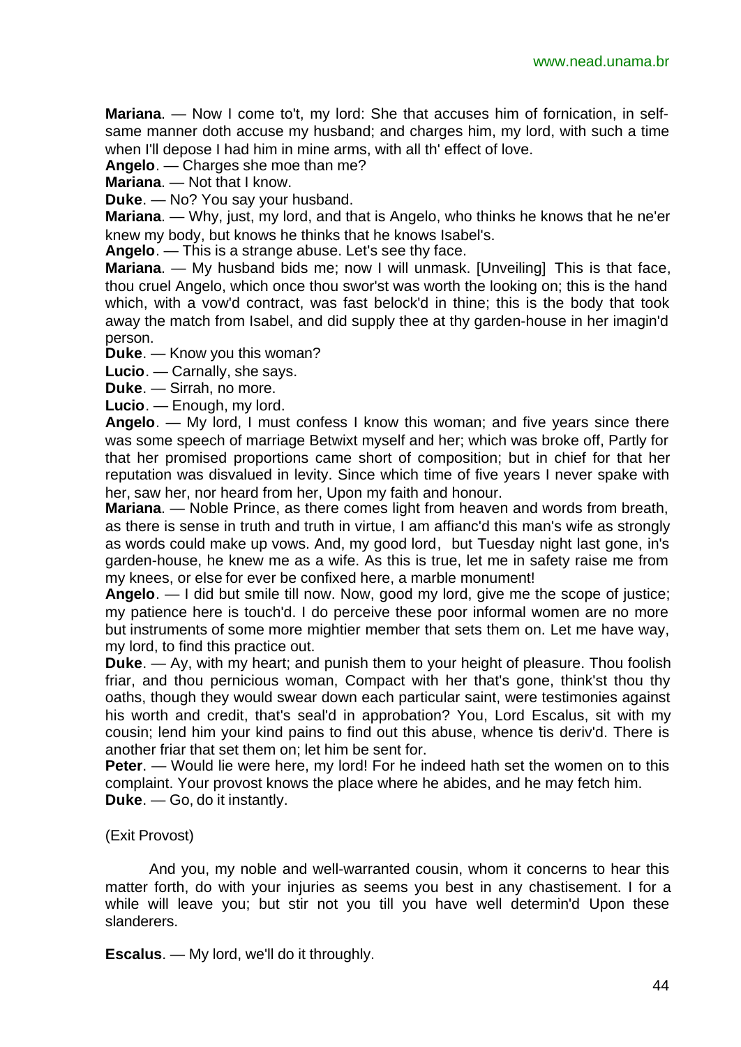**Mariana**. — Now I come to't, my lord: She that accuses him of fornication, in self-same manner doth accuse my husband; and charges him, my lord, with such a time when I'll depose I had him in mine arms, with all th' effect of love.

**Angelo**. — Charges she moe than me?

**Mariana**. — Not that I know.

**Duke**. — No? You say your husband.

**Mariana**. — Why, just, my lord, and that is Angelo, who thinks he knows that he ne'er knew my body, but knows he thinks that he knows Isabel's.

**Angelo**. — This is a strange abuse. Let's see thy face.

**Mariana**. — My husband bids me; now I will unmask. [Unveiling] This is that face, thou cruel Angelo, which once thou swor'st was worth the looking on; this is the hand which, with a vow'd contract, was fast belock'd in thine; this is the body that took away the match from Isabel, and did supply thee at thy garden-house in her imagin'd person.

**Duke**. — Know you this woman?

**Lucio**. — Carnally, she says.

**Duke**. — Sirrah, no more.

**Lucio**. — Enough, my lord.

**Angelo**. — My lord, I must confess I know this woman; and five years since there was some speech of marriage Betwixt myself and her; which was broke off, Partly for that her promised proportions came short of composition; but in chief for that her reputation was disvalued in levity. Since which time of five years I never spake with her, saw her, nor heard from her, Upon my faith and honour.

**Mariana**. — Noble Prince, as there comes light from heaven and words from breath, as there is sense in truth and truth in virtue, I am affianc'd this man's wife as strongly as words could make up vows. And, my good lord, but Tuesday night last gone, in's garden-house, he knew me as a wife. As this is true, let me in safety raise me from my knees, or else for ever be confixed here, a marble monument!

**Angelo**. — I did but smile till now. Now, good my lord, give me the scope of justice; my patience here is touch'd. I do perceive these poor informal women are no more but instruments of some more mightier member that sets them on. Let me have way, my lord, to find this practice out.

**Duke**. — Ay, with my heart; and punish them to your height of pleasure. Thou foolish friar, and thou pernicious woman, Compact with her that's gone, think'st thou thy oaths, though they would swear down each particular saint, were testimonies against his worth and credit, that's seal'd in approbation? You, Lord Escalus, sit with my cousin; lend him your kind pains to find out this abuse, whence tis deriv'd. There is another friar that set them on; let him be sent for.

**Peter**. — Would lie were here, my lord! For he indeed hath set the women on to this complaint. Your provost knows the place where he abides, and he may fetch him.

**Duke**. — Go, do it instantly.

(Exit Provost)

And you, my noble and well-warranted cousin, whom it concerns to hear this matter forth, do with your injuries as seems you best in any chastisement. I for a while will leave you; but stir not you till you have well determin'd Upon these slanderers.

**Escalus**. — My lord, we'll do it throughly.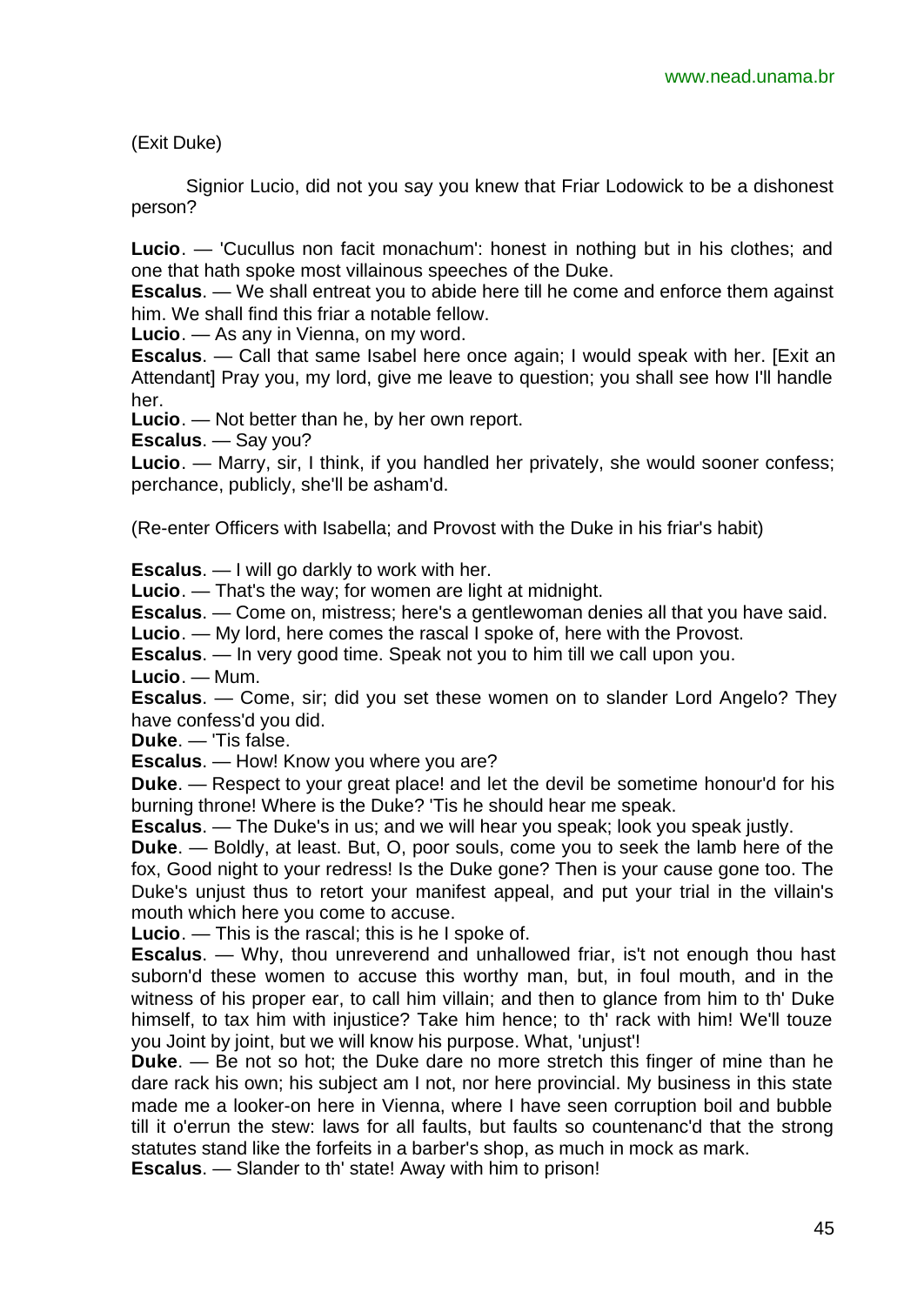(Exit Duke)

Signior Lucio, did not you say you knew that Friar Lodowick to be a dishonest person?

**Lucio**. — 'Cucullus non facit monachum': honest in nothing but in his clothes; and one that hath spoke most villainous speeches of the Duke.

**Escalus**. — We shall entreat you to abide here till he come and enforce them against him. We shall find this friar a notable fellow.

**Lucio**. — As any in Vienna, on my word.

**Escalus**. — Call that same Isabel here once again; I would speak with her. [Exit an Attendant] Pray you, my lord, give me leave to question; you shall see how I'll handle her.

**Lucio**. — Not better than he, by her own report.

**Escalus**. — Say you?

**Lucio**. — Marry, sir, I think, if you handled her privately, she would sooner confess; perchance, publicly, she'll be asham'd.

(Re-enter Officers with Isabella; and Provost with the Duke in his friar's habit)

**Escalus**. — I will go darkly to work with her.

**Lucio**. — That's the way; for women are light at midnight.

**Escalus**. — Come on, mistress; here's a gentlewoman denies all that you have said.

**Lucio**. — My lord, here comes the rascal I spoke of, here with the Provost.

**Escalus**. — In very good time. Speak not you to him till we call upon you.

**Lucio**. — Mum.

**Escalus**. — Come, sir; did you set these women on to slander Lord Angelo? They have confess'd you did.

**Duke**. — 'Tis false.

**Escalus**. — How! Know you where you are?

**Duke**. — Respect to your great place! and let the devil be sometime honour'd for his burning throne! Where is the Duke? 'Tis he should hear me speak.

**Escalus**. — The Duke's in us; and we will hear you speak; look you speak justly.

**Duke**. — Boldly, at least. But, O, poor souls, come you to seek the lamb here of the fox, Good night to your redress! Is the Duke gone? Then is your cause gone too. The Duke's unjust thus to retort your manifest appeal, and put your trial in the villain's mouth which here you come to accuse.

**Lucio**. — This is the rascal; this is he I spoke of.

**Escalus**. — Why, thou unreverend and unhallowed friar, is't not enough thou hast suborn'd these women to accuse this worthy man, but, in foul mouth, and in the witness of his proper ear, to call him villain; and then to glance from him to th' Duke himself, to tax him with injustice? Take him hence; to th' rack with him! We'll touze you Joint by joint, but we will know his purpose. What, 'unjust'!

**Duke**. — Be not so hot; the Duke dare no more stretch this finger of mine than he dare rack his own; his subject am I not, nor here provincial. My business in this state made me a looker-on here in Vienna, where I have seen corruption boil and bubble till it o'errun the stew: laws for all faults, but faults so countenanc'd that the strong statutes stand like the forfeits in a barber's shop, as much in mock as mark.

**Escalus**. — Slander to th' state! Away with him to prison!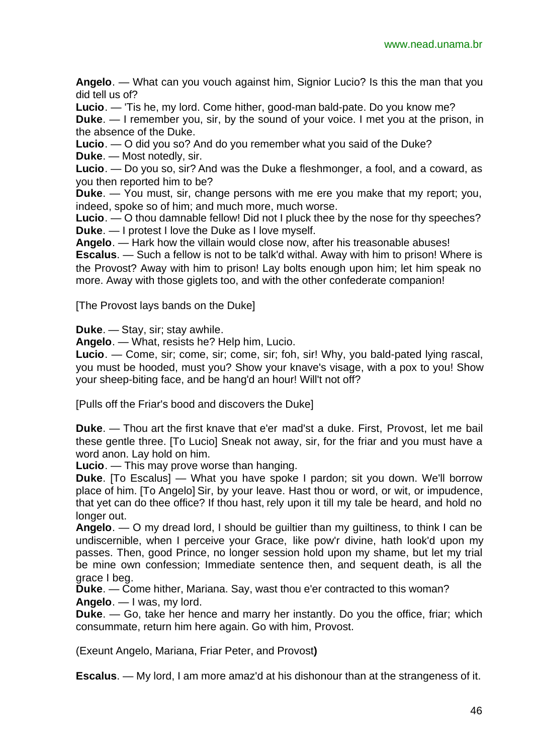**Angelo**. — What can you vouch against him, Signior Lucio? Is this the man that you did tell us of?

**Lucio**. — 'Tis he, my lord. Come hither, good-man bald-pate. Do you know me?

**Duke**. — I remember you, sir, by the sound of your voice. I met you at the prison, in the absence of the Duke.

**Lucio**. — O did you so? And do you remember what you said of the Duke?

**Duke**. — Most notedly, sir.

**Lucio**. — Do you so, sir? And was the Duke a fleshmonger, a fool, and a coward, as you then reported him to be?

**Duke**. — You must, sir, change persons with me ere you make that my report; you, indeed, spoke so of him; and much more, much worse.

**Lucio**. — O thou damnable fellow! Did not I pluck thee by the nose for thy speeches?

**Duke**. — I protest I love the Duke as I love myself.

**Angelo**. — Hark how the villain would close now, after his treasonable abuses!

**Escalus**. — Such a fellow is not to be talk'd withal. Away with him to prison! Where is the Provost? Away with him to prison! Lay bolts enough upon him; let him speak no more. Away with those giglets too, and with the other confederate companion!

[The Provost lays bands on the Duke]

**Duke**. — Stay, sir; stay awhile.

**Angelo**. — What, resists he? Help him, Lucio.

**Lucio**. — Come, sir; come, sir; come, sir; foh, sir! Why, you bald-pated lying rascal, you must be hooded, must you? Show your knave's visage, with a pox to you! Show your sheep-biting face, and be hang'd an hour! Will't not off?

[Pulls off the Friar's bood and discovers the Duke]

**Duke**. — Thou art the first knave that e'er mad'st a duke. First, Provost, let me bail these gentle three. [To Lucio] Sneak not away, sir, for the friar and you must have a word anon. Lay hold on him.

**Lucio**. — This may prove worse than hanging.

**Duke**. [To Escalus] — What you have spoke I pardon; sit you down. We'll borrow place of him. [To Angelo] Sir, by your leave. Hast thou or word, or wit, or impudence, that yet can do thee office? If thou hast, rely upon it till my tale be heard, and hold no longer out.

**Angelo**. — O my dread lord, I should be guiltier than my guiltiness, to think I can be undiscernible, when I perceive your Grace, like pow'r divine, hath look'd upon my passes. Then, good Prince, no longer session hold upon my shame, but let my trial be mine own confession; Immediate sentence then, and sequent death, is all the grace I beg.

**Duke**. — Come hither, Mariana. Say, wast thou e'er contracted to this woman?

**Angelo**. — I was, my lord.

**Duke**. — Go, take her hence and marry her instantly. Do you the office, friar; which consummate, return him here again. Go with him, Provost.

(Exeunt Angelo, Mariana, Friar Peter, and Provost**)**

**Escalus**. — My lord, I am more amaz'd at his dishonour than at the strangeness of it.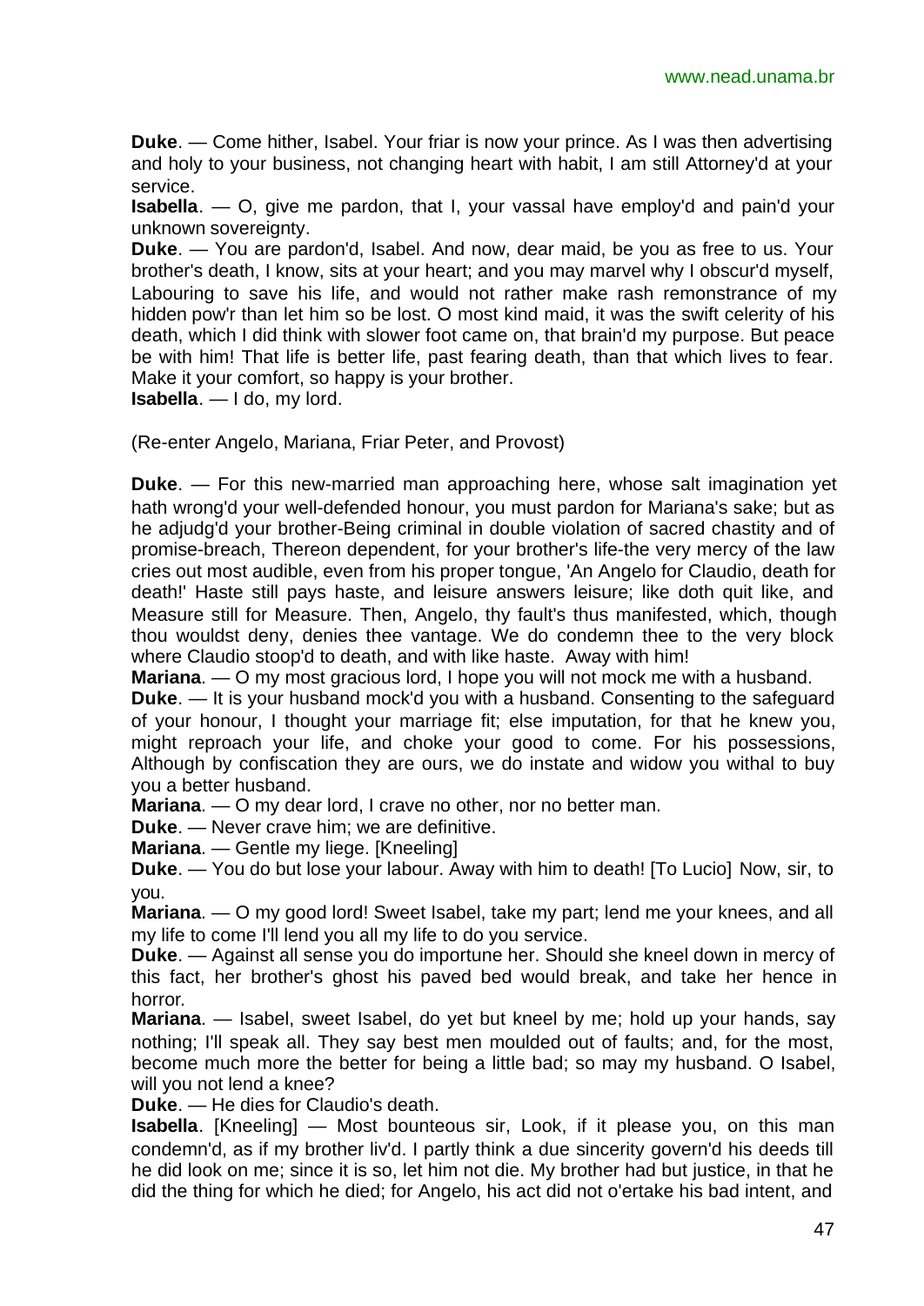**Duke**. — Come hither, Isabel. Your friar is now your prince. As I was then advertising and holy to your business, not changing heart with habit, I am still Attorney'd at your service.

**Isabella**. — O, give me pardon, that I, your vassal have employ'd and pain'd your unknown sovereignty.

**Duke**. — You are pardon'd, Isabel. And now, dear maid, be you as free to us. Your brother's death, I know, sits at your heart; and you may marvel why I obscur'd myself, Labouring to save his life, and would not rather make rash remonstrance of my hidden pow'r than let him so be lost. O most kind maid, it was the swift celerity of his death, which I did think with slower foot came on, that brain'd my purpose. But peace be with him! That life is better life, past fearing death, than that which lives to fear. Make it your comfort, so happy is your brother.

**Isabella**. — I do, my lord.

(Re-enter Angelo, Mariana, Friar Peter, and Provost)

**Duke**. — For this new-married man approaching here, whose salt imagination yet hath wrong'd your well-defended honour, you must pardon for Mariana's sake; but as he adjudg'd your brother-Being criminal in double violation of sacred chastity and of promise-breach, Thereon dependent, for your brother's life-the very mercy of the law cries out most audible, even from his proper tongue, 'An Angelo for Claudio, death for death!' Haste still pays haste, and leisure answers leisure; like doth quit like, and Measure still for Measure. Then, Angelo, thy fault's thus manifested, which, though thou wouldst deny, denies thee vantage. We do condemn thee to the very block where Claudio stoop'd to death, and with like haste. Away with him!

**Mariana**. — O my most gracious lord, I hope you will not mock me with a husband.

**Duke**. — It is your husband mock'd you with a husband. Consenting to the safeguard of your honour, I thought your marriage fit; else imputation, for that he knew you, might reproach your life, and choke your good to come. For his possessions, Although by confiscation they are ours, we do instate and widow you withal to buy you a better husband.

**Mariana**. — O my dear lord, I crave no other, nor no better man.

**Duke**. — Never crave him; we are definitive.

**Mariana**. — Gentle my liege. [Kneeling]

**Duke**. — You do but lose your labour. Away with him to death! [To Lucio] Now, sir, to you.

**Mariana**. — O my good lord! Sweet Isabel, take my part; lend me your knees, and all my life to come I'll lend you all my life to do you service.

**Duke**. — Against all sense you do importune her. Should she kneel down in mercy of this fact, her brother's ghost his paved bed would break, and take her hence in horror.

**Mariana**. — Isabel, sweet Isabel, do yet but kneel by me; hold up your hands, say nothing; I'll speak all. They say best men moulded out of faults; and, for the most, become much more the better for being a little bad; so may my husband. O Isabel, will you not lend a knee?

**Duke**. — He dies for Claudio's death.

**Isabella**. [Kneeling] — Most bounteous sir, Look, if it please you, on this man condemn'd, as if my brother liv'd. I partly think a due sincerity govern'd his deeds till he did look on me; since it is so, let him not die. My brother had but justice, in that he did the thing for which he died; for Angelo, his act did not o'ertake his bad intent, and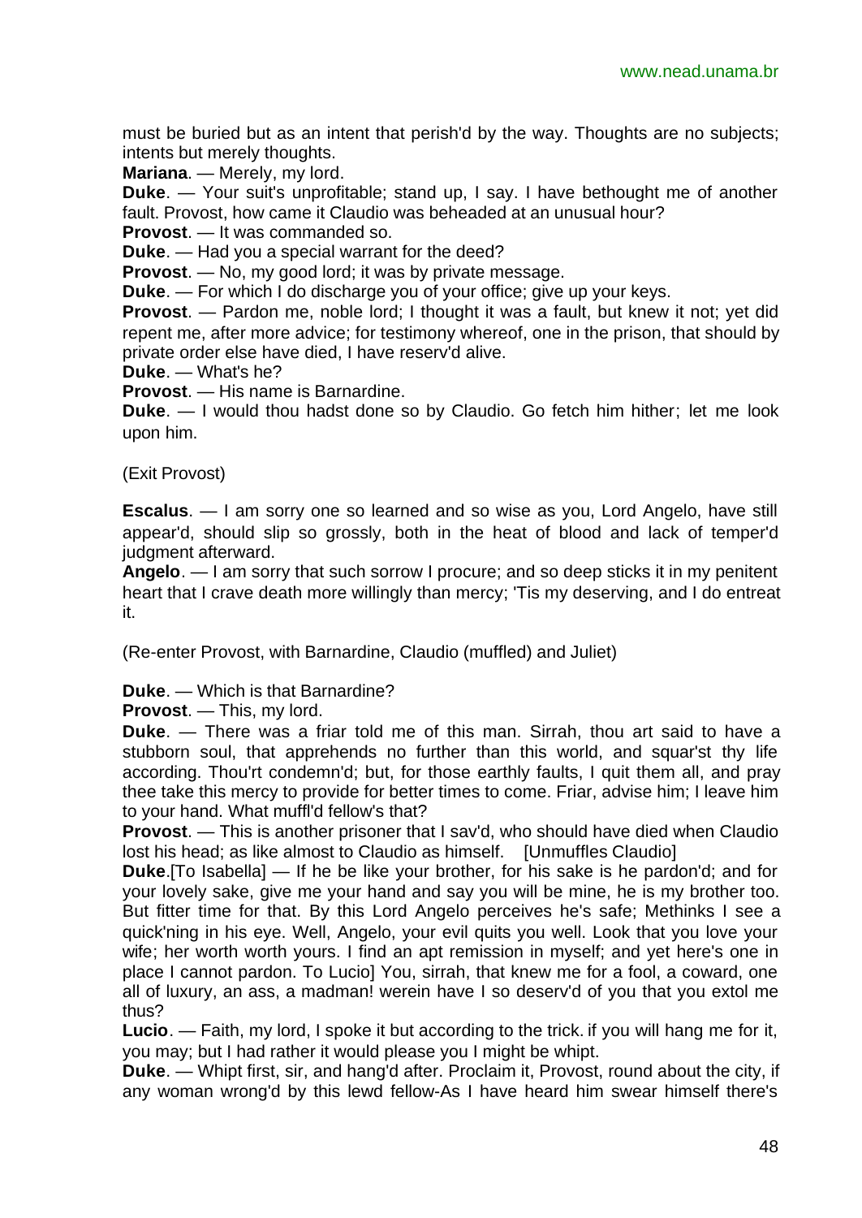must be buried but as an intent that perish'd by the way. Thoughts are no subjects; intents but merely thoughts.

**Mariana**. — Merely, my lord.

**Duke**. — Your suit's unprofitable; stand up, I say. I have bethought me of another fault. Provost, how came it Claudio was beheaded at an unusual hour?

**Provost**. — It was commanded so.

**Duke**. — Had you a special warrant for the deed?

**Provost**. — No, my good lord; it was by private message.

**Duke**. — For which I do discharge you of your office; give up your keys.

**Provost**. — Pardon me, noble lord; I thought it was a fault, but knew it not; yet did repent me, after more advice; for testimony whereof, one in the prison, that should by private order else have died, I have reserv'd alive.

**Duke**. — What's he?

**Provost**. — His name is Barnardine.

**Duke**. — I would thou hadst done so by Claudio. Go fetch him hither; let me look upon him.

(Exit Provost)

**Escalus**. — I am sorry one so learned and so wise as you, Lord Angelo, have still appear'd, should slip so grossly, both in the heat of blood and lack of temper'd judgment afterward.

**Angelo**. — I am sorry that such sorrow I procure; and so deep sticks it in my penitent heart that I crave death more willingly than mercy; 'Tis my deserving, and I do entreat it.

(Re-enter Provost, with Barnardine, Claudio (muffled) and Juliet)

**Duke**. — Which is that Barnardine?

**Provost**. — This, my lord.

**Duke**. — There was a friar told me of this man. Sirrah, thou art said to have a stubborn soul, that apprehends no further than this world, and squar'st thy life according. Thou'rt condemn'd; but, for those earthly faults, I quit them all, and pray thee take this mercy to provide for better times to come. Friar, advise him; I leave him to your hand. What muffl'd fellow's that?

**Provost**. — This is another prisoner that I sav'd, who should have died when Claudio lost his head; as like almost to Claudio as himself. [Unmuffles Claudio]

**Duke**.[To Isabella] — If he be like your brother, for his sake is he pardon'd; and for your lovely sake, give me your hand and say you will be mine, he is my brother too. But fitter time for that. By this Lord Angelo perceives he's safe; Methinks I see a quick'ning in his eye. Well, Angelo, your evil quits you well. Look that you love your wife; her worth worth yours. I find an apt remission in myself; and yet here's one in place I cannot pardon. To Lucio] You, sirrah, that knew me for a fool, a coward, one all of luxury, an ass, a madman! werein have I so deserv'd of you that you extol me thus?

**Lucio**. — Faith, my lord, I spoke it but according to the trick. if you will hang me for it, you may; but I had rather it would please you I might be whipt.

**Duke**. — Whipt first, sir, and hang'd after. Proclaim it, Provost, round about the city, if any woman wrong'd by this lewd fellow-As I have heard him swear himself there's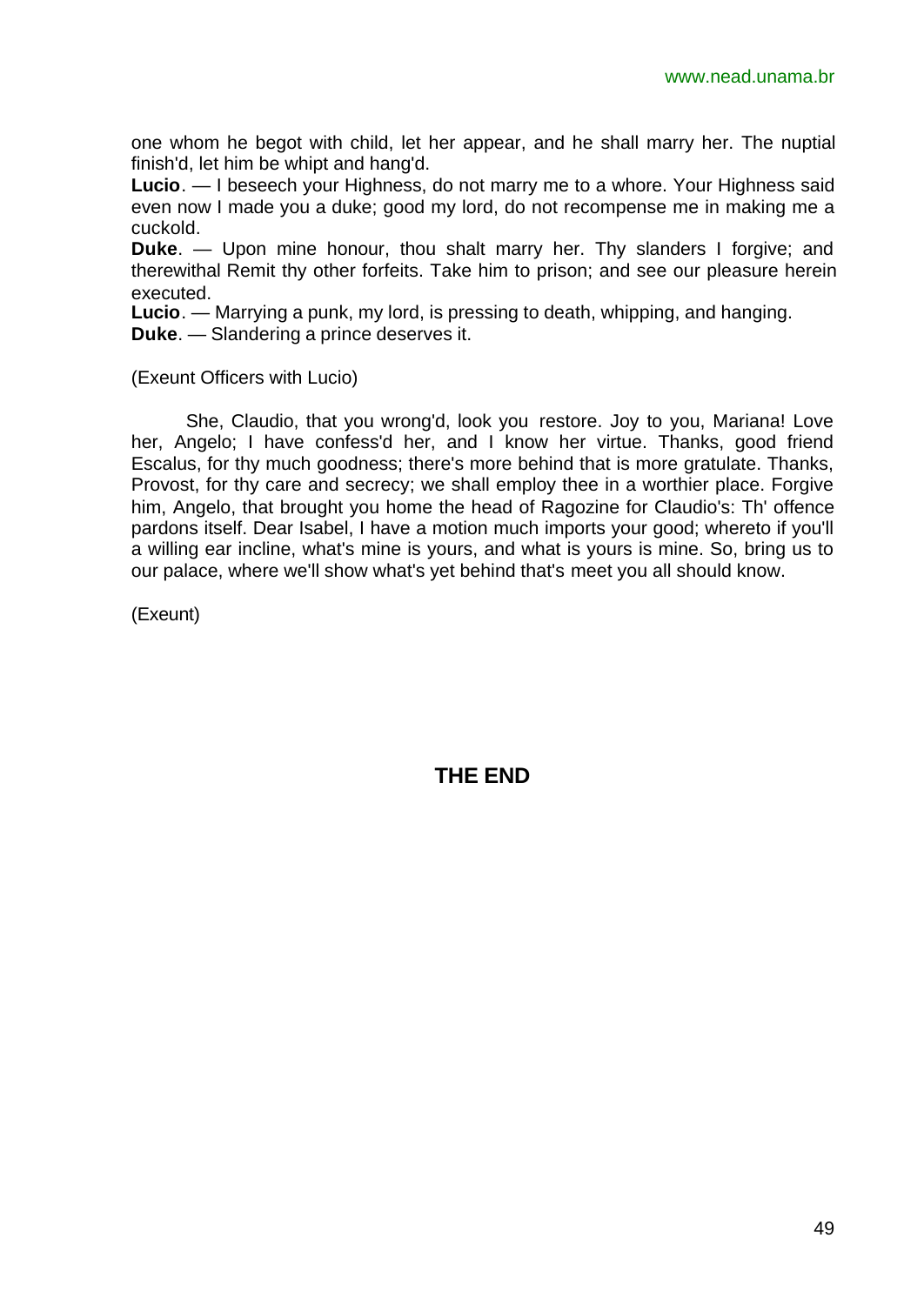one whom he begot with child, let her appear, and he shall marry her. The nuptial finish'd, let him be whipt and hang'd.

**Lucio**. — I beseech your Highness, do not marry me to a whore. Your Highness said even now I made you a duke; good my lord, do not recompense me in making me a cuckold.

**Duke**. — Upon mine honour, thou shalt marry her. Thy slanders I forgive; and therewithal Remit thy other forfeits. Take him to prison; and see our pleasure herein executed.

**Lucio**. — Marrying a punk, my lord, is pressing to death, whipping, and hanging.

**Duke**. — Slandering a prince deserves it.

(Exeunt Officers with Lucio)

She, Claudio, that you wrong'd, look you restore. Joy to you, Mariana! Love her, Angelo; I have confess'd her, and I know her virtue. Thanks, good friend Escalus, for thy much goodness; there's more behind that is more gratulate. Thanks, Provost, for thy care and secrecy; we shall employ thee in a worthier place. Forgive him, Angelo, that brought you home the head of Ragozine for Claudio's: Th' offence pardons itself. Dear Isabel, I have a motion much imports your good; whereto if you'll a willing ear incline, what's mine is yours, and what is yours is mine. So, bring us to our palace, where we'll show what's yet behind that's meet you all should know.

(Exeunt)

## THE END